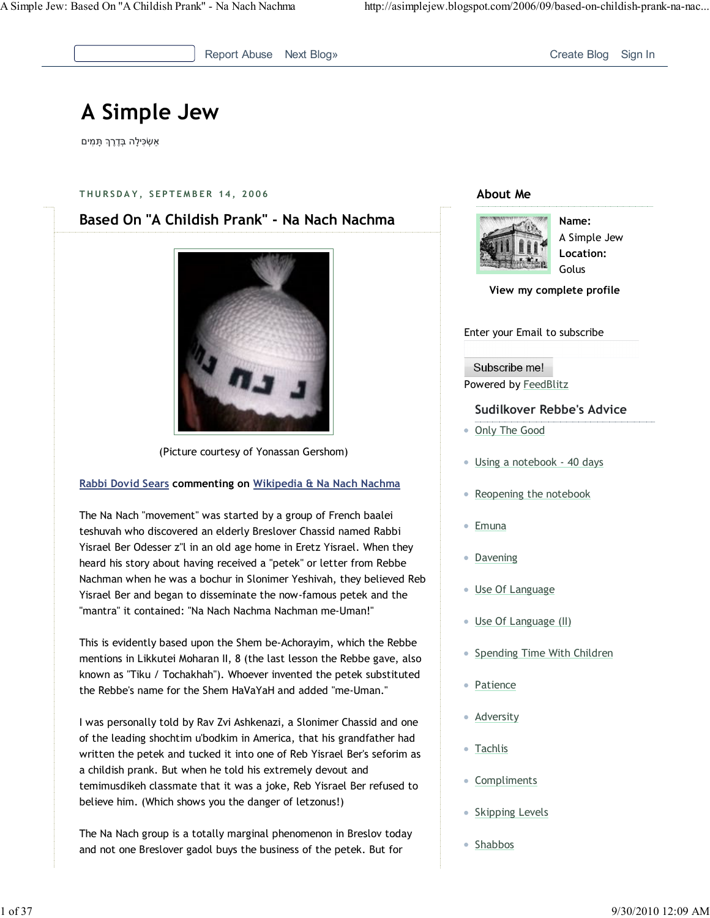Report Abuse Next Blog» Create Blog Sign In

# A Simple Jew

אַשְׂכִּילָה בְּדֶרֶךְ תָּמִים

THURSDAY, SEPTEMBER 14, 2006

## Based On "A Childish Prank" - Na Nach Nachma

(Picture courtesy of Yonassan Gershom)

**Rabbi Dovid Sears commenting on Wikipedia & Na Nach Nachma**

The Na Nach "movement" was started by a group of French baalei teshuvah who discovered an elderly Breslover Chassid named Rabbi Yisrael Ber Odesser z"l in an old age home in Eretz Yisrael. When they heard his story about having received a "petek" or letter from Rebbe Nachman when he was a bochur in Slonimer Yeshivah, they believed Reb Yisrael Ber and began to disseminate the now-famous petek and the "mantra" it contained: "Na Nach Nachma Nachman me-Uman!"

This is evidently based upon the Shem be-Achorayim, which the Rebbe mentions in Likkutei Moharan II, 8 (the last lesson the Rebbe gave, also known as "Tiku / Tochakhah"). Whoever invented the petek substituted the Rebbe's name for the Shem HaVaYaH and added "me-Uman."

I was personally told by Rav Zvi Ashkenazi, a Slonimer Chassid and one of the leading shochtim u'bodkim in America, that his grandfather had written the petek and tucked it into one of Reb Yisrael Ber's seforim as a childish prank. But when he told his extremely devout and temimusdikeh classmate that it was a joke, Reb Yisrael Ber refused to believe him. (Which shows you the danger of letzonus!)

The Na Nach group is a totally marginal phenomenon in Breslov today and not one Breslover gadol buys the business of the petek. But for

### About Me

**Name:**
A Simple Jew
**Location:**
Golus

View my complete profile

Enter your Email to subscribe

Subscribe me!

Powered by FeedBlitz

### Sudilkover Rebbe's Advice

- Only The Good
- Using a notebook - 40 days
- Reopening the notebook
- Emuna
- Davening
- Use Of Language
- Use Of Language (II)
- Spending Time With Children
- Patience
- Adversity
- Tachlis
- Compliments
- Skipping Levels
- Shabbos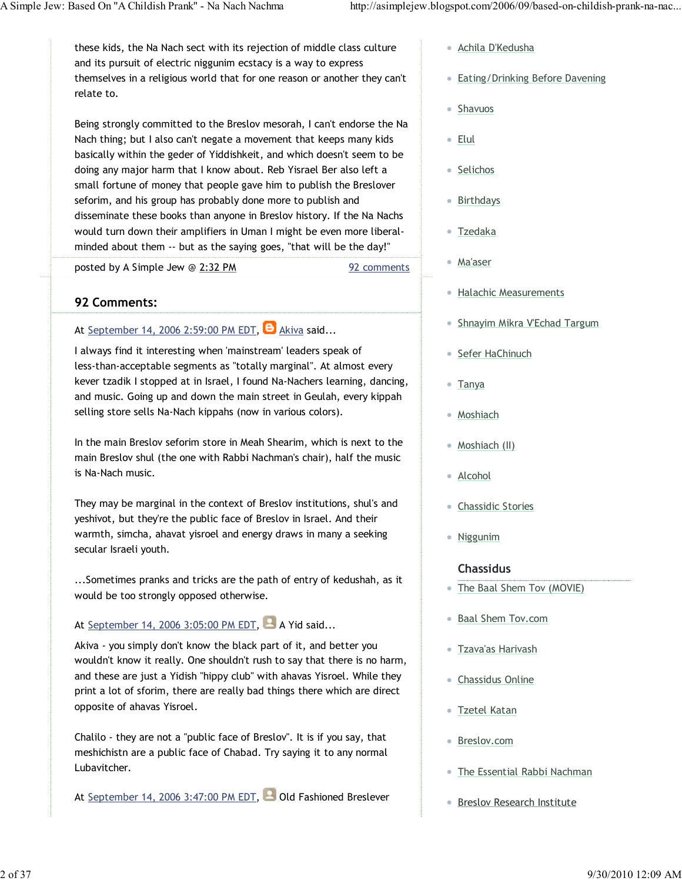these kids, the Na Nach sect with its rejection of middle class culture and its pursuit of electric niggunim ecstacy is a way to express themselves in a religious world that for one reason or another they can't relate to.

Being strongly committed to the Breslov mesorah, I can't endorse the Na Nach thing; but I also can't negate a movement that keeps many kids basically within the geder of Yiddishkeit, and which doesn't seem to be doing any major harm that I know about. Reb Yisrael Ber also left a small fortune of money that people gave him to publish the Breslover seforim, and his group has probably done more to publish and disseminate these books than anyone in Breslov history. If the Na Nachs would turn down their amplifiers in Uman I might be even more liberal-minded about them -- but as the saying goes, "that will be the day!"

posted by A Simple Jew @ 2:32 PM    92 comments

## 92 Comments:

At September 14, 2006 2:59:00 PM EDT, Akiva said...

I always find it interesting when 'mainstream' leaders speak of less-than-acceptable segments as "totally marginal". At almost every kever tzadik I stopped at in Israel, I found Na-Nachers learning, dancing, and music. Going up and down the main street in Geulah, every kippah selling store sells Na-Nach kippahs (now in various colors).

In the main Breslov seforim store in Meah Shearim, which is next to the main Breslov shul (the one with Rabbi Nachman's chair), half the music is Na-Nach music.

They may be marginal in the context of Breslov institutions, shul's and yeshivot, but they're the public face of Breslov in Israel. And their warmth, simcha, ahavat yisroel and energy draws in many a seeking secular Israeli youth.

...Sometimes pranks and tricks are the path of entry of kedushah, as it would be too strongly opposed otherwise.

At September 14, 2006 3:05:00 PM EDT, A Yid said...

Akiva - you simply don't know the black part of it, and better you wouldn't know it really. One shouldn't rush to say that there is no harm, and these are just a Yidish "hippy club" with ahavas Yisroel. While they print a lot of sforim, there are really bad things there which are direct opposite of ahavas Yisroel.

Chalilo - they are not a "public face of Breslov". It is if you say, that meshichistn are a public face of Chabad. Try saying it to any normal Lubavitcher.

At September 14, 2006 3:47:00 PM EDT, Old Fashioned Breslever

- Achila D'Kedusha
- Eating/Drinking Before Davening
- Shavuos
- Elul
- Selichos
- Birthdays
- Tzedaka
- Ma'aser
- Halachic Measurements
- Shnayim Mikra V'Echad Targum
- Sefer HaChinuch
- Tanya
- Moshiach
- Moshiach (II)
- Alcohol
- Chassidic Stories
- Niggunim

### Chassidus

- The Baal Shem Tov (MOVIE)
- Baal Shem Tov.com
- Tzava'as Harivash
- Chassidus Online
- Tzetel Katan
- Breslov.com
- The Essential Rabbi Nachman
- Breslov Research Institute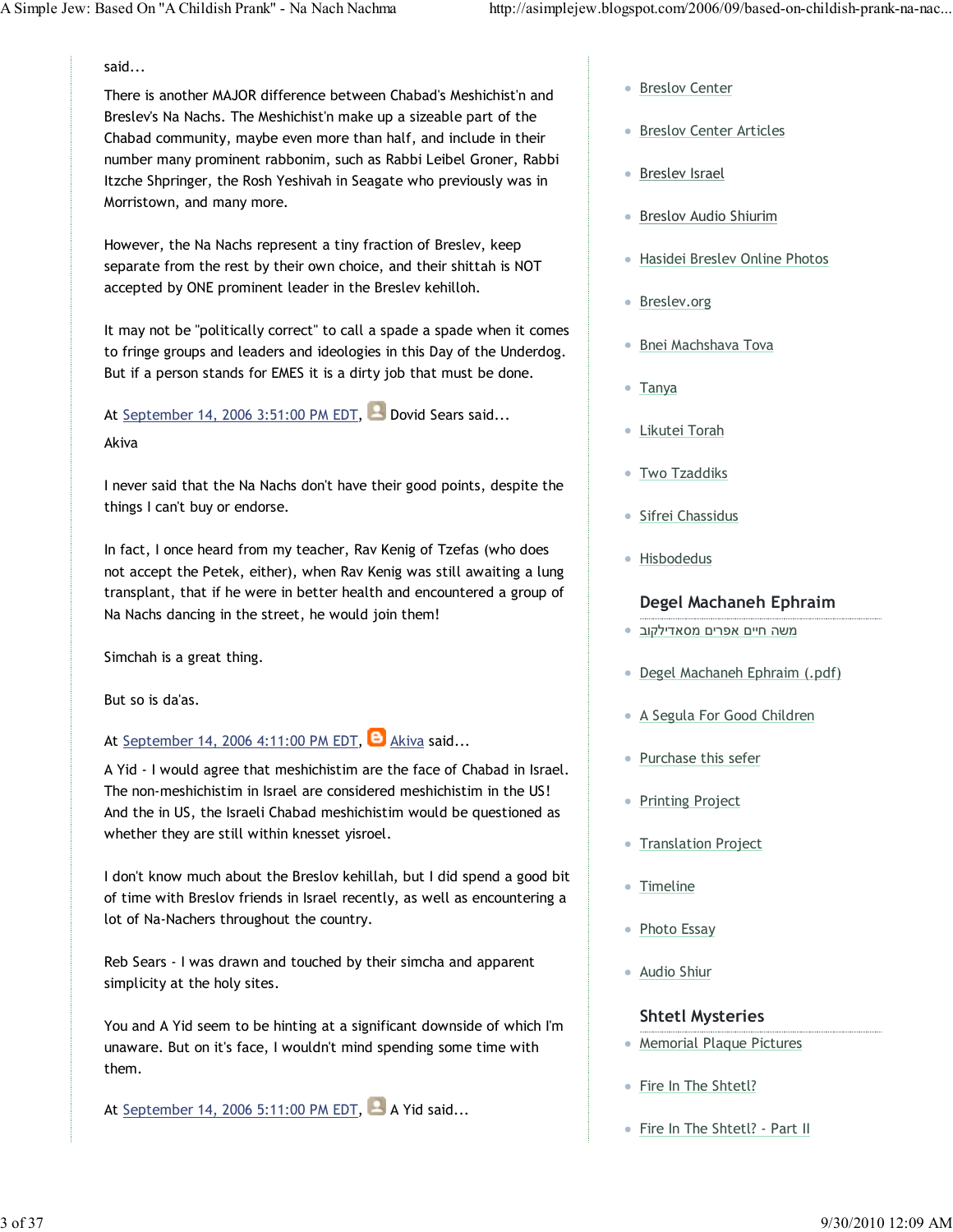said...

There is another MAJOR difference between Chabad's Meshichist'n and Breslev's Na Nachs. The Meshichist'n make up a sizeable part of the Chabad community, maybe even more than half, and include in their number many prominent rabbonim, such as Rabbi Leibel Groner, Rabbi Itzche Shpringer, the Rosh Yeshivah in Seagate who previously was in Morristown, and many more.

However, the Na Nachs represent a tiny fraction of Breslev, keep separate from the rest by their own choice, and their shittah is NOT accepted by ONE prominent leader in the Breslev kehilloh.

It may not be "politically correct" to call a spade a spade when it comes to fringe groups and leaders and ideologies in this Day of the Underdog. But if a person stands for EMES it is a dirty job that must be done.

At September 14, 2006 3:51:00 PM EDT, Dovid Sears said...

Akiva

I never said that the Na Nachs don't have their good points, despite the things I can't buy or endorse.

In fact, I once heard from my teacher, Rav Kenig of Tzefas (who does not accept the Petek, either), when Rav Kenig was still awaiting a lung transplant, that if he were in better health and encountered a group of Na Nachs dancing in the street, he would join them!

Simchah is a great thing.

But so is da'as.

At September 14, 2006 4:11:00 PM EDT, Akiva said...

A Yid - I would agree that meshichistim are the face of Chabad in Israel. The non-meshichistim in Israel are considered meshichistim in the US! And the in US, the Israeli Chabad meshichistim would be questioned as whether they are still within knesset yisroel.

I don't know much about the Breslov kehillah, but I did spend a good bit of time with Breslov friends in Israel recently, as well as encountering a lot of Na-Nachers throughout the country.

Reb Sears - I was drawn and touched by their simcha and apparent simplicity at the holy sites.

You and A Yid seem to be hinting at a significant downside of which I'm unaware. But on it's face, I wouldn't mind spending some time with them.

At September 14, 2006 5:11:00 PM EDT, A Yid said...

- Breslov Center
- Breslov Center Articles
- Breslev Israel
- Breslov Audio Shiurim
- Hasidei Breslev Online Photos
- Breslev.org
- Bnei Machshava Tova
- Tanya
- Likutei Torah
- Two Tzaddiks
- Sifrei Chassidus
- Hisbodedus

## Degel Machaneh Ephraim

- משה חיים אפרים מסאדילקוב
- Degel Machaneh Ephraim (.pdf)
- A Segula For Good Children
- Purchase this sefer
- Printing Project
- Translation Project
- Timeline
- Photo Essay
- Audio Shiur

## Shtetl Mysteries

- Memorial Plaque Pictures
- Fire In The Shtetl?
- Fire In The Shtetl? - Part II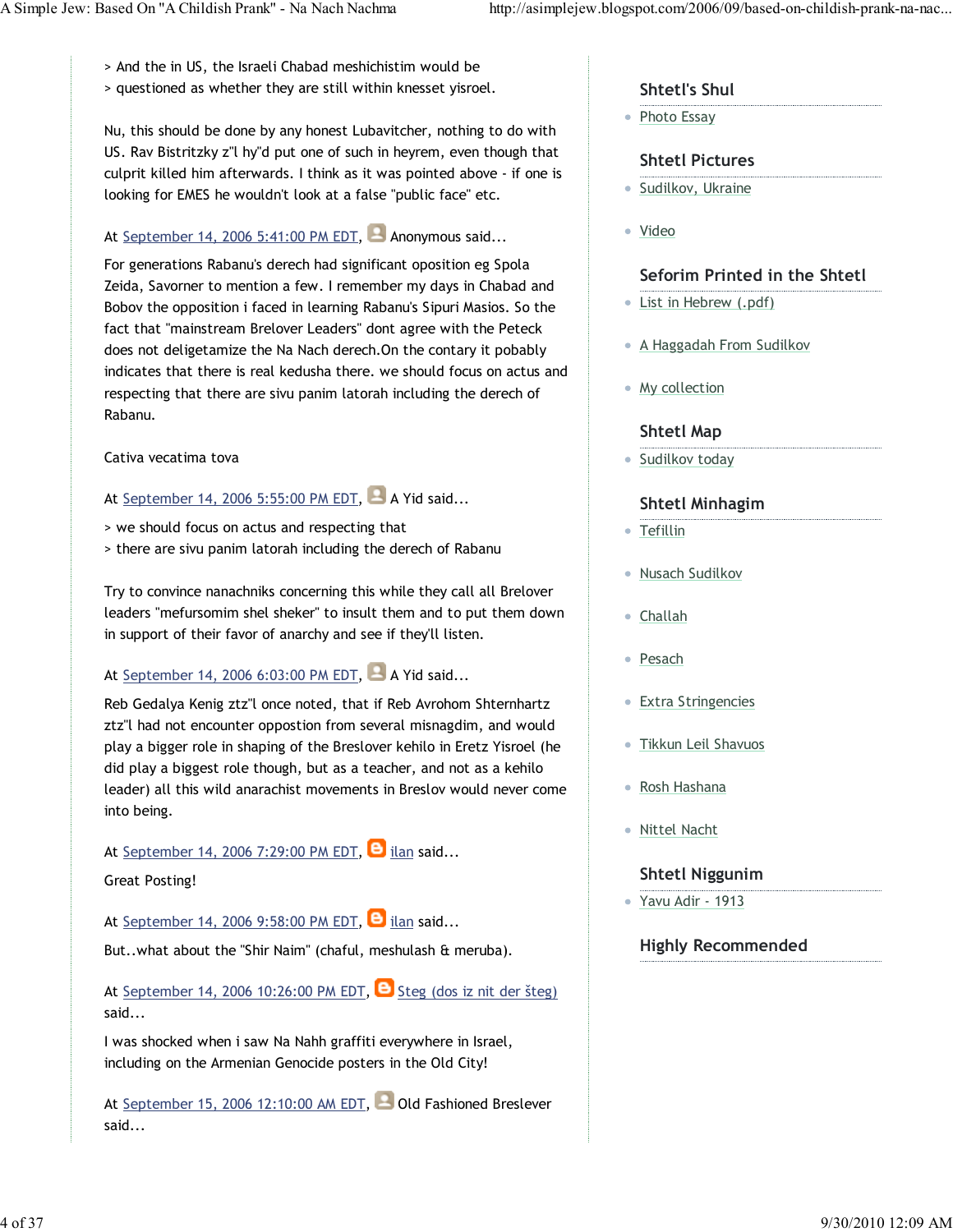> And the in US, the Israeli Chabad meshichistim would be
> questioned as whether they are still within knesset yisroel.

Nu, this should be done by any honest Lubavitcher, nothing to do with US. Rav Bistritzky z"l hy"d put one of such in heyrem, even though that culprit killed him afterwards. I think as it was pointed above - if one is looking for EMES he wouldn't look at a false "public face" etc.

At September 14, 2006 5:41:00 PM EDT, Anonymous said...

For generations Rabanu's derech had significant oposition eg Spola Zeida, Savorner to mention a few. I remember my days in Chabad and Bobov the opposition i faced in learning Rabanu's Sipuri Masios. So the fact that "mainstream Brelover Leaders" dont agree with the Peteck does not deligetamize the Na Nach derech.On the contary it pobably indicates that there is real kedusha there. we should focus on actus and respecting that there are sivu panim latorah including the derech of Rabanu.

Cativa vecatima tova

At September 14, 2006 5:55:00 PM EDT, A Yid said...

> we should focus on actus and respecting that
> there are sivu panim latorah including the derech of Rabanu

Try to convince nanachniks concerning this while they call all Brelover leaders "mefursomim shel sheker" to insult them and to put them down in support of their favor of anarchy and see if they'll listen.

At September 14, 2006 6:03:00 PM EDT, A Yid said...

Reb Gedalya Kenig ztz"l once noted, that if Reb Avrohom Shternhartz ztz"l had not encounter oppostion from several misnagdim, and would play a bigger role in shaping of the Breslover kehilo in Eretz Yisroel (he did play a biggest role though, but as a teacher, and not as a kehilo leader) all this wild anarachist movements in Breslov would never come into being.

At September 14, 2006 7:29:00 PM EDT, ilan said...

Great Posting!

At September 14, 2006 9:58:00 PM EDT, ilan said...

But..what about the "Shir Naim" (chaful, meshulash & meruba).

At September 14, 2006 10:26:00 PM EDT, Steg (dos iz nit der šteg) said...

I was shocked when i saw Na Nahh graffiti everywhere in Israel, including on the Armenian Genocide posters in the Old City!

At September 15, 2006 12:10:00 AM EDT, Old Fashioned Breslever said...

### Shtetl's Shul

- Photo Essay

### Shtetl Pictures

- Sudilkov, Ukraine
- Video

### Seforim Printed in the Shtetl

- List in Hebrew (.pdf)
- A Haggadah From Sudilkov
- My collection

### Shtetl Map

- Sudilkov today

### Shtetl Minhagim

- Tefillin
- Nusach Sudilkov
- Challah
- Pesach
- Extra Stringencies
- Tikkun Leil Shavuos
- Rosh Hashana
- Nittel Nacht

### Shtetl Niggunim

- Yavu Adir - 1913

### Highly Recommended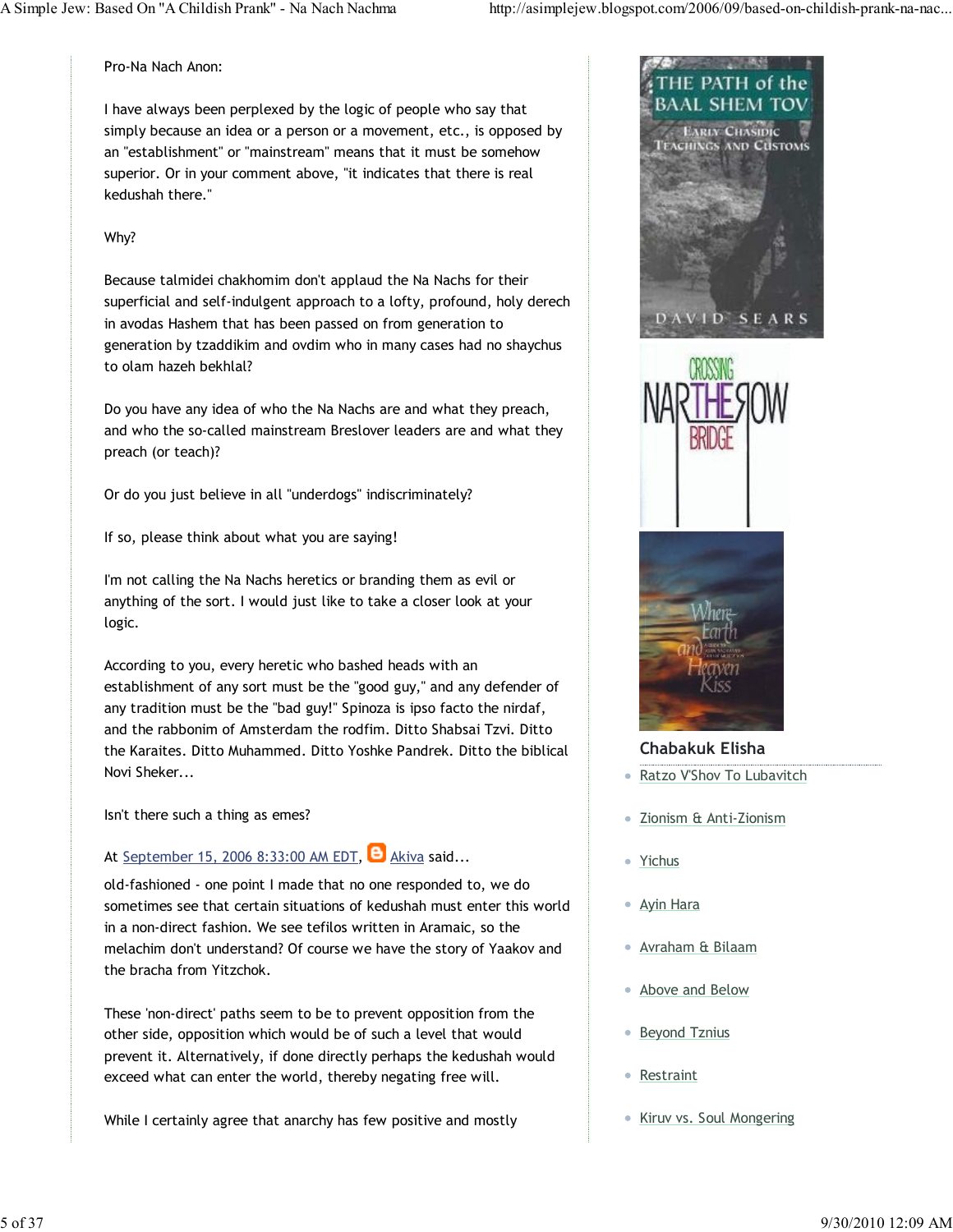Pro-Na Nach Anon:

I have always been perplexed by the logic of people who say that simply because an idea or a person or a movement, etc., is opposed by an "establishment" or "mainstream" means that it must be somehow superior. Or in your comment above, "it indicates that there is real kedushah there."

Why?

Because talmidei chakhomim don't applaud the Na Nachs for their superficial and self-indulgent approach to a lofty, profound, holy derech in avodas Hashem that has been passed on from generation to generation by tzaddikim and ovdim who in many cases had no shaychus to olam hazeh bekhlal?

Do you have any idea of who the Na Nachs are and what they preach, and who the so-called mainstream Breslover leaders are and what they preach (or teach)?

Or do you just believe in all "underdogs" indiscriminately?

If so, please think about what you are saying!

I'm not calling the Na Nachs heretics or branding them as evil or anything of the sort. I would just like to take a closer look at your logic.

According to you, every heretic who bashed heads with an establishment of any sort must be the "good guy," and any defender of any tradition must be the "bad guy!" Spinoza is ipso facto the nirdaf, and the rabbonim of Amsterdam the rodfim. Ditto Shabsai Tzvi. Ditto the Karaites. Ditto Muhammed. Ditto Yoshke Pandrek. Ditto the biblical Novi Sheker...

Isn't there such a thing as emes?

At September 15, 2006 8:33:00 AM EDT, Akiva said...

old-fashioned - one point I made that no one responded to, we do sometimes see that certain situations of kedushah must enter this world in a non-direct fashion. We see tefilos written in Aramaic, so the melachim don't understand? Of course we have the story of Yaakov and the bracha from Yitzchok.

These 'non-direct' paths seem to be to prevent opposition from the other side, opposition which would be of such a level that would prevent it. Alternatively, if done directly perhaps the kedushah would exceed what can enter the world, thereby negating free will.

While I certainly agree that anarchy has few positive and mostly

THE PATH of the BAAL SHEM TOV

EARLY CHASIDIC TEACHINGS AND CUSTOMS

DAVID SEARS

CROSSING THE NARROW BRIDGE

Where Earth and Heaven Kiss

## Chabakuk Elisha

- Ratzo V'Shov To Lubavitch
- Zionism & Anti-Zionism
- Yichus
- Ayin Hara
- Avraham & Bilaam
- Above and Below
- Beyond Tznius
- Restraint
- Kiruv vs. Soul Mongering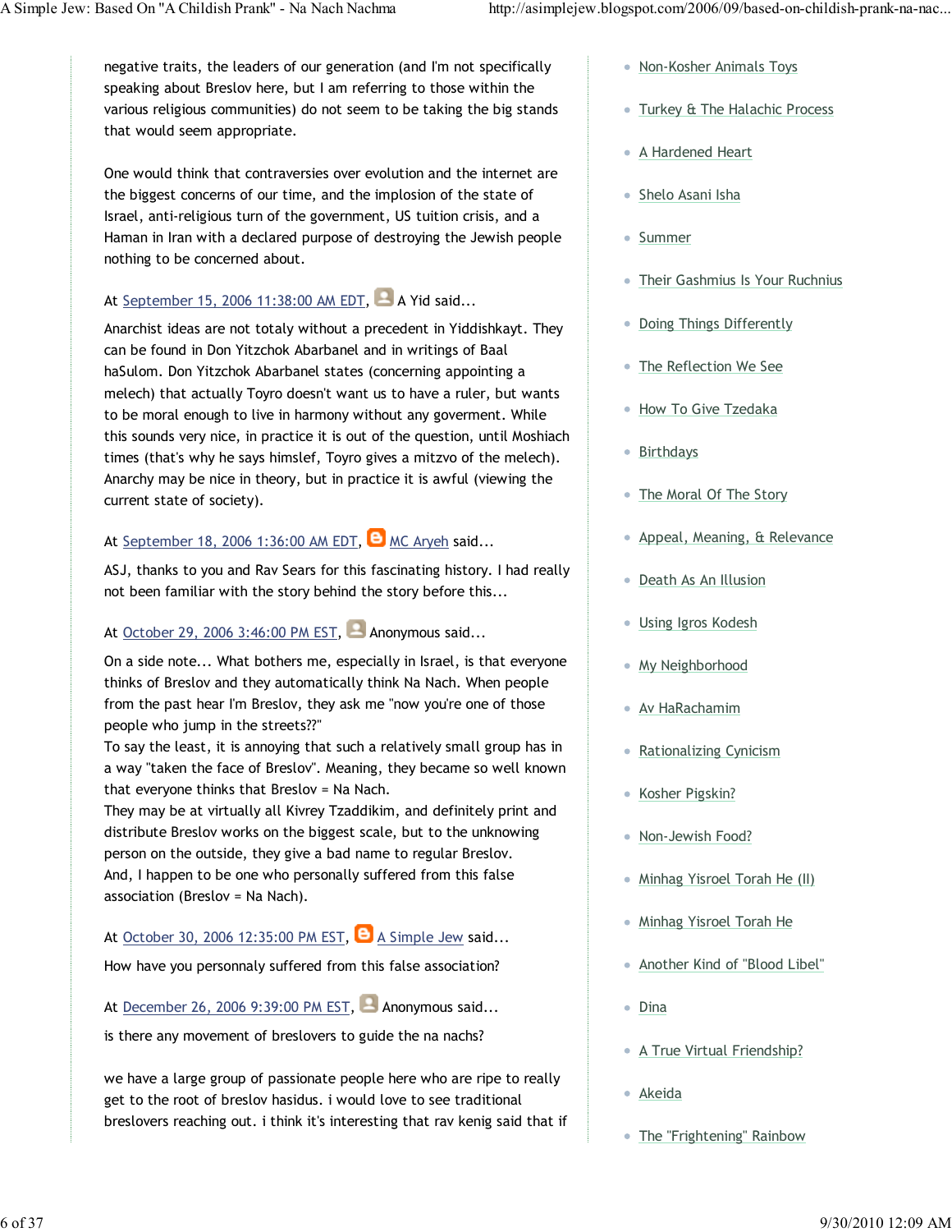negative traits, the leaders of our generation (and I'm not specifically speaking about Breslov here, but I am referring to those within the various religious communities) do not seem to be taking the big stands that would seem appropriate.

One would think that contraversies over evolution and the internet are the biggest concerns of our time, and the implosion of the state of Israel, anti-religious turn of the government, US tuition crisis, and a Haman in Iran with a declared purpose of destroying the Jewish people nothing to be concerned about.

At September 15, 2006 11:38:00 AM EDT, A Yid said...

Anarchist ideas are not totaly without a precedent in Yiddishkayt. They can be found in Don Yitzchok Abarbanel and in writings of Baal haSulom. Don Yitzchok Abarbanel states (concerning appointing a melech) that actually Toyro doesn't want us to have a ruler, but wants to be moral enough to live in harmony without any goverment. While this sounds very nice, in practice it is out of the question, until Moshiach times (that's why he says himslef, Toyro gives a mitzvo of the melech). Anarchy may be nice in theory, but in practice it is awful (viewing the current state of society).

At September 18, 2006 1:36:00 AM EDT, MC Aryeh said...

ASJ, thanks to you and Rav Sears for this fascinating history. I had really not been familiar with the story behind the story before this...

At October 29, 2006 3:46:00 PM EST, Anonymous said...

On a side note... What bothers me, especially in Israel, is that everyone thinks of Breslov and they automatically think Na Nach. When people from the past hear I'm Breslov, they ask me "now you're one of those people who jump in the streets??"
To say the least, it is annoying that such a relatively small group has in a way "taken the face of Breslov". Meaning, they became so well known that everyone thinks that Breslov = Na Nach.
They may be at virtually all Kivrey Tzaddikim, and definitely print and distribute Breslov works on the biggest scale, but to the unknowing person on the outside, they give a bad name to regular Breslov.
And, I happen to be one who personally suffered from this false association (Breslov = Na Nach).

At October 30, 2006 12:35:00 PM EST, A Simple Jew said...

How have you personnaly suffered from this false association?

At December 26, 2006 9:39:00 PM EST, Anonymous said...

is there any movement of breslovers to guide the na nachs?

we have a large group of passionate people here who are ripe to really get to the root of breslov hasidus. i would love to see traditional breslovers reaching out. i think it's interesting that rav kenig said that if

- Non-Kosher Animals Toys
- Turkey & The Halachic Process
- A Hardened Heart
- Shelo Asani Isha
- Summer
- Their Gashmius Is Your Ruchnius
- Doing Things Differently
- The Reflection We See
- How To Give Tzedaka
- Birthdays
- The Moral Of The Story
- Appeal, Meaning, & Relevance
- Death As An Illusion
- Using Igros Kodesh
- My Neighborhood
- Av HaRachamim
- Rationalizing Cynicism
- Kosher Pigskin?
- Non-Jewish Food?
- Minhag Yisroel Torah He (II)
- Minhag Yisroel Torah He
- Another Kind of "Blood Libel"
- Dina
- A True Virtual Friendship?
- Akeida
- The "Frightening" Rainbow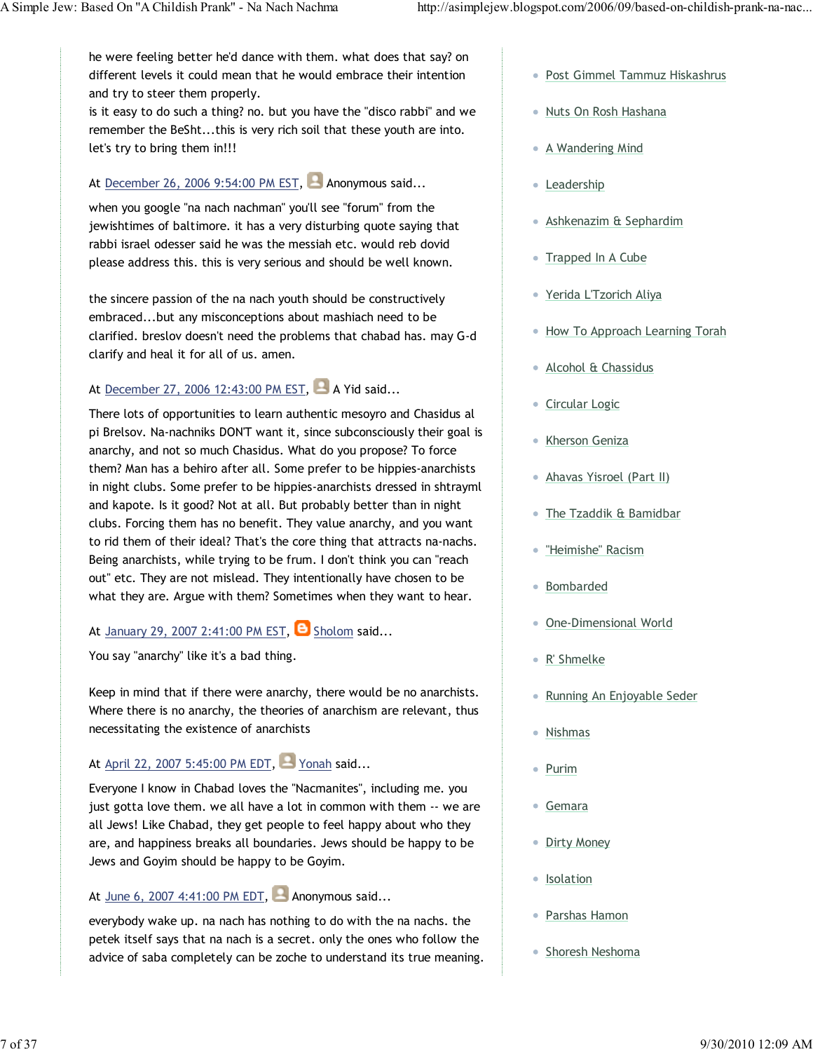he were feeling better he'd dance with them. what does that say? on different levels it could mean that he would embrace their intention and try to steer them properly.
is it easy to do such a thing? no. but you have the "disco rabbi" and we remember the BeSht...this is very rich soil that these youth are into. let's try to bring them in!!!

At December 26, 2006 9:54:00 PM EST, Anonymous said...

when you google "na nach nachman" you'll see "forum" from the jewishtimes of baltimore. it has a very disturbing quote saying that rabbi israel odesser said he was the messiah etc. would reb dovid please address this. this is very serious and should be well known.

the sincere passion of the na nach youth should be constructively embraced...but any misconceptions about mashiach need to be clarified. breslov doesn't need the problems that chabad has. may G-d clarify and heal it for all of us. amen.

At December 27, 2006 12:43:00 PM EST, A Yid said...

There lots of opportunities to learn authentic mesoyro and Chasidus al pi Brelsov. Na-nachniks DON'T want it, since subconsciously their goal is anarchy, and not so much Chasidus. What do you propose? To force them? Man has a behiro after all. Some prefer to be hippies-anarchists in night clubs. Some prefer to be hippies-anarchists dressed in shtrayml and kapote. Is it good? Not at all. But probably better than in night clubs. Forcing them has no benefit. They value anarchy, and you want to rid them of their ideal? That's the core thing that attracts na-nachs. Being anarchists, while trying to be frum. I don't think you can "reach out" etc. They are not mislead. They intentionally have chosen to be what they are. Argue with them? Sometimes when they want to hear.

At January 29, 2007 2:41:00 PM EST, Sholom said...

You say "anarchy" like it's a bad thing.

Keep in mind that if there were anarchy, there would be no anarchists. Where there is no anarchy, the theories of anarchism are relevant, thus necessitating the existence of anarchists

At April 22, 2007 5:45:00 PM EDT, Yonah said...

Everyone I know in Chabad loves the "Nacmanites", including me. you just gotta love them. we all have a lot in common with them -- we are all Jews! Like Chabad, they get people to feel happy about who they are, and happiness breaks all boundaries. Jews should be happy to be Jews and Goyim should be happy to be Goyim.

At June 6, 2007 4:41:00 PM EDT, Anonymous said...

everybody wake up. na nach has nothing to do with the na nachs. the petek itself says that na nach is a secret. only the ones who follow the advice of saba completely can be zoche to understand its true meaning.

- Post Gimmel Tammuz Hiskashrus
- Nuts On Rosh Hashana
- A Wandering Mind
- Leadership
- Ashkenazim & Sephardim
- Trapped In A Cube
- Yerida L'Tzorich Aliya
- How To Approach Learning Torah
- Alcohol & Chassidus
- Circular Logic
- Kherson Geniza
- Ahavas Yisroel (Part II)
- The Tzaddik & Bamidbar
- "Heimishe" Racism
- Bombarded
- One-Dimensional World
- R' Shmelke
- Running An Enjoyable Seder
- Nishmas
- Purim
- Gemara
- Dirty Money
- Isolation
- Parshas Hamon
- Shoresh Neshoma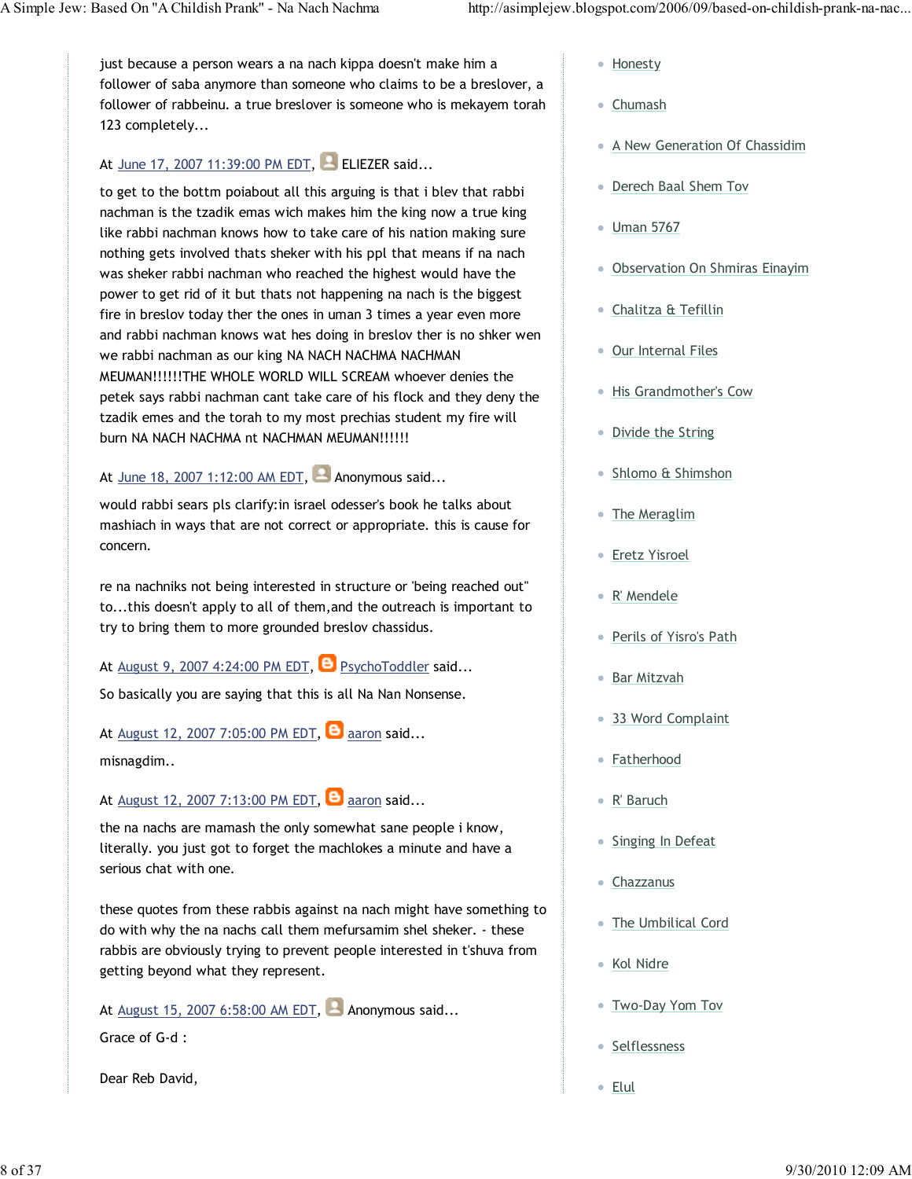just because a person wears a na nach kippa doesn't make him a follower of saba anymore than someone who claims to be a breslover, a follower of rabbeinu. a true breslover is someone who is mekayem torah 123 completely...

At June 17, 2007 11:39:00 PM EDT, ELIEZER said...

to get to the bottm poiabout all this arguing is that i blev that rabbi nachman is the tzadik emas wich makes him the king now a true king like rabbi nachman knows how to take care of his nation making sure nothing gets involved thats sheker with his ppl that means if na nach was sheker rabbi nachman who reached the highest would have the power to get rid of it but thats not happening na nach is the biggest fire in breslov today ther the ones in uman 3 times a year even more and rabbi nachman knows wat hes doing in breslov ther is no shker wen we rabbi nachman as our king NA NACH NACHMA NACHMAN MEUMAN!!!!!!THE WHOLE WORLD WILL SCREAM whoever denies the petek says rabbi nachman cant take care of his flock and they deny the tzadik emes and the torah to my most prechias student my fire will burn NA NACH NACHMA nt NACHMAN MEUMAN!!!!!!

At June 18, 2007 1:12:00 AM EDT, Anonymous said...

would rabbi sears pls clarify:in israel odesser's book he talks about mashiach in ways that are not correct or appropriate. this is cause for concern.

re na nachniks not being interested in structure or 'being reached out" to...this doesn't apply to all of them,and the outreach is important to try to bring them to more grounded breslov chassidus.

At August 9, 2007 4:24:00 PM EDT, PsychoToddler said...

So basically you are saying that this is all Na Nan Nonsense.

At August 12, 2007 7:05:00 PM EDT, aaron said...

misnagdim..

At August 12, 2007 7:13:00 PM EDT, aaron said...

the na nachs are mamash the only somewhat sane people i know, literally. you just got to forget the machlokes a minute and have a serious chat with one.

these quotes from these rabbis against na nach might have something to do with why the na nachs call them mefursamim shel sheker. - these rabbis are obviously trying to prevent people interested in t'shuva from getting beyond what they represent.

At August 15, 2007 6:58:00 AM EDT, Anonymous said...

Grace of G-d :

Dear Reb David,

- Honesty
- Chumash
- A New Generation Of Chassidim
- Derech Baal Shem Tov
- Uman 5767
- Observation On Shmiras Einayim
- Chalitza & Tefillin
- Our Internal Files
- His Grandmother's Cow
- Divide the String
- Shlomo & Shimshon
- The Meraglim
- Eretz Yisroel
- R' Mendele
- Perils of Yisro's Path
- Bar Mitzvah
- 33 Word Complaint
- Fatherhood
- R' Baruch
- Singing In Defeat
- Chazzanus
- The Umbilical Cord
- Kol Nidre
- Two-Day Yom Tov
- Selflessness
- Elul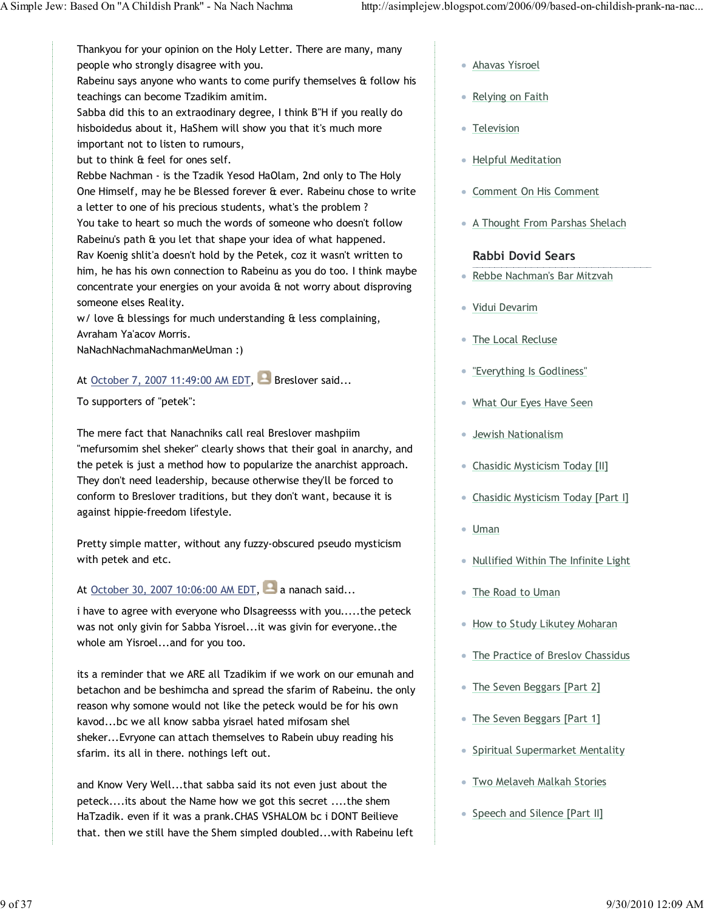Thankyou for your opinion on the Holy Letter. There are many, many people who strongly disagree with you.
Rabeinu says anyone who wants to come purify themselves & follow his teachings can become Tzadikim amitim.
Sabba did this to an extraodinary degree, I think B"H if you really do hisboidedus about it, HaShem will show you that it's much more important not to listen to rumours,
but to think & feel for ones self.
Rebbe Nachman - is the Tzadik Yesod HaOlam, 2nd only to The Holy One Himself, may he be Blessed forever & ever. Rabeinu chose to write a letter to one of his precious students, what's the problem ?
You take to heart so much the words of someone who doesn't follow Rabeinu's path & you let that shape your idea of what happened.
Rav Koenig shlit'a doesn't hold by the Petek, coz it wasn't written to him, he has his own connection to Rabeinu as you do too. I think maybe concentrate your energies on your avoida & not worry about disproving someone elses Reality.
w/ love & blessings for much understanding & less complaining,
Avraham Ya'acov Morris.
NaNachNachmaNachmanMeUman :)

At October 7, 2007 11:49:00 AM EDT, Breslover said...

To supporters of "petek":

The mere fact that Nanachniks call real Breslover mashpiim "mefursomim shel sheker" clearly shows that their goal in anarchy, and the petek is just a method how to popularize the anarchist approach. They don't need leadership, because otherwise they'll be forced to conform to Breslover traditions, but they don't want, because it is against hippie-freedom lifestyle.

Pretty simple matter, without any fuzzy-obscured pseudo mysticism with petek and etc.

At October 30, 2007 10:06:00 AM EDT, a nanach said...

i have to agree with everyone who DIsagreesss with you.....the peteck was not only givin for Sabba Yisroel...it was givin for everyone..the whole am Yisroel...and for you too.

its a reminder that we ARE all Tzadikim if we work on our emunah and betachon and be beshimcha and spread the sfarim of Rabeinu. the only reason why somone would not like the peteck would be for his own kavod...bc we all know sabba yisrael hated mifosam shel sheker...Evryone can attach themselves to Rabein ubuy reading his sfarim. its all in there. nothings left out.

and Know Very Well...that sabba said its not even just about the peteck....its about the Name how we got this secret ....the shem HaTzadik. even if it was a prank.CHAS VSHALOM bc i DONT Beilieve that. then we still have the Shem simpled doubled...with Rabeinu left

- Ahavas Yisroel
- Relying on Faith
- Television
- Helpful Meditation
- Comment On His Comment
- A Thought From Parshas Shelach

### Rabbi Dovid Sears

- Rebbe Nachman's Bar Mitzvah
- Vidui Devarim
- The Local Recluse
- "Everything Is Godliness"
- What Our Eyes Have Seen
- Jewish Nationalism
- Chasidic Mysticism Today [II]
- Chasidic Mysticism Today [Part I]
- Uman
- Nullified Within The Infinite Light
- The Road to Uman
- How to Study Likutey Moharan
- The Practice of Breslov Chassidus
- The Seven Beggars [Part 2]
- The Seven Beggars [Part 1]
- Spiritual Supermarket Mentality
- Two Melaveh Malkah Stories
- Speech and Silence [Part II]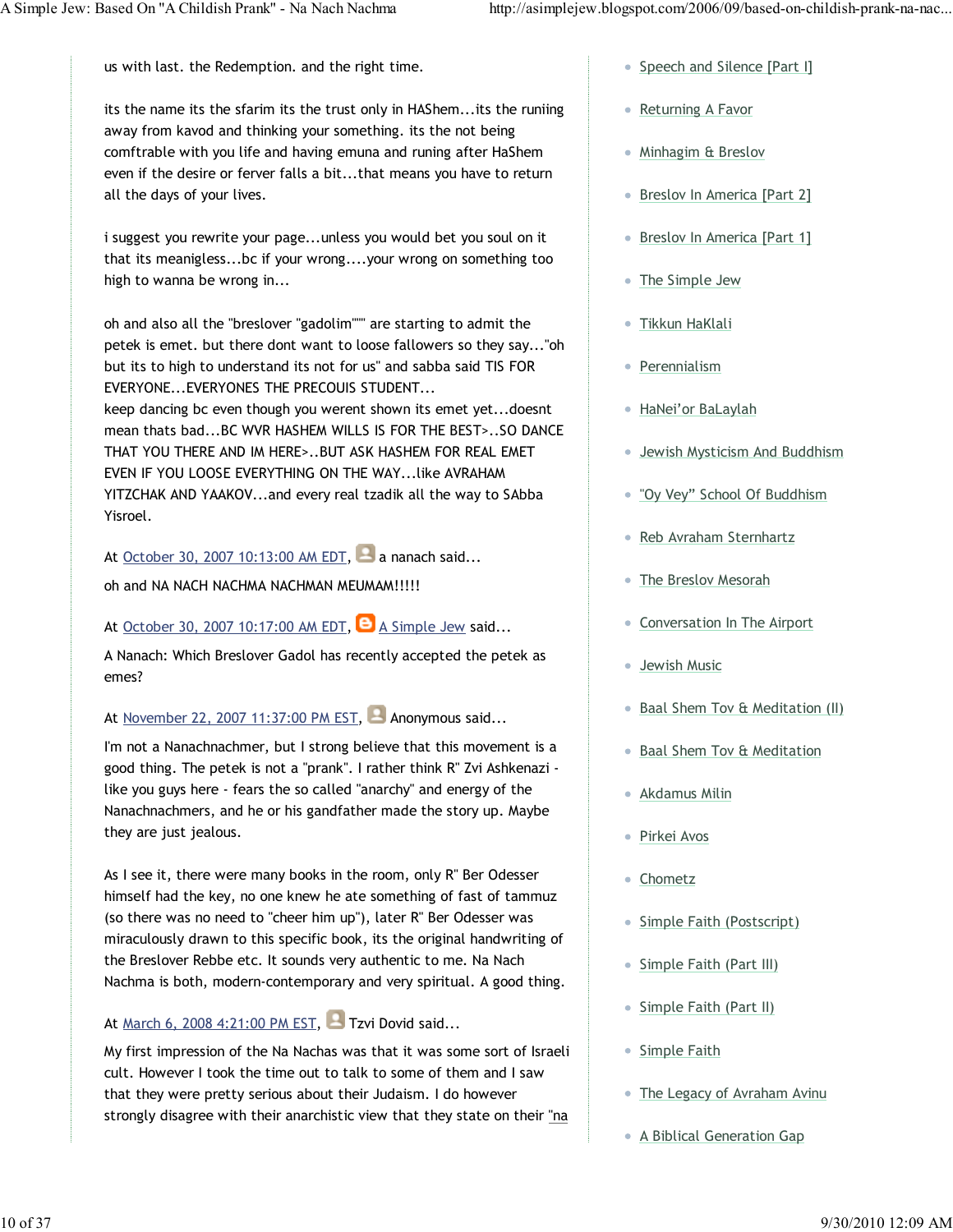us with last. the Redemption. and the right time.

its the name its the sfarim its the trust only in HAShem...its the runiing away from kavod and thinking your something. its the not being comftrable with you life and having emuna and runing after HaShem even if the desire or ferver falls a bit...that means you have to return all the days of your lives.

i suggest you rewrite your page...unless you would bet you soul on it that its meaningless...bc if your wrong....your wrong on something too high to wanna be wrong in...

oh and also all the "breslover "gadolim""" are starting to admit the petek is emet. but there dont want to loose fallowers so they say..."oh but its to high to understand its not for us" and sabba said TIS FOR EVERYONE...EVERYONES THE PRECOUIS STUDENT...
keep dancing bc even though you werent shown its emet yet...doesnt mean thats bad...BC WVR HASHEM WILLS IS FOR THE BEST>..SO DANCE THAT YOU THERE AND IM HERE>..BUT ASK HASHEM FOR REAL EMET EVEN IF YOU LOOSE EVERYTHING ON THE WAY...like AVRAHAM YITZCHAK AND YAAKOV...and every real tzadik all the way to SAbba Yisroel.

At October 30, 2007 10:13:00 AM EDT, a nanach said...

oh and NA NACH NACHMA NACHMAN MEUMAM!!!!!

At October 30, 2007 10:17:00 AM EDT, A Simple Jew said...

A Nanach: Which Breslover Gadol has recently accepted the petek as emes?

At November 22, 2007 11:37:00 PM EST, Anonymous said...

I'm not a Nanachnachmer, but I strong believe that this movement is a good thing. The petek is not a "prank". I rather think R" Zvi Ashkenazi - like you guys here - fears the so called "anarchy" and energy of the Nanachnachmers, and he or his gandfather made the story up. Maybe they are just jealous.

As I see it, there were many books in the room, only R" Ber Odesser himself had the key, no one knew he ate something of fast of tammuz (so there was no need to "cheer him up"), later R" Ber Odesser was miraculously drawn to this specific book, its the original handwriting of the Breslover Rebbe etc. It sounds very authentic to me. Na Nach Nachma is both, modern-contemporary and very spiritual. A good thing.

At March 6, 2008 4:21:00 PM EST, Tzvi Dovid said...

My first impression of the Na Nachas was that it was some sort of Israeli cult. However I took the time out to talk to some of them and I saw that they were pretty serious about their Judaism. I do however strongly disagree with their anarchistic view that they state on their "na

- Speech and Silence [Part I]
- Returning A Favor
- Minhagim & Breslov
- Breslov In America [Part 2]
- Breslov In America [Part 1]
- The Simple Jew
- Tikkun HaKlali
- Perennialism
- HaNei'or BaLaylah
- Jewish Mysticism And Buddhism
- "Oy Vey" School Of Buddhism
- Reb Avraham Sternhartz
- The Breslov Mesorah
- Conversation In The Airport
- Jewish Music
- Baal Shem Tov & Meditation (II)
- Baal Shem Tov & Meditation
- Akdamus Milin
- Pirkei Avos
- Chometz
- Simple Faith (Postscript)
- Simple Faith (Part III)
- Simple Faith (Part II)
- Simple Faith
- The Legacy of Avraham Avinu
- A Biblical Generation Gap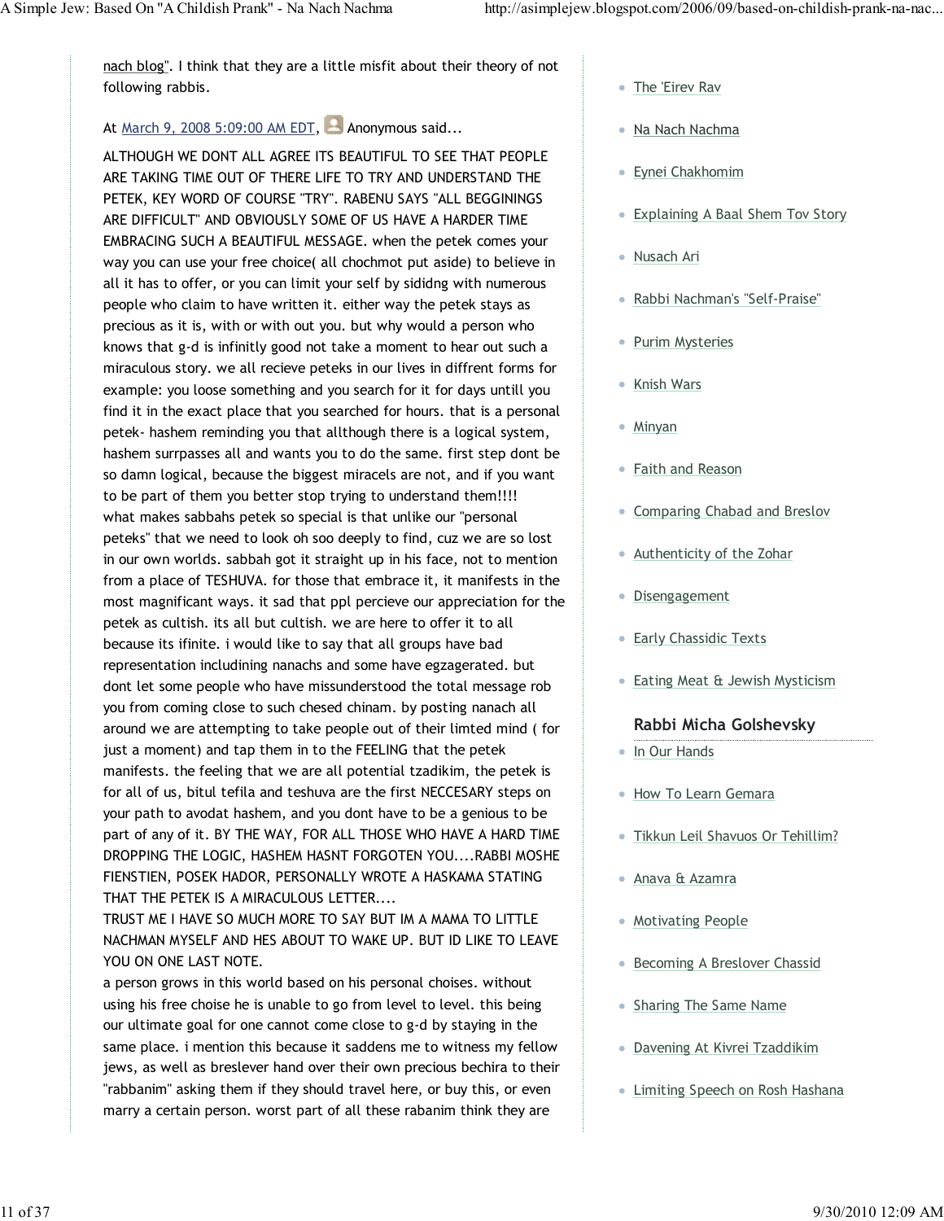nach blog". I think that they are a little misfit about their theory of not following rabbis.

At March 9, 2008 5:09:00 AM EDT, Anonymous said...

ALTHOUGH WE DONT ALL AGREE ITS BEAUTIFUL TO SEE THAT PEOPLE ARE TAKING TIME OUT OF THERE LIFE TO TRY AND UNDERSTAND THE PETEK, KEY WORD OF COURSE "TRY". RABENU SAYS "ALL BEGGININGS ARE DIFFICULT" AND OBVIOUSLY SOME OF US HAVE A HARDER TIME EMBRACING SUCH A BEAUTIFUL MESSAGE. when the petek comes your way you can use your free choice( all chochmot put aside) to believe in all it has to offer, or you can limit your self by sididng with numerous people who claim to have written it. either way the petek stays as precious as it is, with or with out you. but why would a person who knows that g-d is infinitly good not take a moment to hear out such a miraculous story. we all recieve peteks in our lives in diffrent forms for example: you loose something and you search for it for days untill you find it in the exact place that you searched for hours. that is a personal petek- hashem reminding you that allthough there is a logical system, hashem surrpasses all and wants you to do the same. first step dont be so damn logical, because the biggest miracels are not, and if you want to be part of them you better stop trying to understand them!!!! what makes sabbahs petek so special is that unlike our "personal peteks" that we need to look oh soo deeply to find, cuz we are so lost in our own worlds. sabbah got it straight up in his face, not to mention from a place of TESHUVA. for those that embrace it, it manifests in the most magnificant ways. it sad that ppl percieve our appreciation for the petek as cultish. its all but cultish. we are here to offer it to all because its ifinite. i would like to say that all groups have bad representation includining nanachs and some have egzagerated. but dont let some people who have missunderstood the total message rob you from coming close to such chesed chinam. by posting nanach all around we are attempting to take people out of their limted mind ( for just a moment) and tap them in to the FEELING that the petek manifests. the feeling that we are all potential tzadikim, the petek is for all of us, bitul tefila and teshuva are the first NECCECARY steps on your path to avodat hashem, and you dont have to be a genious to be part of any of it. BY THE WAY, FOR ALL THOSE WHO HAVE A HARD TIME DROPPING THE LOGIC, HASHEM HASNT FORGOTEN YOU....RABBI MOSHE FIENSTIEN, POSEK HADOR, PERSONALLY WROTE A HASKAMA STATING THAT THE PETEK IS A MIRACULOUS LETTER....
TRUST ME I HAVE SO MUCH MORE TO SAY BUT IM A MAMA TO LITTLE NACHMAN MYSELF AND HES ABOUT TO WAKE UP. BUT ID LIKE TO LEAVE YOU ON ONE LAST NOTE.
a person grows in this world based on his personal choises. without using his free choise he is unable to go from level to level. this being our ultimate goal for one cannot come close to g-d by staying in the same place. i mention this because it saddens me to witness my fellow jews, as well as breslever hand over their own precious bechira to their "rabbanim" asking them if they should travel here, or buy this, or even marry a certain person. worst part of all these rabanim think they are

- The 'Eirev Rav
- Na Nach Nachma
- Eynei Chakhomim
- Explaining A Baal Shem Tov Story
- Nusach Ari
- Rabbi Nachman's "Self-Praise"
- Purim Mysteries
- Knish Wars
- Minyan
- Faith and Reason
- Comparing Chabad and Breslov
- Authenticity of the Zohar
- Disengagement
- Early Chassidic Texts
- Eating Meat & Jewish Mysticism

### Rabbi Micha Golshevsky

- In Our Hands
- How To Learn Gemara
- Tikkun Leil Shavuos Or Tehillim?
- Anava & Azamra
- Motivating People
- Becoming A Breslover Chassid
- Sharing The Same Name
- Davening At Kivrei Tzaddikim
- Limiting Speech on Rosh Hashana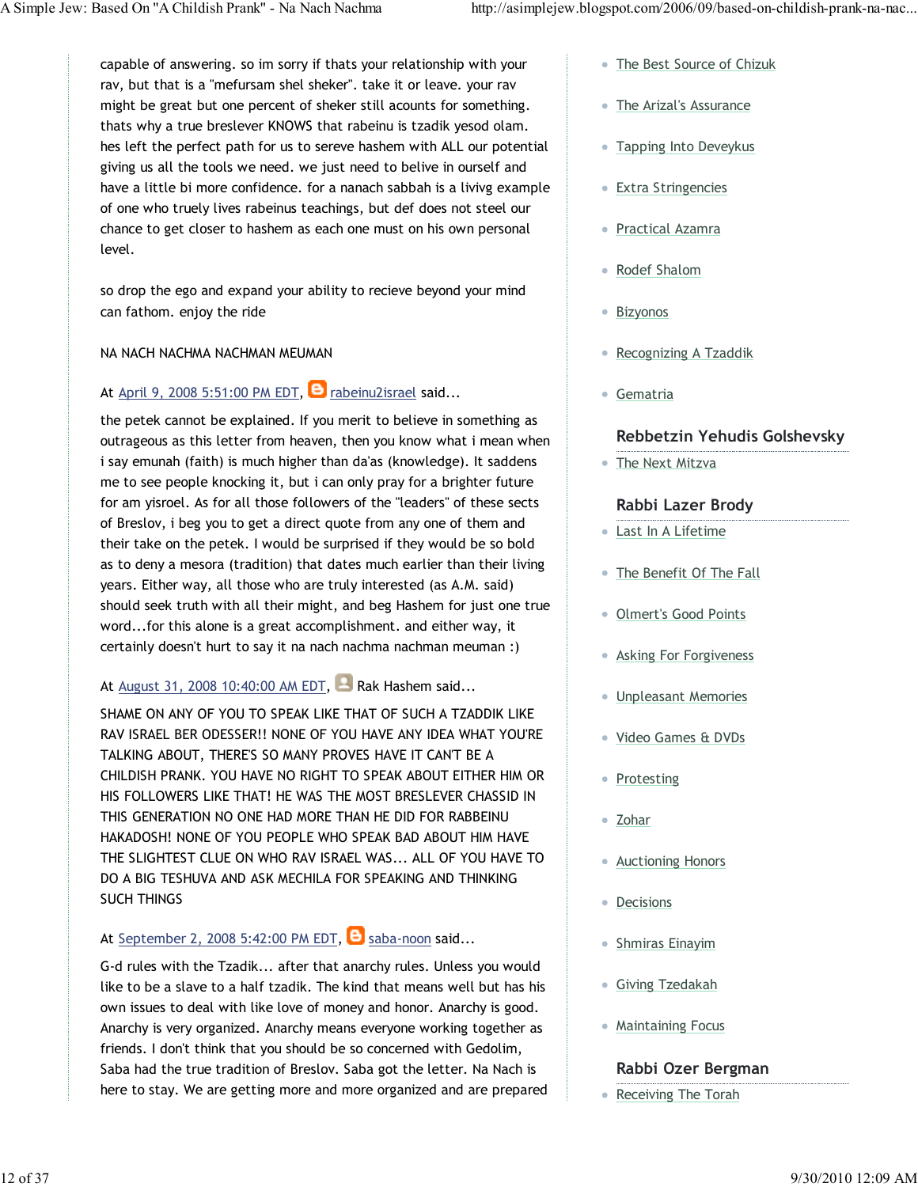capable of answering. so im sorry if thats your relationship with your rav, but that is a "mefursam shel sheker". take it or leave. your rav might be great but one percent of sheker still acounts for something. thats why a true breslever KNOWS that rabeinu is tzadik yesod olam. hes left the perfect path for us to sereve hashem with ALL our potential giving us all the tools we need. we just need to belive in ourself and have a little bi more confidence. for a nanach sabbah is a livivg example of one who truely lives rabeinus teachings, but def does not steel our chance to get closer to hashem as each one must on his own personal level.

so drop the ego and expand your ability to recieve beyond your mind can fathom. enjoy the ride

NA NACH NACHMA NACHMAN MEUMAN

At April 9, 2008 5:51:00 PM EDT, rabeinu2israel said...

the petek cannot be explained. If you merit to believe in something as outrageous as this letter from heaven, then you know what i mean when i say emunah (faith) is much higher than da'as (knowledge). It saddens me to see people knocking it, but i can only pray for a brighter future for am yisroel. As for all those followers of the "leaders" of these sects of Breslov, i beg you to get a direct quote from any one of them and their take on the petek. I would be surprised if they would be so bold as to deny a mesora (tradition) that dates much earlier than their living years. Either way, all those who are truly interested (as A.M. said) should seek truth with all their might, and beg Hashem for just one true word...for this alone is a great accomplishment. and either way, it certainly doesn't hurt to say it na nach nachma nachman meuman :)

At August 31, 2008 10:40:00 AM EDT, Rak Hashem said...

SHAME ON ANY OF YOU TO SPEAK LIKE THAT OF SUCH A TZADDIK LIKE RAV ISRAEL BER ODESSER!! NONE OF YOU HAVE ANY IDEA WHAT YOU'RE TALKING ABOUT, THERE'S SO MANY PROVES HAVE IT CAN'T BE A CHILDISH PRANK. YOU HAVE NO RIGHT TO SPEAK ABOUT EITHER HIM OR HIS FOLLOWERS LIKE THAT! HE WAS THE MOST BRESLEVER CHASSID IN THIS GENERATION NO ONE HAD MORE THAN HE DID FOR RABBEINU HAKADOSH! NONE OF YOU PEOPLE WHO SPEAK BAD ABOUT HIM HAVE THE SLIGHTEST CLUE ON WHO RAV ISRAEL WAS... ALL OF YOU HAVE TO DO A BIG TESHUVA AND ASK MECHILA FOR SPEAKING AND THINKING SUCH THINGS

At September 2, 2008 5:42:00 PM EDT, saba-noon said...

G-d rules with the Tzadik... after that anarchy rules. Unless you would like to be a slave to a half tzadik. The kind that means well but has his own issues to deal with like love of money and honor. Anarchy is good. Anarchy is very organized. Anarchy means everyone working together as friends. I don't think that you should be so concerned with Gedolim, Saba had the true tradition of Breslov. Saba got the letter. Na Nach is here to stay. We are getting more and more organized and are prepared

- The Best Source of Chizuk
- The Arizal's Assurance
- Tapping Into Deveykus
- Extra Stringencies
- Practical Azamra
- Rodef Shalom
- Bizyonos
- Recognizing A Tzaddik
- Gematria

### Rebbetzin Yehudis Golshevsky

- The Next Mitzva

### Rabbi Lazer Brody

- Last In A Lifetime
- The Benefit Of The Fall
- Olmert's Good Points
- Asking For Forgiveness
- Unpleasant Memories
- Video Games & DVDs
- Protesting
- Zohar
- Auctioning Honors
- Decisions
- Shmiras Einayim
- Giving Tzedakah
- Maintaining Focus

### Rabbi Ozer Bergman

- Receiving The Torah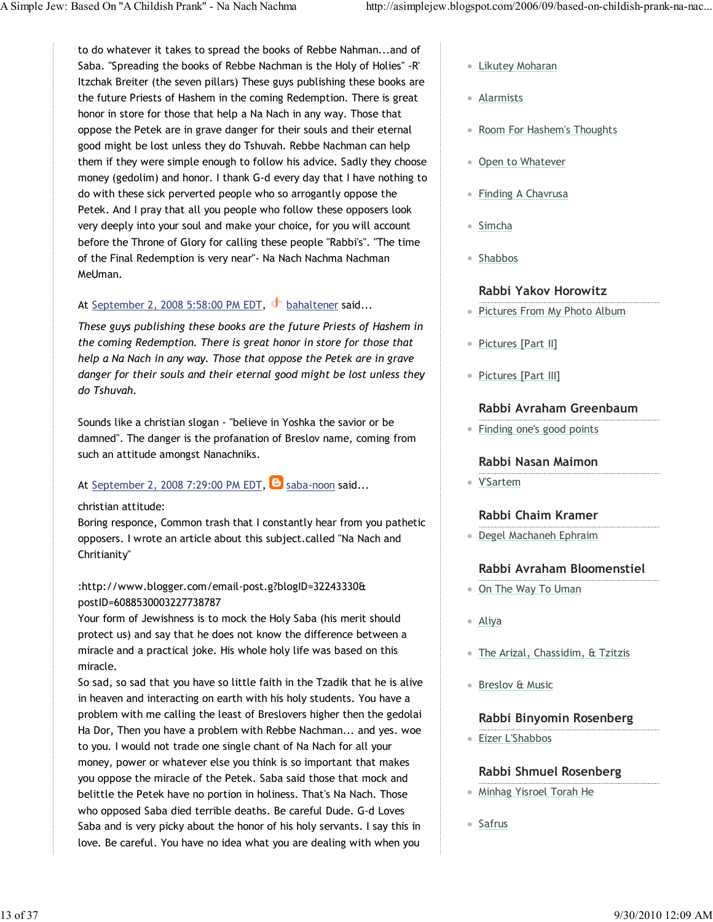to do whatever it takes to spread the books of Rebbe Nahman...and of Saba. "Spreading the books of Rebbe Nachman is the Holy of Holies" -R' Itzchak Breiter (the seven pillars) These guys publishing these books are the future Priests of Hashem in the coming Redemption. There is great honor in store for those that help a Na Nach in any way. Those that oppose the Petek are in grave danger for their souls and their eternal good might be lost unless they do Tshuvah. Rebbe Nachman can help them if they were simple enough to follow his advice. Sadly they choose money (gedolim) and honor. I thank G-d every day that I have nothing to do with these sick perverted people who so arrogantly oppose the Petek. And I pray that all you people who follow these opposers look very deeply into your soul and make your choice, for you will account before the Throne of Glory for calling these people "Rabbi's". "The time of the Final Redemption is very near"- Na Nach Nachma Nachman MeUman.

At September 2, 2008 5:58:00 PM EDT, bahaltener said...

*These guys publishing these books are the future Priests of Hashem in the coming Redemption. There is great honor in store for those that help a Na Nach in any way. Those that oppose the Petek are in grave danger for their souls and their eternal good might be lost unless they do Tshuvah.*

Sounds like a christian slogan - "believe in Yoshka the savior or be damned". The danger is the profanation of Breslov name, coming from such an attitude amongst Nanachniks.

At September 2, 2008 7:29:00 PM EDT, saba-noon said...

christian attitude:
Boring responce, Common trash that I constantly hear from you pathetic opposers. I wrote an article about this subject.called "Na Nach and Chritianity"

:http://www.blogger.com/email-post.g?blogID=32243330&postID=6088530003227738787
Your form of Jewishness is to mock the Holy Saba (his merit should protect us) and say that he does not know the difference between a miracle and a practical joke. His whole holy life was based on this miracle.
So sad, so sad that you have so little faith in the Tzadik that he is alive in heaven and interacting on earth with his holy students. You have a problem with me calling the least of Breslovers higher then the gedolai Ha Dor, Then you have a problem with Rebbe Nachman... and yes. woe to you. I would not trade one single chant of Na Nach for all your money, power or whatever else you think is so important that makes you oppose the miracle of the Petek. Saba said those that mock and belittle the Petek have no portion in holiness. That's Na Nach. Those who opposed Saba died terrible deaths. Be careful Dude. G-d Loves Saba and is very picky about the honor of his holy servants. I say this in love. Be careful. You have no idea what you are dealing with when you

- Likutey Moharan
- Alarmists
- Room For Hashem's Thoughts
- Open to Whatever
- Finding A Chavrusa
- Simcha
- Shabbos

### Rabbi Yakov Horowitz

- Pictures From My Photo Album
- Pictures [Part II]
- Pictures [Part III]

### Rabbi Avraham Greenbaum

- Finding one's good points

### Rabbi Nasan Maimon

- V'Sartem

### Rabbi Chaim Kramer

- Degel Machaneh Ephraim

### Rabbi Avraham Bloomenstiel

- On The Way To Uman
- Aliya
- The Arizal, Chassidim, & Tzitzis
- Breslov & Music

### Rabbi Binyomin Rosenberg

- Eizer L'Shabbos

### Rabbi Shmuel Rosenberg

- Minhag Yisroel Torah He
- Safrus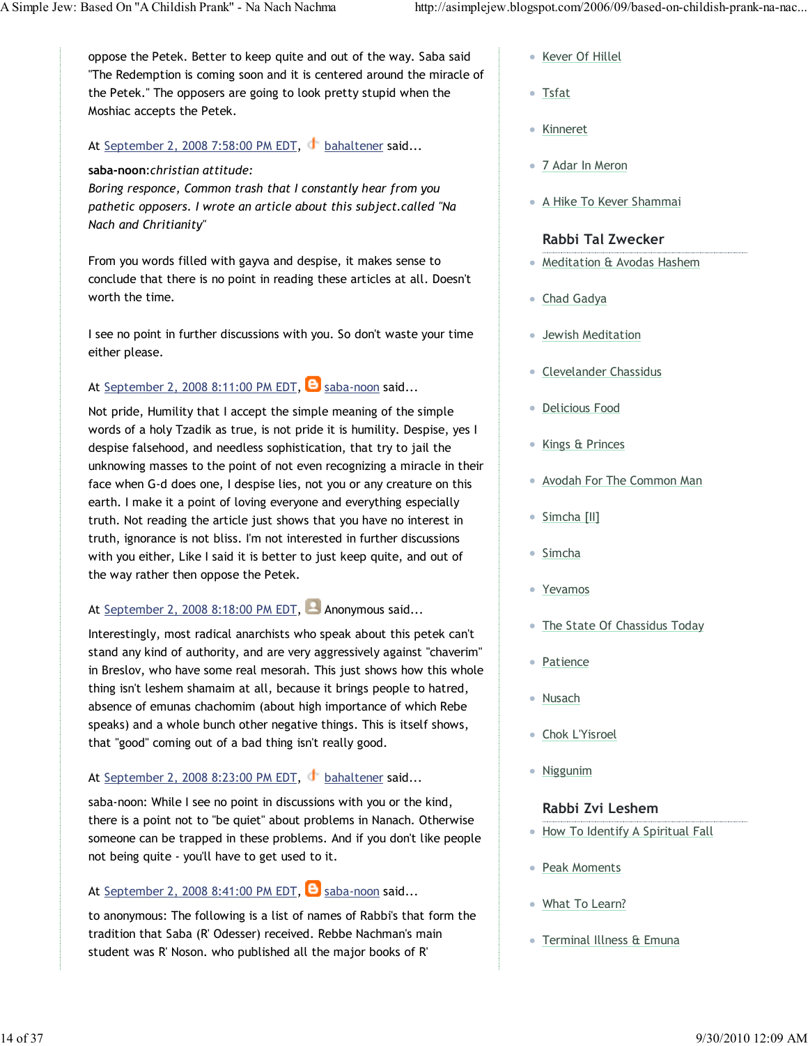oppose the Petek. Better to keep quite and out of the way. Saba said "The Redemption is coming soon and it is centered around the miracle of the Petek." The opposers are going to look pretty stupid when the Moshiac accepts the Petek.

At September 2, 2008 7:58:00 PM EDT, bahaltener said...

**saba-noon**:*christian attitude:*
*Boring responce, Common trash that I constantly hear from you pathetic opposers. I wrote an article about this subject.called "Na Nach and Chritianity"*

From you words filled with gayva and despise, it makes sense to conclude that there is no point in reading these articles at all. Doesn't worth the time.

I see no point in further discussions with you. So don't waste your time either please.

At September 2, 2008 8:11:00 PM EDT, saba-noon said...

Not pride, Humility that I accept the simple meaning of the simple words of a holy Tzadik as true, is not pride it is humility. Despise, yes I despise falsehood, and needless sophistication, that try to jail the unknowing masses to the point of not even recognizing a miracle in their face when G-d does one, I despise lies, not you or any creature on this earth. I make it a point of loving everyone and everything especially truth. Not reading the article just shows that you have no interest in truth, ignorance is not bliss. I'm not interested in further discussions with you either, Like I said it is better to just keep quite, and out of the way rather then oppose the Petek.

At September 2, 2008 8:18:00 PM EDT, Anonymous said...

Interestingly, most radical anarchists who speak about this petek can't stand any kind of authority, and are very aggressively against "chaverim" in Breslov, who have some real mesorah. This just shows how this whole thing isn't leshem shamaim at all, because it brings people to hatred, absence of emunas chachomim (about high importance of which Rebe speaks) and a whole bunch other negative things. This is itself shows, that "good" coming out of a bad thing isn't really good.

At September 2, 2008 8:23:00 PM EDT, bahaltener said...

saba-noon: While I see no point in discussions with you or the kind, there is a point not to "be quiet" about problems in Nanach. Otherwise someone can be trapped in these problems. And if you don't like people not being quite - you'll have to get used to it.

At September 2, 2008 8:41:00 PM EDT, saba-noon said...

to anonymous: The following is a list of names of Rabbi's that form the tradition that Saba (R' Odesser) received. Rebbe Nachman's main student was R' Noson. who published all the major books of R'

- Kever Of Hillel
- Tsfat
- Kinneret
- 7 Adar In Meron
- A Hike To Kever Shammai

### Rabbi Tal Zwecker

- Meditation & Avodas Hashem
- Chad Gadya
- Jewish Meditation
- Clevelander Chassidus
- Delicious Food
- Kings & Princes
- Avodah For The Common Man
- Simcha [II]
- Simcha
- Yevamos
- The State Of Chassidus Today
- Patience
- Nusach
- Chok L'Yisroel
- Niggunim

### Rabbi Zvi Leshem

- How To Identify A Spiritual Fall
- Peak Moments
- What To Learn?
- Terminal Illness & Emuna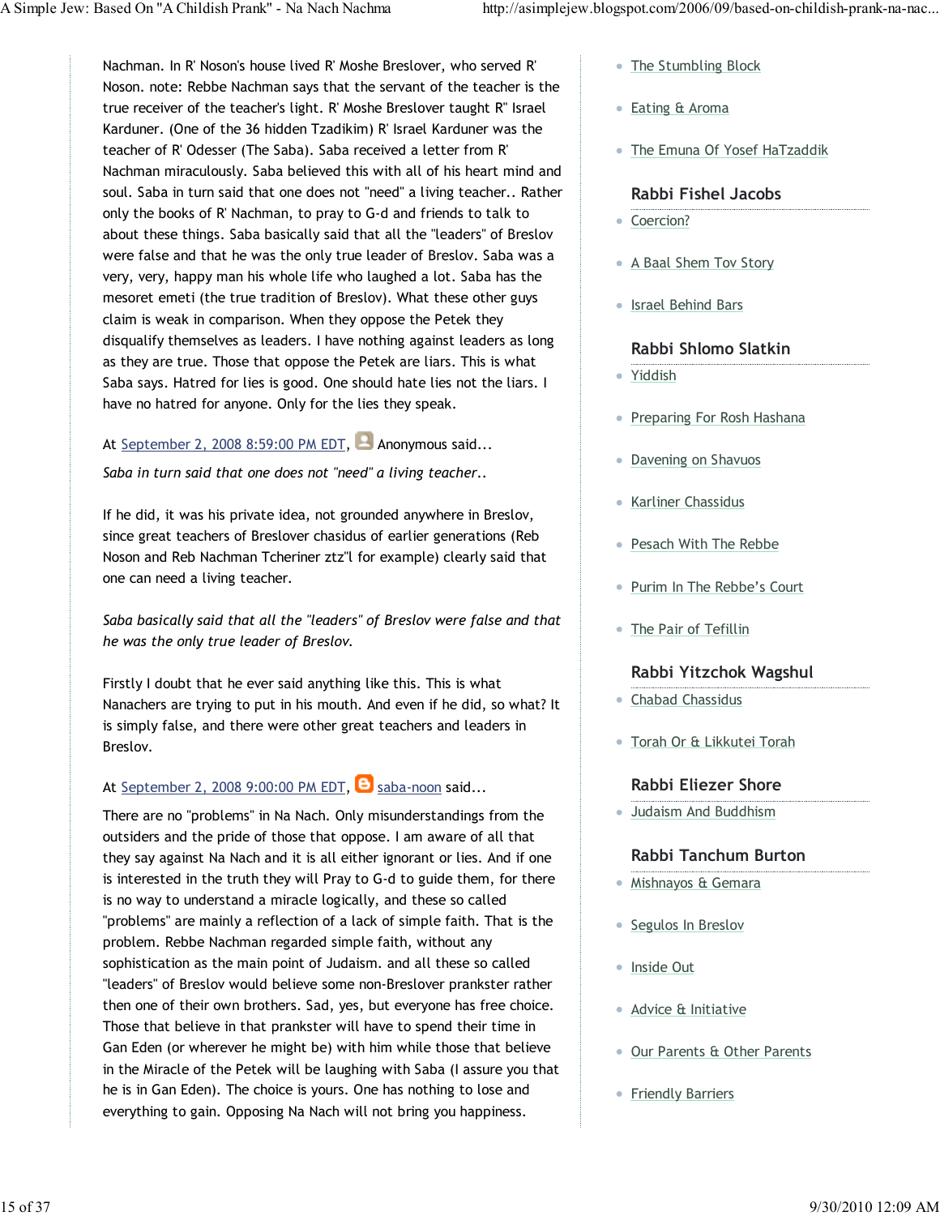Nachman. In R' Noson's house lived R' Moshe Breslover, who served R' Noson. note: Rebbe Nachman says that the servant of the teacher is the true receiver of the teacher's light. R' Moshe Breslover taught R" Israel Karduner. (One of the 36 hidden Tzadikim) R' Israel Karduner was the teacher of R' Odesser (The Saba). Saba received a letter from R' Nachman miraculously. Saba believed this with all of his heart mind and soul. Saba in turn said that one does not "need" a living teacher.. Rather only the books of R' Nachman, to pray to G-d and friends to talk to about these things. Saba basically said that all the "leaders" of Breslov were false and that he was the only true leader of Breslov. Saba was a very, very, happy man his whole life who laughed a lot. Saba has the mesoret emeti (the true tradition of Breslov). What these other guys claim is weak in comparison. When they oppose the Petek they disqualify themselves as leaders. I have nothing against leaders as long as they are true. Those that oppose the Petek are liars. This is what Saba says. Hatred for lies is good. One should hate lies not the liars. I have no hatred for anyone. Only for the lies they speak.

At September 2, 2008 8:59:00 PM EDT, Anonymous said...

*Saba in turn said that one does not "need" a living teacher..*

If he did, it was his private idea, not grounded anywhere in Breslov, since great teachers of Breslover chasidus of earlier generations (Reb Noson and Reb Nachman Tcheriner ztz"l for example) clearly said that one can need a living teacher.

*Saba basically said that all the "leaders" of Breslov were false and that he was the only true leader of Breslov.*

Firstly I doubt that he ever said anything like this. This is what Nanachers are trying to put in his mouth. And even if he did, so what? It is simply false, and there were other great teachers and leaders in Breslov.

At September 2, 2008 9:00:00 PM EDT, saba-noon said...

There are no "problems" in Na Nach. Only misunderstandings from the outsiders and the pride of those that oppose. I am aware of all that they say against Na Nach and it is all either ignorant or lies. And if one is interested in the truth they will Pray to G-d to guide them, for there is no way to understand a miracle logically, and these so called "problems" are mainly a reflection of a lack of simple faith. That is the problem. Rebbe Nachman regarded simple faith, without any sophistication as the main point of Judaism. and all these so called "leaders" of Breslov would believe some non-Breslover prankster rather then one of their own brothers. Sad, yes, but everyone has free choice. Those that believe in that prankster will have to spend their time in Gan Eden (or wherever he might be) with him while those that believe in the Miracle of the Petek will be laughing with Saba (I assure you that he is in Gan Eden). The choice is yours. One has nothing to lose and everything to gain. Opposing Na Nach will not bring you happiness.

- The Stumbling Block
- Eating & Aroma
- The Emuna Of Yosef HaTzaddik

### Rabbi Fishel Jacobs

- Coercion?
- A Baal Shem Tov Story
- Israel Behind Bars

### Rabbi Shlomo Slatkin

- Yiddish
- Preparing For Rosh Hashana
- Davening on Shavuos
- Karliner Chassidus
- Pesach With The Rebbe
- Purim In The Rebbe's Court
- The Pair of Tefillin

### Rabbi Yitzchok Wagshul

- Chabad Chassidus
- Torah Or & Likkutei Torah

### Rabbi Eliezer Shore

- Judaism And Buddhism

### Rabbi Tanchum Burton

- Mishnayos & Gemara
- Segulos In Breslov
- Inside Out
- Advice & Initiative
- Our Parents & Other Parents
- Friendly Barriers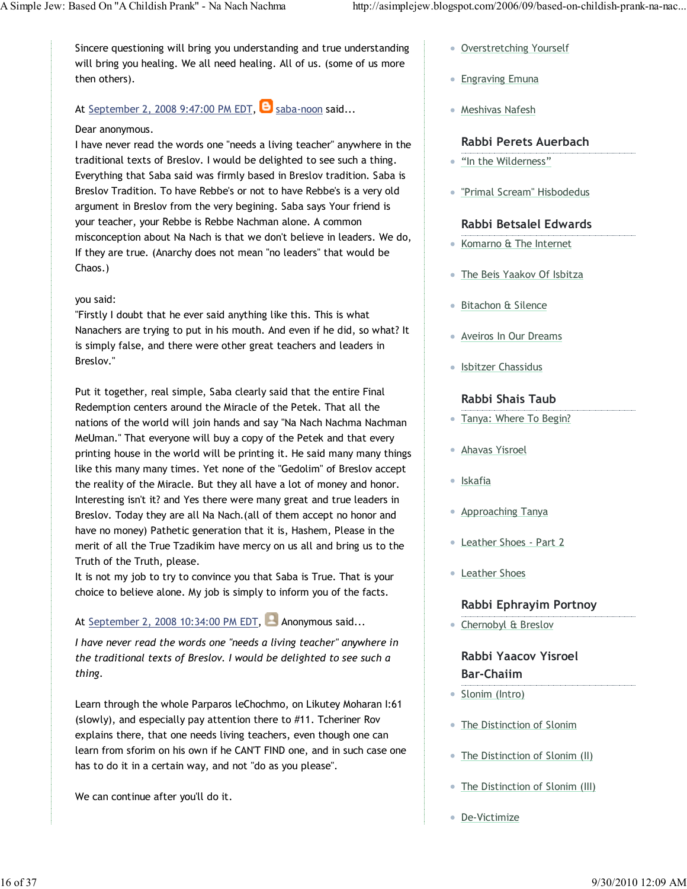Sincere questioning will bring you understanding and true understanding will bring you healing. We all need healing. All of us. (some of us more then others).

At September 2, 2008 9:47:00 PM EDT, saba-noon said...

Dear anonymous.
I have never read the words one "needs a living teacher" anywhere in the traditional texts of Breslov. I would be delighted to see such a thing. Everything that Saba said was firmly based in Breslov tradition. Saba is Breslov Tradition. To have Rebbe's or not to have Rebbe's is a very old argument in Breslov from the very begining. Saba says Your friend is your teacher, your Rebbe is Rebbe Nachman alone. A common misconception about Na Nach is that we don't believe in leaders. We do, If they are true. (Anarchy does not mean "no leaders" that would be Chaos.)

you said:
"Firstly I doubt that he ever said anything like this. This is what Nanachers are trying to put in his mouth. And even if he did, so what? It is simply false, and there were other great teachers and leaders in Breslov."

Put it together, real simple, Saba clearly said that the entire Final Redemption centers around the Miracle of the Petek. That all the nations of the world will join hands and say "Na Nach Nachma Nachman MeUman." That everyone will buy a copy of the Petek and that every printing house in the world will be printing it. He said many many things like this many many times. Yet none of the "Gedolim" of Breslov accept the reality of the Miracle. But they all have a lot of money and honor. Interesting isn't it? and Yes there were many great and true leaders in Breslov. Today they are all Na Nach.(all of them accept no honor and have no money) Pathetic generation that it is, Hashem, Please in the merit of all the True Tzadikim have mercy on us all and bring us to the Truth of the Truth, please.
It is not my job to try to convince you that Saba is True. That is your choice to believe alone. My job is simply to inform you of the facts.

At September 2, 2008 10:34:00 PM EDT, Anonymous said...

*I have never read the words one "needs a living teacher" anywhere in the traditional texts of Breslov. I would be delighted to see such a thing.*

Learn through the whole Parparos leChochmo, on Likutey Moharan I:61 (slowly), and especially pay attention there to #11. Tcheriner Rov explains there, that one needs living teachers, even though one can learn from sforim on his own if he CAN'T FIND one, and in such case one has to do it in a certain way, and not "do as you please".

We can continue after you'll do it.

- Overstretching Yourself
- Engraving Emuna
- Meshivas Nafesh

### Rabbi Perets Auerbach

- "In the Wilderness"
- "Primal Scream" Hisbodedus

### Rabbi Betsalel Edwards

- Komarno & The Internet
- The Beis Yaakov Of Isbitza
- Bitachon & Silence
- Aveiros In Our Dreams
- Isbitzer Chassidus

### Rabbi Shais Taub

- Tanya: Where To Begin?
- Ahavas Yisroel
- Iskafia
- Approaching Tanya
- Leather Shoes - Part 2
- Leather Shoes

### Rabbi Ephrayim Portnoy

- Chernobyl & Breslov

### Rabbi Yaacov Yisroel Bar-Chaiim

- Slonim (Intro)
- The Distinction of Slonim
- The Distinction of Slonim (II)
- The Distinction of Slonim (III)
- De-Victimize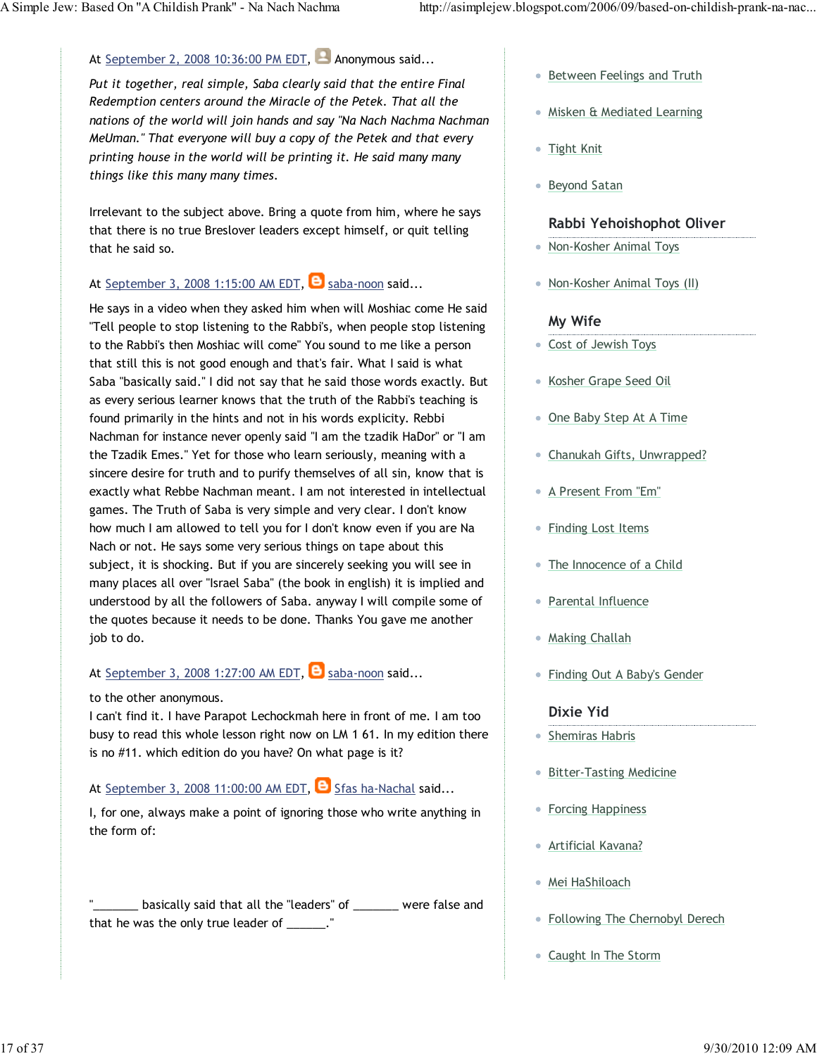At September 2, 2008 10:36:00 PM EDT, Anonymous said...

*Put it together, real simple, Saba clearly said that the entire Final Redemption centers around the Miracle of the Petek. That all the nations of the world will join hands and say "Na Nach Nachma Nachman MeUman." That everyone will buy a copy of the Petek and that every printing house in the world will be printing it. He said many many things like this many many times.*

Irrelevant to the subject above. Bring a quote from him, where he says that there is no true Breslover leaders except himself, or quit telling that he said so.

At September 3, 2008 1:15:00 AM EDT, saba-noon said...

He says in a video when they asked him when will Moshiac come He said "Tell people to stop listening to the Rabbi's, when people stop listening to the Rabbi's then Moshiac will come" You sound to me like a person that still this is not good enough and that's fair. What I said is what Saba "basically said." I did not say that he said those words exactly. But as every serious learner knows that the truth of the Rabbi's teaching is found primarily in the hints and not in his words explicity. Rebbi Nachman for instance never openly said "I am the tzadik HaDor" or "I am the Tzadik Emes." Yet for those who learn seriously, meaning with a sincere desire for truth and to purify themselves of all sin, know that is exactly what Rebbe Nachman meant. I am not interested in intellectual games. The Truth of Saba is very simple and very clear. I don't know how much I am allowed to tell you for I don't know even if you are Na Nach or not. He says some very serious things on tape about this subject, it is shocking. But if you are sincerely seeking you will see in many places all over "Israel Saba" (the book in english) it is implied and understood by all the followers of Saba. anyway I will compile some of the quotes because it needs to be done. Thanks You gave me another job to do.

At September 3, 2008 1:27:00 AM EDT, saba-noon said...

to the other anonymous.
I can't find it. I have Parapot Lechockmah here in front of me. I am too busy to read this whole lesson right now on LM 1 61. In my edition there is no #11. which edition do you have? On what page is it?

At September 3, 2008 11:00:00 AM EDT, Sfas ha-Nachal said...

I, for one, always make a point of ignoring those who write anything in the form of:

"_______ basically said that all the "leaders" of _______ were false and that he was the only true leader of ______."

- Between Feelings and Truth
- Misken & Mediated Learning
- Tight Knit
- Beyond Satan

### Rabbi Yehoishophot Oliver

- Non-Kosher Animal Toys
- Non-Kosher Animal Toys (II)

### My Wife

- Cost of Jewish Toys
- Kosher Grape Seed Oil
- One Baby Step At A Time
- Chanukah Gifts, Unwrapped?
- A Present From "Em"
- Finding Lost Items
- The Innocence of a Child
- Parental Influence
- Making Challah
- Finding Out A Baby's Gender

### Dixie Yid

- Shemiras Habris
- Bitter-Tasting Medicine
- Forcing Happiness
- Artificial Kavana?
- Mei HaShiloach
- Following The Chernobyl Derech
- Caught In The Storm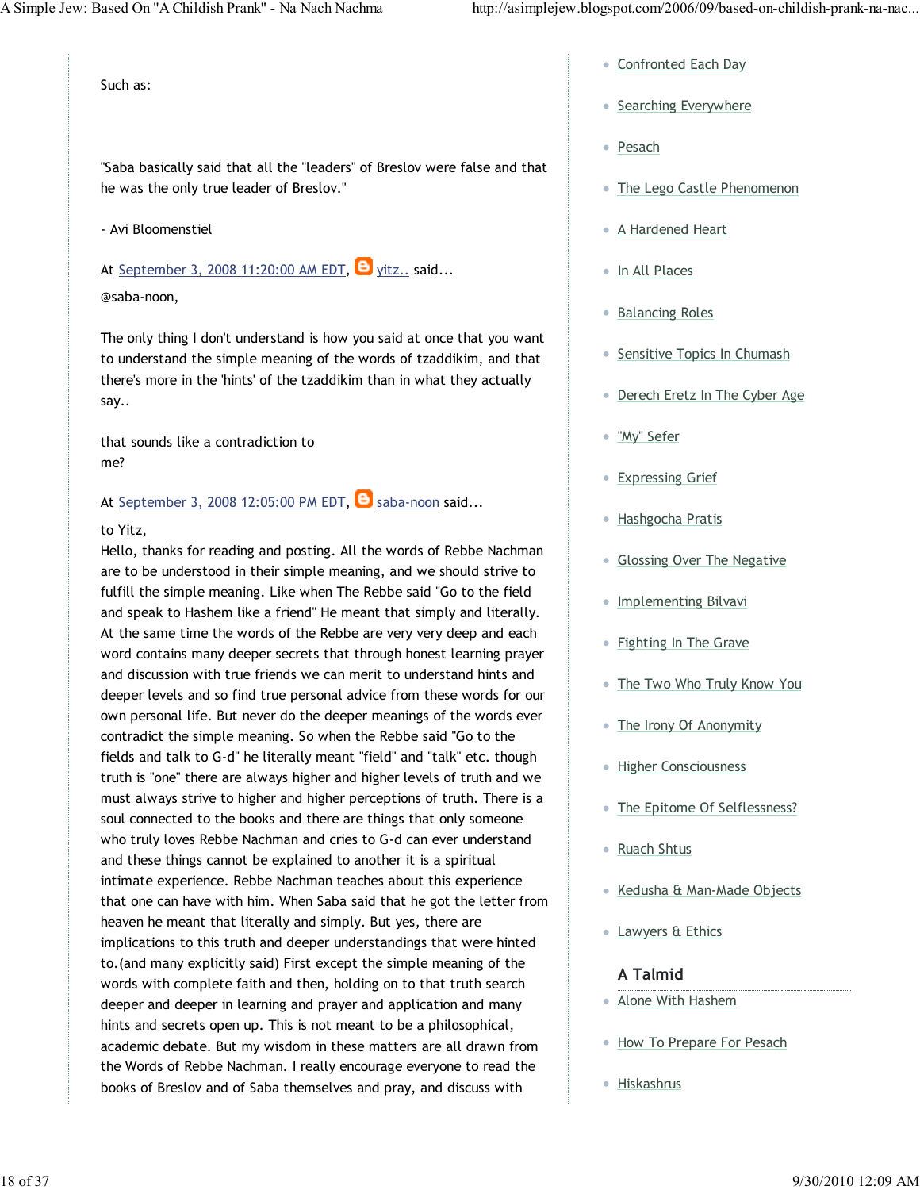Such as:

"Saba basically said that all the "leaders" of Breslov were false and that he was the only true leader of Breslov."

- Avi Bloomenstiel

At September 3, 2008 11:20:00 AM EDT, yitz.. said...

@saba-noon,

The only thing I don't understand is how you said at once that you want to understand the simple meaning of the words of tzaddikim, and that there's more in the 'hints' of the tzaddikim than in what they actually say..

that sounds like a contradiction to me?

At September 3, 2008 12:05:00 PM EDT, saba-noon said...

to Yitz,
Hello, thanks for reading and posting. All the words of Rebbe Nachman are to be understood in their simple meaning, and we should strive to fulfill the simple meaning. Like when The Rebbe said "Go to the field and speak to Hashem like a friend" He meant that simply and literally. At the same time the words of the Rebbe are very very deep and each word contains many deeper secrets that through honest learning prayer and discussion with true friends we can merit to understand hints and deeper levels and so find true personal advice from these words for our own personal life. But never do the deeper meanings of the words ever contradict the simple meaning. So when the Rebbe said "Go to the fields and talk to G-d" he literally meant "field" and "talk" etc. though truth is "one" there are always higher and higher levels of truth and we must always strive to higher and higher perceptions of truth. There is a soul connected to the books and there are things that only someone who truly loves Rebbe Nachman and cries to G-d can ever understand and these things cannot be explained to another it is a spiritual intimate experience. Rebbe Nachman teaches about this experience that one can have with him. When Saba said that he got the letter from heaven he meant that literally and simply. But yes, there are implications to this truth and deeper understandings that were hinted to.(and many explicitly said) First except the simple meaning of the words with complete faith and then, holding on to that truth search deeper and deeper in learning and prayer and application and many hints and secrets open up. This is not meant to be a philosophical, academic debate. But my wisdom in these matters are all drawn from the Words of Rebbe Nachman. I really encourage everyone to read the books of Breslov and of Saba themselves and pray, and discuss with

- Confronted Each Day
- Searching Everywhere
- Pesach
- The Lego Castle Phenomenon
- A Hardened Heart
- In All Places
- Balancing Roles
- Sensitive Topics In Chumash
- Derech Eretz In The Cyber Age
- "My" Sefer
- Expressing Grief
- Hashgocha Pratis
- Glossing Over The Negative
- Implementing Bilvavi
- Fighting In The Grave
- The Two Who Truly Know You
- The Irony Of Anonymity
- Higher Consciousness
- The Epitome Of Selflessness?
- Ruach Shtus
- Kedusha & Man-Made Objects
- Lawyers & Ethics

### A Talmid

- Alone With Hashem
- How To Prepare For Pesach
- Hiskashrus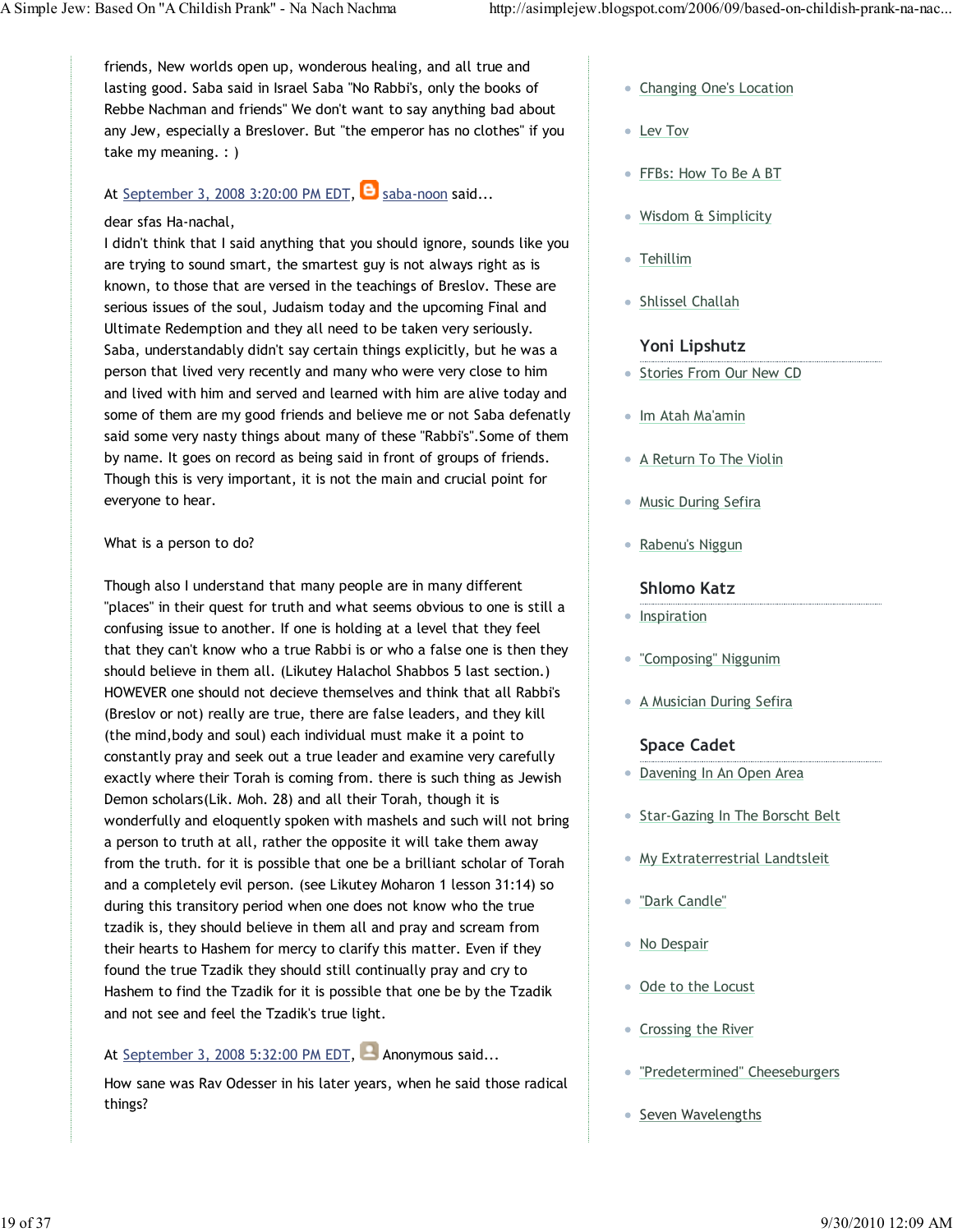friends, New worlds open up, wonderous healing, and all true and lasting good. Saba said in Israel Saba "No Rabbi's, only the books of Rebbe Nachman and friends" We don't want to say anything bad about any Jew, especially a Breslover. But "the emperor has no clothes" if you take my meaning. : )

At September 3, 2008 3:20:00 PM EDT, saba-noon said...

dear sfas Ha-nachal,
I didn't think that I said anything that you should ignore, sounds like you are trying to sound smart, the smartest guy is not always right as is known, to those that are versed in the teachings of Breslov. These are serious issues of the soul, Judaism today and the upcoming Final and Ultimate Redemption and they all need to be taken very seriously. Saba, understandably didn't say certain things explicitly, but he was a person that lived very recently and many who were very close to him and lived with him and served and learned with him are alive today and some of them are my good friends and believe me or not Saba defenatly said some very nasty things about many of these "Rabbi's".Some of them by name. It goes on record as being said in front of groups of friends. Though this is very important, it is not the main and crucial point for everyone to hear.

What is a person to do?

Though also I understand that many people are in many different "places" in their quest for truth and what seems obvious to one is still a confusing issue to another. If one is holding at a level that they feel that they can't know who a true Rabbi is or who a false one is then they should believe in them all. (Likutey Halachol Shabbos 5 last section.) HOWEVER one should not decieve themselves and think that all Rabbi's (Breslov or not) really are true, there are false leaders, and they kill (the mind,body and soul) each individual must make it a point to constantly pray and seek out a true leader and examine very carefully exactly where their Torah is coming from. there is such thing as Jewish Demon scholars(Lik. Moh. 28) and all their Torah, though it is wonderfully and eloquently spoken with mashels and such will not bring a person to truth at all, rather the opposite it will take them away from the truth. for it is possible that one be a brilliant scholar of Torah and a completely evil person. (see Likutey Moharon 1 lesson 31:14) so during this transitory period when one does not know who the true tzadik is, they should believe in them all and pray and scream from their hearts to Hashem for mercy to clarify this matter. Even if they found the true Tzadik they should still continually pray and cry to Hashem to find the Tzadik for it is possible that one be by the Tzadik and not see and feel the Tzadik's true light.

At September 3, 2008 5:32:00 PM EDT, Anonymous said...

How sane was Rav Odesser in his later years, when he said those radical things?

- Changing One's Location
- Lev Tov
- FFBs: How To Be A BT
- Wisdom & Simplicity
- Tehillim
- Shlissel Challah

### Yoni Lipshutz

- Stories From Our New CD
- Im Atah Ma'amin
- A Return To The Violin
- Music During Sefira
- Rabenu's Niggun

### Shlomo Katz

- Inspiration
- "Composing" Niggunim
- A Musician During Sefira

### Space Cadet

- Davening In An Open Area
- Star-Gazing In The Borscht Belt
- My Extraterrestrial Landtsleit
- "Dark Candle"
- No Despair
- Ode to the Locust
- Crossing the River
- "Predetermined" Cheeseburgers
- Seven Wavelengths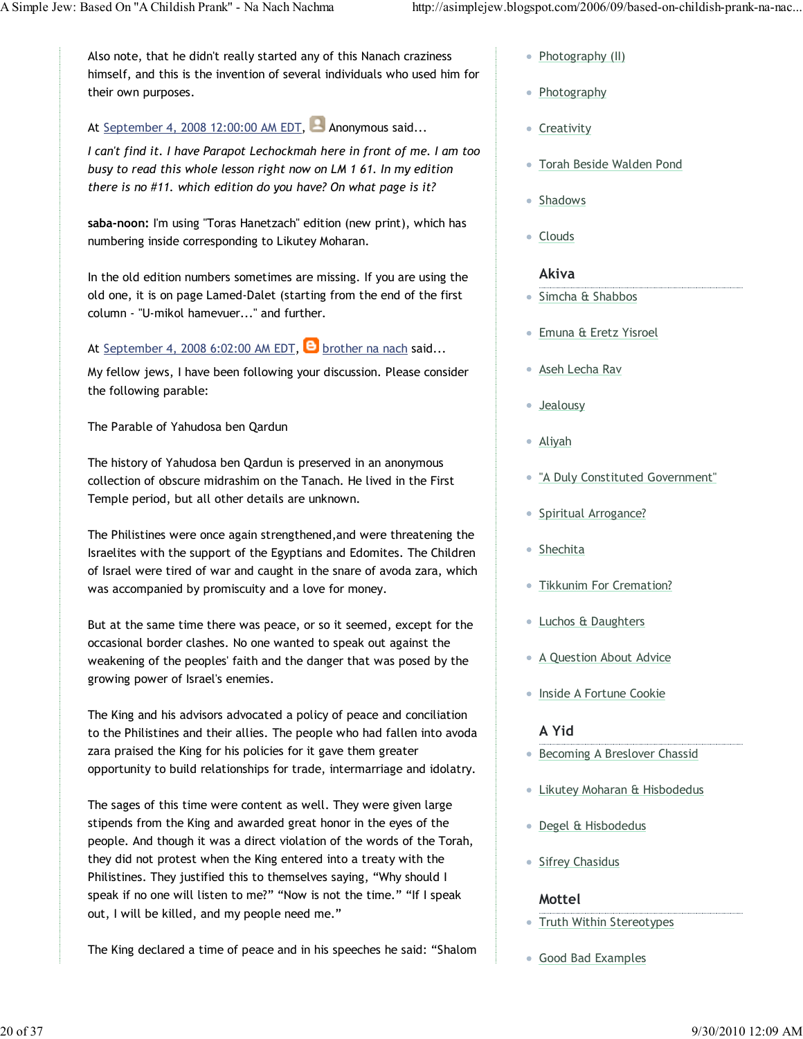Also note, that he didn't really started any of this Nanach craziness himself, and this is the invention of several individuals who used him for their own purposes.

At September 4, 2008 12:00:00 AM EDT, Anonymous said...

*I can't find it. I have Parapot Lechockmah here in front of me. I am too busy to read this whole lesson right now on LM 1 61. In my edition there is no #11. which edition do you have? On what page is it?*

**saba-noon:** I'm using "Toras Hanetzach" edition (new print), which has numbering inside corresponding to Likutey Moharan.

In the old edition numbers sometimes are missing. If you are using the old one, it is on page Lamed-Dalet (starting from the end of the first column - "U-mikol hamevuer..." and further.

At September 4, 2008 6:02:00 AM EDT, brother na nach said...

My fellow jews, I have been following your discussion. Please consider the following parable:

The Parable of Yahudosa ben Qardun

The history of Yahudosa ben Qardun is preserved in an anonymous collection of obscure midrashim on the Tanach. He lived in the First Temple period, but all other details are unknown.

The Philistines were once again strengthened,and were threatening the Israelites with the support of the Egyptians and Edomites. The Children of Israel were tired of war and caught in the snare of avoda zara, which was accompanied by promiscuity and a love for money.

But at the same time there was peace, or so it seemed, except for the occasional border clashes. No one wanted to speak out against the weakening of the peoples' faith and the danger that was posed by the growing power of Israel's enemies.

The King and his advisors advocated a policy of peace and conciliation to the Philistines and their allies. The people who had fallen into avoda zara praised the King for his policies for it gave them greater opportunity to build relationships for trade, intermarriage and idolatry.

The sages of this time were content as well. They were given large stipends from the King and awarded great honor in the eyes of the people. And though it was a direct violation of the words of the Torah, they did not protest when the King entered into a treaty with the Philistines. They justified this to themselves saying, “Why should I speak if no one will listen to me?” “Now is not the time.” “If I speak out, I will be killed, and my people need me.”

The King declared a time of peace and in his speeches he said: “Shalom

- Photography (II)
- Photography
- Creativity
- Torah Beside Walden Pond
- Shadows
- Clouds

### Akiva

- Simcha & Shabbos
- Emuna & Eretz Yisroel
- Aseh Lecha Rav
- Jealousy
- Aliyah
- "A Duly Constituted Government"
- Spiritual Arrogance?
- Shechita
- Tikkunim For Cremation?
- Luchos & Daughters
- A Question About Advice
- Inside A Fortune Cookie

### A Yid

- Becoming A Breslover Chassid
- Likutey Moharan & Hisbodedus
- Degel & Hisbodedus
- Sifrey Chasidus

### Mottel

- Truth Within Stereotypes
- Good Bad Examples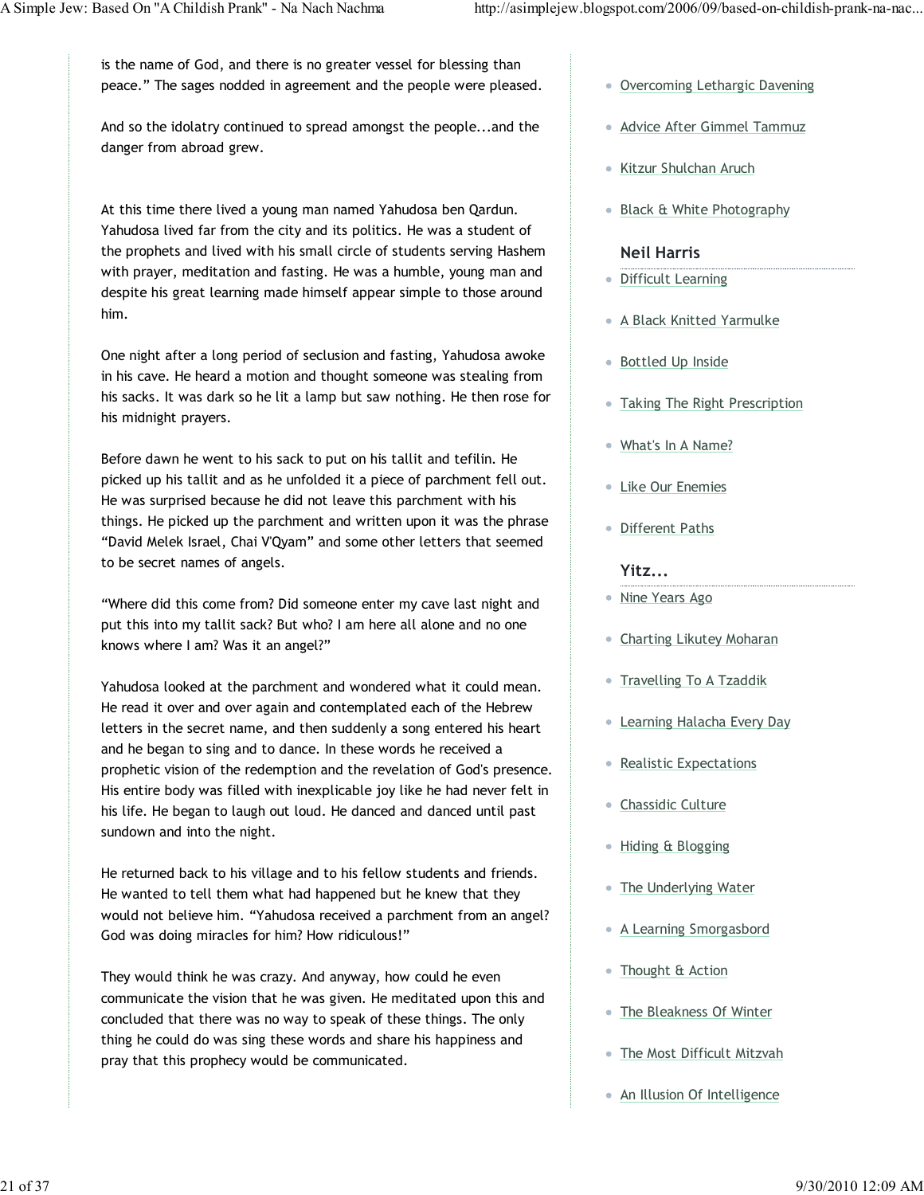is the name of God, and there is no greater vessel for blessing than peace." The sages nodded in agreement and the people were pleased.

And so the idolatry continued to spread amongst the people...and the danger from abroad grew.

At this time there lived a young man named Yahudosa ben Qardun. Yahudosa lived far from the city and its politics. He was a student of the prophets and lived with his small circle of students serving Hashem with prayer, meditation and fasting. He was a humble, young man and despite his great learning made himself appear simple to those around him.

One night after a long period of seclusion and fasting, Yahudosa awoke in his cave. He heard a motion and thought someone was stealing from his sacks. It was dark so he lit a lamp but saw nothing. He then rose for his midnight prayers.

Before dawn he went to his sack to put on his tallit and tefilin. He picked up his tallit and as he unfolded it a piece of parchment fell out. He was surprised because he did not leave this parchment with his things. He picked up the parchment and written upon it was the phrase "David Melek Israel, Chai V'Qyam" and some other letters that seemed to be secret names of angels.

"Where did this come from? Did someone enter my cave last night and put this into my tallit sack? But who? I am here all alone and no one knows where I am? Was it an angel?"

Yahudosa looked at the parchment and wondered what it could mean. He read it over and over again and contemplated each of the Hebrew letters in the secret name, and then suddenly a song entered his heart and he began to sing and to dance. In these words he received a prophetic vision of the redemption and the revelation of God's presence. His entire body was filled with inexplicable joy like he had never felt in his life. He began to laugh out loud. He danced and danced until past sundown and into the night.

He returned back to his village and to his fellow students and friends. He wanted to tell them what had happened but he knew that they would not believe him. "Yahudosa received a parchment from an angel? God was doing miracles for him? How ridiculous!"

They would think he was crazy. And anyway, how could he even communicate the vision that he was given. He meditated upon this and concluded that there was no way to speak of these things. The only thing he could do was sing these words and share his happiness and pray that this prophecy would be communicated.

- Overcoming Lethargic Davening
- Advice After Gimmel Tammuz
- Kitzur Shulchan Aruch
- Black & White Photography

### Neil Harris

- Difficult Learning
- A Black Knitted Yarmulke
- Bottled Up Inside
- Taking The Right Prescription
- What's In A Name?
- Like Our Enemies
- Different Paths

### Yitz...

- Nine Years Ago
- Charting Likutey Moharan
- Travelling To A Tzaddik
- Learning Halacha Every Day
- Realistic Expectations
- Chassidic Culture
- Hiding & Blogging
- The Underlying Water
- A Learning Smorgasbord
- Thought & Action
- The Bleakness Of Winter
- The Most Difficult Mitzvah
- An Illusion Of Intelligence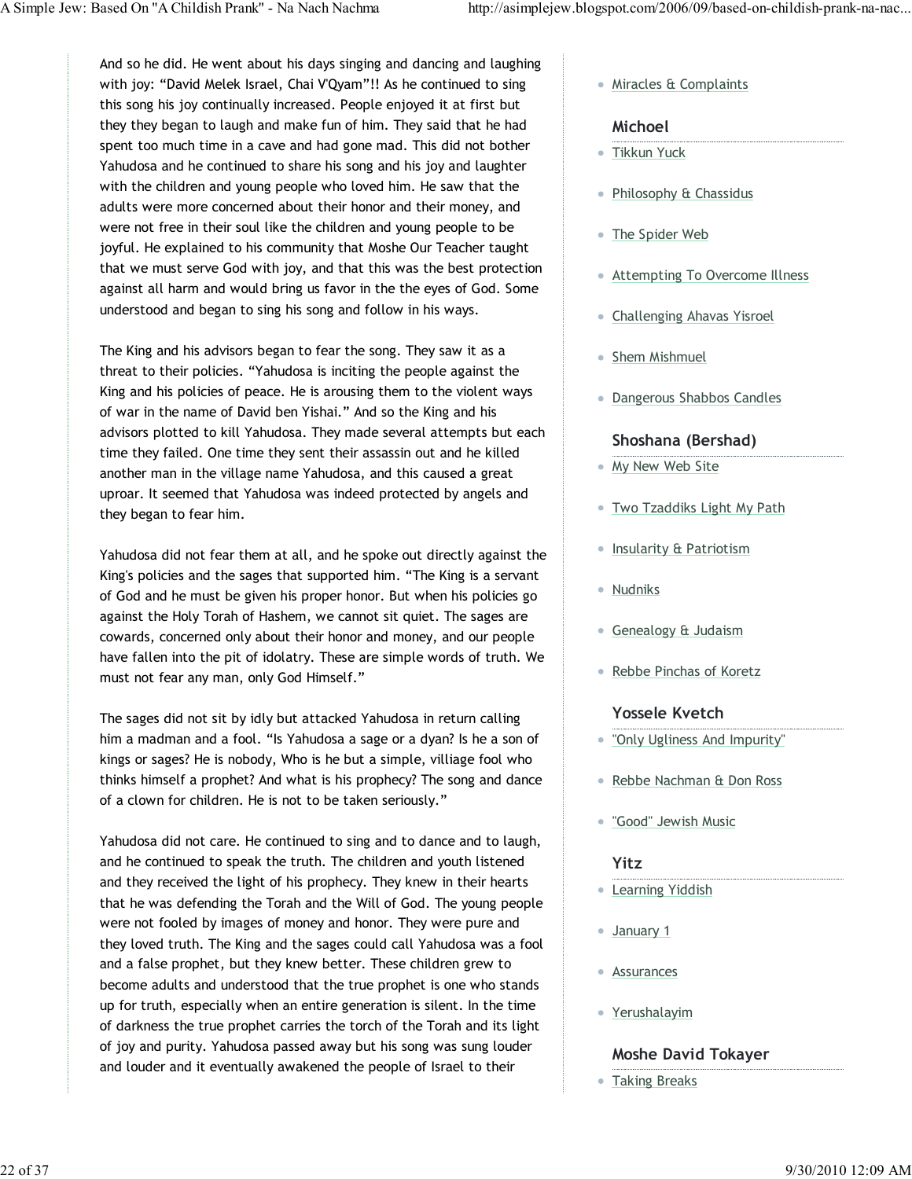And so he did. He went about his days singing and dancing and laughing with joy: “David Melek Israel, Chai V'Qyam”!! As he continued to sing this song his joy continually increased. People enjoyed it at first but they they began to laugh and make fun of him. They said that he had spent too much time in a cave and had gone mad. This did not bother Yahudosa and he continued to share his song and his joy and laughter with the children and young people who loved him. He saw that the adults were more concerned about their honor and their money, and were not free in their soul like the children and young people to be joyful. He explained to his community that Moshe Our Teacher taught that we must serve God with joy, and that this was the best protection against all harm and would bring us favor in the the eyes of God. Some understood and began to sing his song and follow in his ways.

The King and his advisors began to fear the song. They saw it as a threat to their policies. “Yahudosa is inciting the people against the King and his policies of peace. He is arousing them to the violent ways of war in the name of David ben Yishai.” And so the King and his advisors plotted to kill Yahudosa. They made several attempts but each time they failed. One time they sent their assassin out and he killed another man in the village name Yahudosa, and this caused a great uproar. It seemed that Yahudosa was indeed protected by angels and they began to fear him.

Yahudosa did not fear them at all, and he spoke out directly against the King's policies and the sages that supported him. “The King is a servant of God and he must be given his proper honor. But when his policies go against the Holy Torah of Hashem, we cannot sit quiet. The sages are cowards, concerned only about their honor and money, and our people have fallen into the pit of idolatry. These are simple words of truth. We must not fear any man, only God Himself.”

The sages did not sit by idly but attacked Yahudosa in return calling him a madman and a fool. “Is Yahudosa a sage or a dyan? Is he a son of kings or sages? He is nobody, Who is he but a simple, villiage fool who thinks himself a prophet? And what is his prophecy? The song and dance of a clown for children. He is not to be taken seriously.”

Yahudosa did not care. He continued to sing and to dance and to laugh, and he continued to speak the truth. The children and youth listened and they received the light of his prophecy. They knew in their hearts that he was defending the Torah and the Will of God. The young people were not fooled by images of money and honor. They were pure and they loved truth. The King and the sages could call Yahudosa was a fool and a false prophet, but they knew better. These children grew to become adults and understood that the true prophet is one who stands up for truth, especially when an entire generation is silent. In the time of darkness the true prophet carries the torch of the Torah and its light of joy and purity. Yahudosa passed away but his song was sung louder and louder and it eventually awakened the people of Israel to their

- Miracles & Complaints

### Michoel

- Tikkun Yuck
- Philosophy & Chassidus
- The Spider Web
- Attempting To Overcome Illness
- Challenging Ahavas Yisroel
- Shem Mishmuel
- Dangerous Shabbos Candles

### Shoshana (Bershad)

- My New Web Site
- Two Tzaddiks Light My Path
- Insularity & Patriotism
- Nudniks
- Genealogy & Judaism
- Rebbe Pinchas of Koretz

### Yossele Kvetch

- "Only Ugliness And Impurity"
- Rebbe Nachman & Don Ross
- "Good" Jewish Music

### Yitz

- Learning Yiddish
- January 1
- Assurances
- Yerushalayim

### Moshe David Tokayer

- Taking Breaks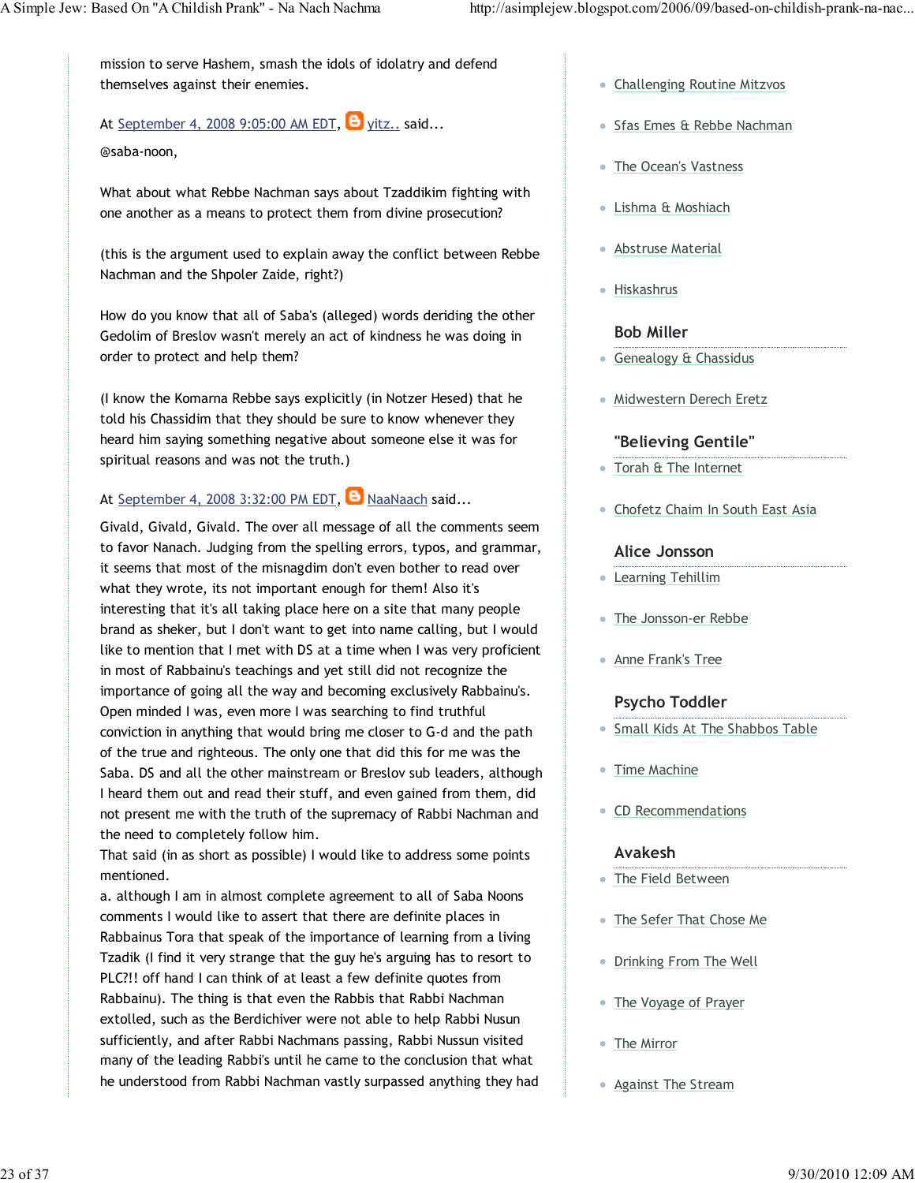mission to serve Hashem, smash the idols of idolatry and defend themselves against their enemies.

At September 4, 2008 9:05:00 AM EDT, yitz.. said...

@saba-noon,

What about what Rebbe Nachman says about Tzaddikim fighting with one another as a means to protect them from divine prosecution?

(this is the argument used to explain away the conflict between Rebbe Nachman and the Shpoler Zaide, right?)

How do you know that all of Saba's (alleged) words deriding the other Gedolim of Breslov wasn't merely an act of kindness he was doing in order to protect and help them?

(I know the Komarna Rebbe says explicitly (in Notzer Hesed) that he told his Chassidim that they should be sure to know whenever they heard him saying something negative about someone else it was for spiritual reasons and was not the truth.)

At September 4, 2008 3:32:00 PM EDT, NaaNaach said...

Givald, Givald, Givald. The over all message of all the comments seem to favor Nanach. Judging from the spelling errors, typos, and grammar, it seems that most of the misnagdim don't even bother to read over what they wrote, its not important enough for them! Also it's interesting that it's all taking place here on a site that many people brand as sheker, but I don't want to get into name calling, but I would like to mention that I met with DS at a time when I was very proficient in most of Rabbainu's teachings and yet still did not recognize the importance of going all the way and becoming exclusively Rabbainu's. Open minded I was, even more I was searching to find truthful conviction in anything that would bring me closer to G-d and the path of the true and righteous. The only one that did this for me was the Saba. DS and all the other mainstream or Breslov sub leaders, although I heard them out and read their stuff, and even gained from them, did not present me with the truth of the supremacy of Rabbi Nachman and the need to completely follow him.
That said (in as short as possible) I would like to address some points mentioned.
a. although I am in almost complete agreement to all of Saba Noons comments I would like to assert that there are definite places in Rabbainus Tora that speak of the importance of learning from a living Tzadik (I find it very strange that the guy he's arguing has to resort to PLC?!! off hand I can think of at least a few definite quotes from Rabbainu). The thing is that even the Rabbis that Rabbi Nachman extolled, such as the Berdichiver were not able to help Rabbi Nusun sufficiently, and after Rabbi Nachmans passing, Rabbi Nussun visited many of the leading Rabbi's until he came to the conclusion that what he understood from Rabbi Nachman vastly surpassed anything they had

- Challenging Routine Mitzvos
- Sfas Emes & Rebbe Nachman
- The Ocean's Vastness
- Lishma & Moshiach
- Abstruse Material
- Hiskashrus

### Bob Miller

- Genealogy & Chassidus
- Midwestern Derech Eretz

### "Believing Gentile"

- Torah & The Internet
- Chofetz Chaim In South East Asia

### Alice Jonsson

- Learning Tehillim
- The Jonsson-er Rebbe
- Anne Frank's Tree

### Psycho Toddler

- Small Kids At The Shabbos Table
- Time Machine
- CD Recommendations

### Avakesh

- The Field Between
- The Sefer That Chose Me
- Drinking From The Well
- The Voyage of Prayer
- The Mirror
- Against The Stream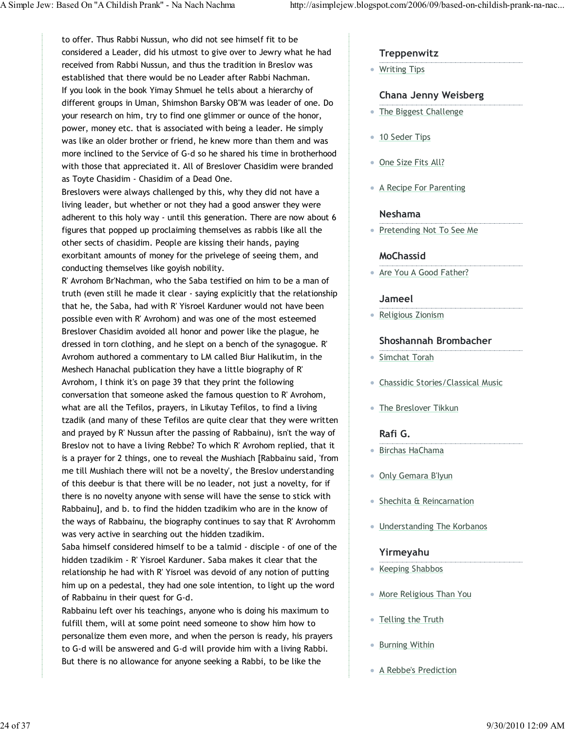to offer. Thus Rabbi Nussun, who did not see himself fit to be considered a Leader, did his utmost to give over to Jewry what he had received from Rabbi Nussun, and thus the tradition in Breslov was established that there would be no Leader after Rabbi Nachman.
If you look in the book Yimay Shmuel he tells about a hierarchy of different groups in Uman, Shimshon Barsky OB"M was leader of one. Do your research on him, try to find one glimmer or ounce of the honor, power, money etc. that is associated with being a leader. He simply was like an older brother or friend, he knew more than them and was more inclined to the Service of G-d so he shared his time in brotherhood with those that appreciated it. All of Breslover Chasidim were branded as Toyte Chasidim - Chasidim of a Dead One.
Breslovers were always challenged by this, why they did not have a living leader, but whether or not they had a good answer they were adherent to this holy way - until this generation. There are now about 6 figures that popped up proclaiming themselves as rabbis like all the other sects of chasidim. People are kissing their hands, paying exorbitant amounts of money for the privelege of seeing them, and conducting themselves like goyish nobility.
R' Avrohom Br'Nachman, who the Saba testified on him to be a man of truth (even still he made it clear - saying explicitly that the relationship that he, the Saba, had with R' Yisroel Karduner would not have been possible even with R' Avrohom) and was one of the most esteemed Breslover Chasidim avoided all honor and power like the plague, he dressed in torn clothing, and he slept on a bench of the synagogue. R' Avrohom authored a commentary to LM called Biur Halikutim, in the Meshech Hanachal publication they have a little biography of R' Avrohom, I think it's on page 39 that they print the following conversation that someone asked the famous question to R' Avrohom, what are all the Tefilos, prayers, in Likutay Tefilos, to find a living tzadik (and many of these Tefilos are quite clear that they were written and prayed by R' Nussun after the passing of Rabbainu), isn't the way of Breslov not to have a living Rebbe? To which R' Avrohom replied, that it is a prayer for 2 things, one to reveal the Mushiach [Rabbainu said, 'from me till Mushiach there will not be a novelty', the Breslov understanding of this deebur is that there will be no leader, not just a novelty, for if there is no novelty anyone with sense will have the sense to stick with Rabbainu], and b. to find the hidden tzadikim who are in the know of the ways of Rabbainu, the biography continues to say that R' Avrohomm was very active in searching out the hidden tzadikim.
Saba himself considered himself to be a talmid - disciple - of one of the hidden tzadikim - R' Yisroel Karduner. Saba makes it clear that the relationship he had with R' Yisroel was devoid of any notion of putting him up on a pedestal, they had one sole intention, to light up the word of Rabbainu in their quest for G-d.
Rabbainu left over his teachings, anyone who is doing his maximum to fulfill them, will at some point need someone to show him how to personalize them even more, and when the person is ready, his prayers to G-d will be answered and G-d will provide him with a living Rabbi. But there is no allowance for anyone seeking a Rabbi, to be like the

### Treppenwitz
- Writing Tips

### Chana Jenny Weisberg
- The Biggest Challenge
- 10 Seder Tips
- One Size Fits All?
- A Recipe For Parenting

### Neshama
- Pretending Not To See Me

### MoChassid
- Are You A Good Father?

### Jameel
- Religious Zionism

### Shoshannah Brombacher
- Simchat Torah
- Chassidic Stories/Classical Music
- The Breslover Tikkun

### Rafi G.
- Birchas HaChama
- Only Gemara B'Iyun
- Shechita & Reincarnation
- Understanding The Korbanos

### Yirmeyahu
- Keeping Shabbos
- More Religious Than You
- Telling the Truth
- Burning Within
- A Rebbe's Prediction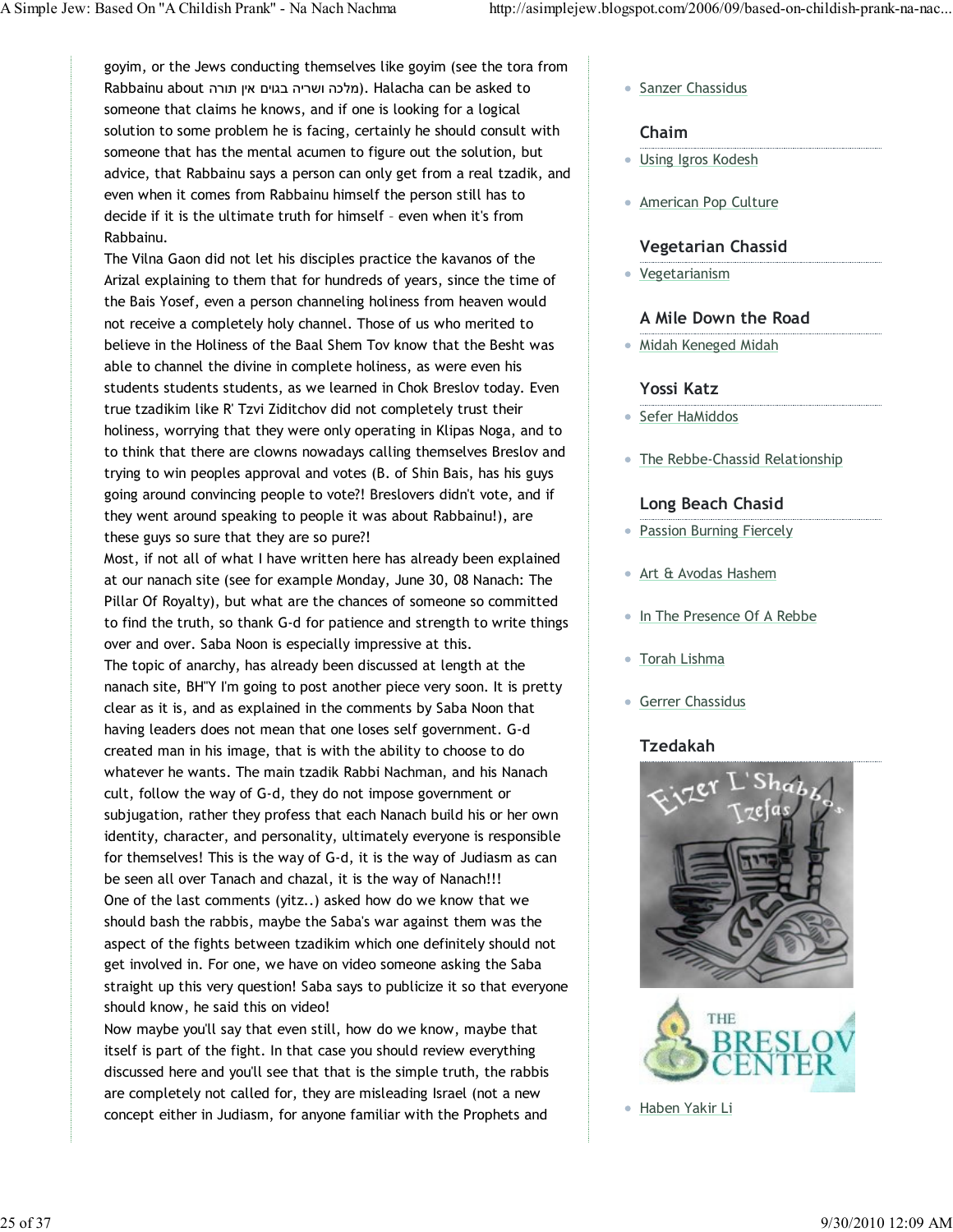goyim, or the Jews conducting themselves like goyim (see the tora from Rabbainu about מלכה ושריה בגוים אין תורה). Halacha can be asked to someone that claims he knows, and if one is looking for a logical solution to some problem he is facing, certainly he should consult with someone that has the mental acumen to figure out the solution, but advice, that Rabbainu says a person can only get from a real tzadik, and even when it comes from Rabbainu himself the person still has to decide if it is the ultimate truth for himself - even when it's from Rabbainu.

The Vilna Gaon did not let his disciples practice the kavanos of the Arizal explaining to them that for hundreds of years, since the time of the Bais Yosef, even a person channeling holiness from heaven would not receive a completely holy channel. Those of us who merited to believe in the Holiness of the Baal Shem Tov know that the Besht was able to channel the divine in complete holiness, as were even his students students students, as we learned in Chok Breslov today. Even true tzadikim like R' Tzvi Ziditchov did not completely trust their holiness, worrying that they were only operating in Klipas Noga, and to to think that there are clowns nowadays calling themselves Breslov and trying to win peoples approval and votes (B. of Shin Bais, has his guys going around convincing people to vote?! Breslovers didn't vote, and if they went around speaking to people it was about Rabbainu!), are these guys so sure that they are so pure?!

Most, if not all of what I have written here has already been explained at our nanach site (see for example Monday, June 30, 08 Nanach: The Pillar Of Royalty), but what are the chances of someone so committed to find the truth, so thank G-d for patience and strength to write things over and over. Saba Noon is especially impressive at this.

The topic of anarchy, has already been discussed at length at the nanach site, BH"Y I'm going to post another piece very soon. It is pretty clear as it is, and as explained in the comments by Saba Noon that having leaders does not mean that one loses self government. G-d created man in his image, that is with the ability to choose to do whatever he wants. The main tzadik Rabbi Nachman, and his Nanach cult, follow the way of G-d, they do not impose government or subjugation, rather they profess that each Nanach build his or her own identity, character, and personality, ultimately everyone is responsible for themselves! This is the way of G-d, it is the way of Judiasm as can be seen all over Tanach and chazal, it is the way of Nanach!!!

One of the last comments (yitz..) asked how do we know that we should bash the rabbis, maybe the Saba's war against them was the aspect of the fights between tzadikim which one definitely should not get involved in. For one, we have on video someone asking the Saba straight up this very question! Saba says to publicize it so that everyone should know, he said this on video!

Now maybe you'll say that even still, how do we know, maybe that itself is part of the fight. In that case you should review everything discussed here and you'll see that that is the simple truth, the rabbis are completely not called for, they are misleading Israel (not a new concept either in Judiasm, for anyone familiar with the Prophets and

- Sanzer Chassidus

### Chaim

- Using Igros Kodesh
- American Pop Culture

### Vegetarian Chassid

- Vegetarianism

### A Mile Down the Road

- Midah Keneged Midah

### Yossi Katz

- Sefer HaMiddos
- The Rebbe-Chassid Relationship

### Long Beach Chasid

- Passion Burning Fiercely
- Art & Avodas Hashem
- In The Presence Of A Rebbe
- Torah Lishma
- Gerrer Chassidus

### Tzedakah

- Haben Yakir Li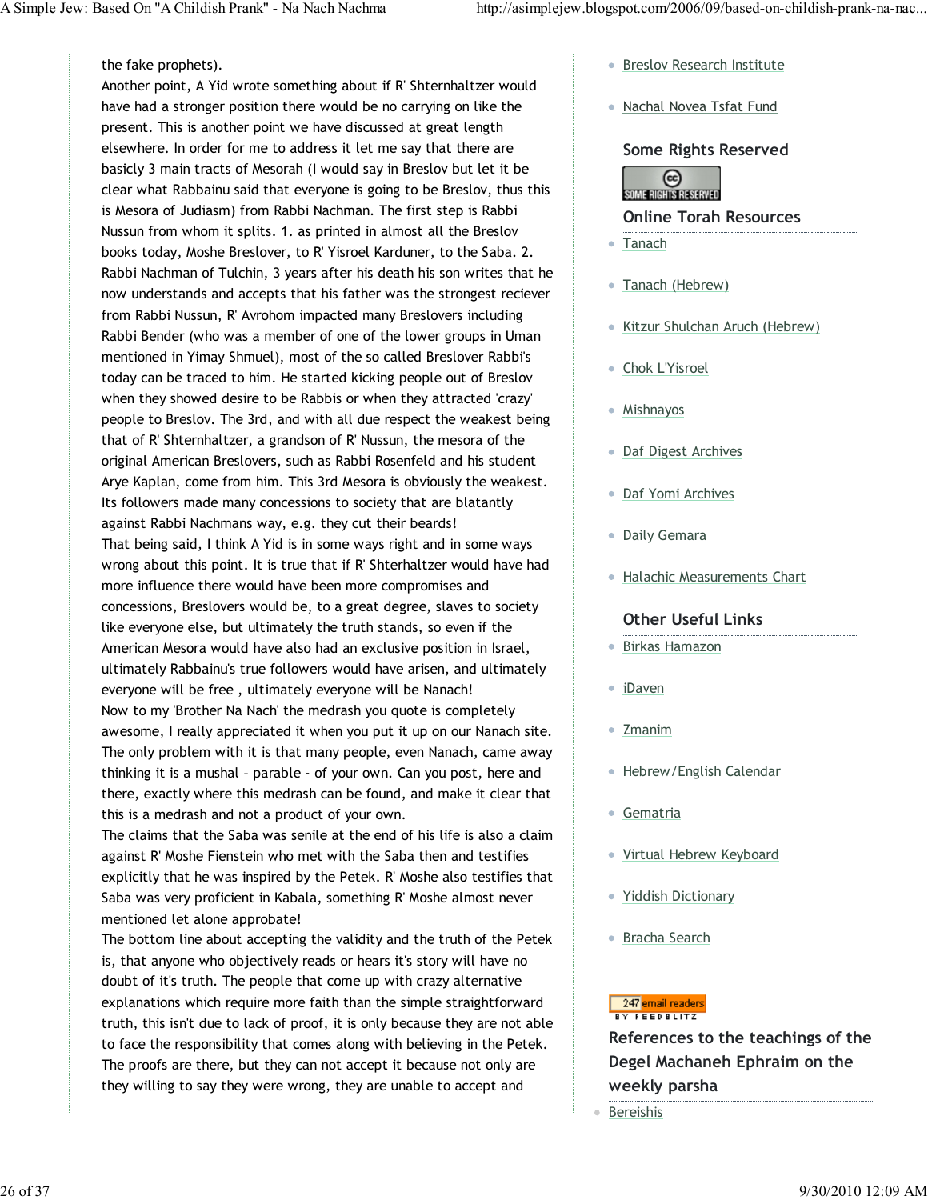the fake prophets).

Another point, A Yid wrote something about if R' Shternhaltzer would have had a stronger position there would be no carrying on like the present. This is another point we have discussed at great length elsewhere. In order for me to address it let me say that there are basicly 3 main tracts of Mesorah (I would say in Breslov but let it be clear what Rabbainu said that everyone is going to be Breslov, thus this is Mesora of Judiasm) from Rabbi Nachman. The first step is Rabbi Nussun from whom it splits. 1. as printed in almost all the Breslov books today, Moshe Breslover, to R' Yisroel Karduner, to the Saba. 2. Rabbi Nachman of Tulchin, 3 years after his death his son writes that he now understands and accepts that his father was the strongest reciever from Rabbi Nussun, R' Avrohom impacted many Breslovers including Rabbi Bender (who was a member of one of the lower groups in Uman mentioned in Yimay Shmuel), most of the so called Breslover Rabbi's today can be traced to him. He started kicking people out of Breslov when they showed desire to be Rabbis or when they attracted 'crazy' people to Breslov. The 3rd, and with all due respect the weakest being that of R' Shternhaltzer, a grandson of R' Nussun, the mesora of the original American Breslovers, such as Rabbi Rosenfeld and his student Arye Kaplan, come from him. This 3rd Mesora is obviously the weakest. Its followers made many concessions to society that are blatantly against Rabbi Nachmans way, e.g. they cut their beards!

That being said, I think A Yid is in some ways right and in some ways wrong about this point. It is true that if R' Shterhaltzer would have had more influence there would have been more compromises and concessions, Breslovers would be, to a great degree, slaves to society like everyone else, but ultimately the truth stands, so even if the American Mesora would have also had an exclusive position in Israel, ultimately Rabbainu's true followers would have arisen, and ultimately everyone will be free , ultimately everyone will be Nanach!

Now to my 'Brother Na Nach' the medrash you quote is completely awesome, I really appreciated it when you put it up on our Nanach site. The only problem with it is that many people, even Nanach, came away thinking it is a mushal - parable - of your own. Can you post, here and there, exactly where this medrash can be found, and make it clear that this is a medrash and not a product of your own.

The claims that the Saba was senile at the end of his life is also a claim against R' Moshe Fienstein who met with the Saba then and testifies explicitly that he was inspired by the Petek. R' Moshe also testifies that Saba was very proficient in Kabala, something R' Moshe almost never mentioned let alone approbate!

The bottom line about accepting the validity and the truth of the Petek is, that anyone who objectively reads or hears it's story will have no doubt of it's truth. The people that come up with crazy alternative explanations which require more faith than the simple straightforward truth, this isn't due to lack of proof, it is only because they are not able to face the responsibility that comes along with believing in the Petek. The proofs are there, but they can not accept it because not only are they willing to say they were wrong, they are unable to accept and

- Breslov Research Institute
- Nachal Novea Tsfat Fund

### Some Rights Reserved

SOME RIGHTS RESERVED

### Online Torah Resources

- Tanach
- Tanach (Hebrew)
- Kitzur Shulchan Aruch (Hebrew)
- Chok L'Yisroel
- Mishnayos
- Daf Digest Archives
- Daf Yomi Archives
- Daily Gemara
- Halachic Measurements Chart

### Other Useful Links

- Birkas Hamazon
- iDaven
- Zmanim
- Hebrew/English Calendar
- Gematria
- Virtual Hebrew Keyboard
- Yiddish Dictionary
- Bracha Search

247 email readers BY FEEDBLITZ

### References to the teachings of the Degel Machaneh Ephraim on the weekly parsha

- Bereishis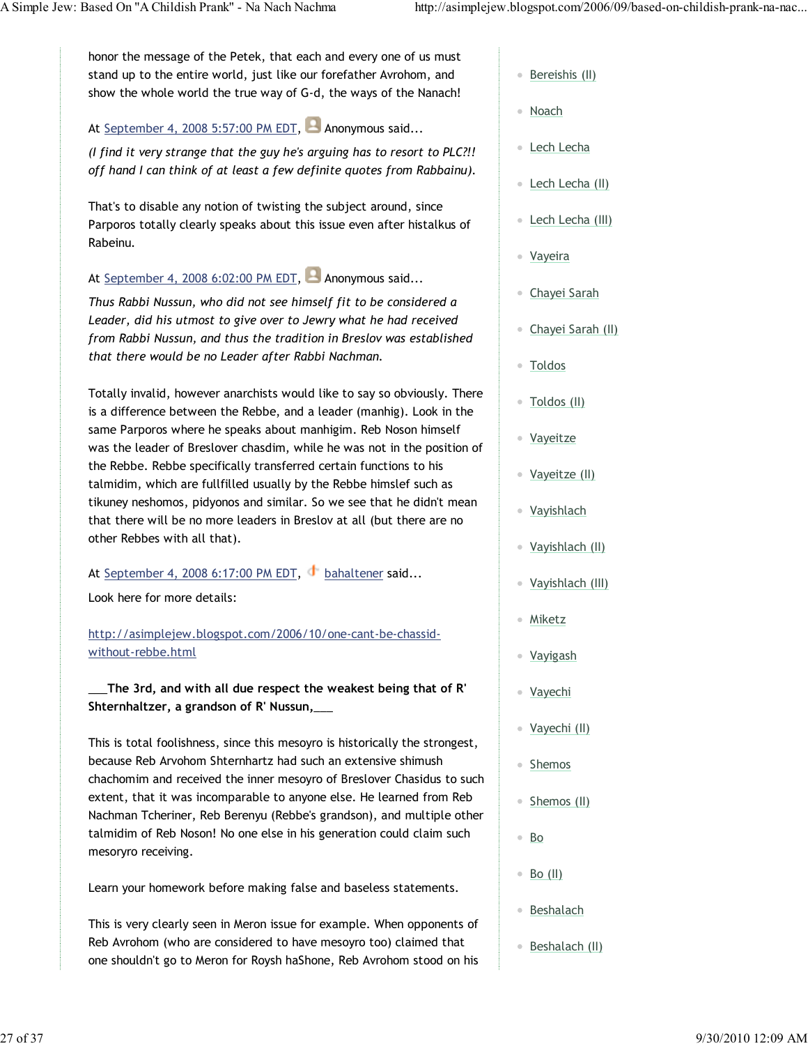honor the message of the Petek, that each and every one of us must stand up to the entire world, just like our forefather Avrohom, and show the whole world the true way of G-d, the ways of the Nanach!

At September 4, 2008 5:57:00 PM EDT, Anonymous said...

*(I find it very strange that the guy he's arguing has to resort to PLC?!! off hand I can think of at least a few definite quotes from Rabbainu).*

That's to disable any notion of twisting the subject around, since Parporos totally clearly speaks about this issue even after histalkus of Rabeinu.

At September 4, 2008 6:02:00 PM EDT, Anonymous said...

*Thus Rabbi Nussun, who did not see himself fit to be considered a Leader, did his utmost to give over to Jewry what he had received from Rabbi Nussun, and thus the tradition in Breslov was established that there would be no Leader after Rabbi Nachman.*

Totally invalid, however anarchists would like to say so obviously. There is a difference between the Rebbe, and a leader (manhig). Look in the same Parporos where he speaks about manhigim. Reb Noson himself was the leader of Breslover chasdim, while he was not in the position of the Rebbe. Rebbe specifically transferred certain functions to his talmidim, which are fullfilled usually by the Rebbe himslef such as tikuney neshomos, pidyonos and similar. So we see that he didn't mean that there will be no more leaders in Breslov at all (but there are no other Rebbes with all that).

At September 4, 2008 6:17:00 PM EDT, bahaltener said...

Look here for more details:

http://asimplejew.blogspot.com/2006/10/one-cant-be-chassid-without-rebbe.html

**___The 3rd, and with all due respect the weakest being that of R' Shternhaltzer, a grandson of R' Nussun,___**

This is total foolishness, since this mesoyro is historically the strongest, because Reb Arvohom Shternhartz had such an extensive shimush chachomim and received the inner mesoyro of Breslover Chasidus to such extent, that it was incomparable to anyone else. He learned from Reb Nachman Tcheriner, Reb Berenyu (Rebbe's grandson), and multiple other talmidim of Reb Noson! No one else in his generation could claim such mesoryro receiving.

Learn your homework before making false and baseless statements.

This is very clearly seen in Meron issue for example. When opponents of Reb Avrohom (who are considered to have mesoyro too) claimed that one shouldn't go to Meron for Roysh haShone, Reb Avrohom stood on his

- Bereishis (II)
- Noach
- Lech Lecha
- Lech Lecha (II)
- Lech Lecha (III)
- Vayeira
- Chayei Sarah
- Chayei Sarah (II)
- Toldos
- Toldos (II)
- Vayeitze
- Vayeitze (II)
- Vayishlach
- Vayishlach (II)
- Vayishlach (III)
- Miketz
- Vayigash
- Vayechi
- Vayechi (II)
- Shemos
- Shemos (II)
- Bo
- Bo (II)
- Beshalach
- Beshalach (II)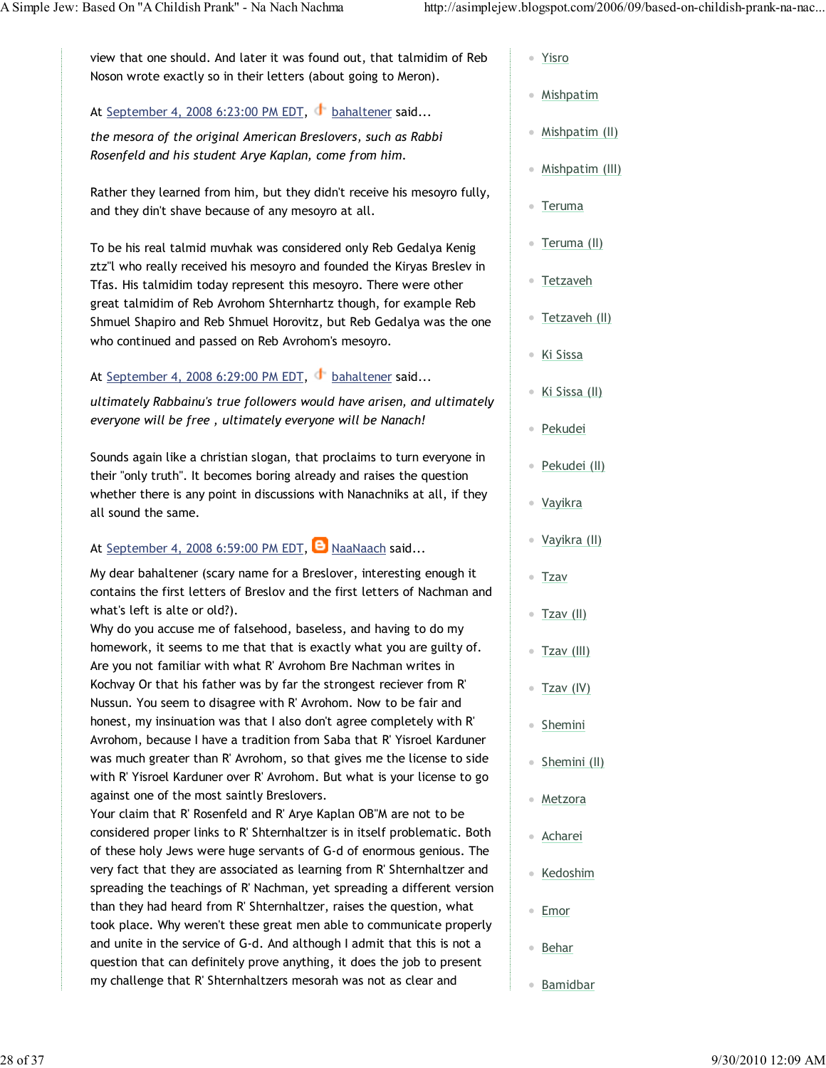view that one should. And later it was found out, that talmidim of Reb Noson wrote exactly so in their letters (about going to Meron).

At September 4, 2008 6:23:00 PM EDT, bahaltener said...

*the mesora of the original American Breslovers, such as Rabbi Rosenfeld and his student Arye Kaplan, come from him.*

Rather they learned from him, but they didn't receive his mesoyro fully, and they din't shave because of any mesoyro at all.

To be his real talmid muvhak was considered only Reb Gedalya Kenig ztz"l who really received his mesoyro and founded the Kiryas Breslev in Tfas. His talmidim today represent this mesoyro. There were other great talmidim of Reb Avrohom Shternhartz though, for example Reb Shmuel Shapiro and Reb Shmuel Horovitz, but Reb Gedalya was the one who continued and passed on Reb Avrohom's mesoyro.

At September 4, 2008 6:29:00 PM EDT, bahaltener said...

*ultimately Rabbainu's true followers would have arisen, and ultimately everyone will be free , ultimately everyone will be Nanach!*

Sounds again like a christian slogan, that proclaims to turn everyone in their "only truth". It becomes boring already and raises the question whether there is any point in discussions with Nanachniks at all, if they all sound the same.

At September 4, 2008 6:59:00 PM EDT, NaaNaach said...

My dear bahaltener (scary name for a Breslover, interesting enough it contains the first letters of Breslov and the first letters of Nachman and what's left is alte or old?).
Why do you accuse me of falsehood, baseless, and having to do my homework, it seems to me that that is exactly what you are guilty of. Are you not familiar with what R' Avrohom Bre Nachman writes in Kochvay Or that his father was by far the strongest reciever from R' Nussun. You seem to disagree with R' Avrohom. Now to be fair and honest, my insinuation was that I also don't agree completely with R' Avrohom, because I have a tradition from Saba that R' Yisroel Karduner was much greater than R' Avrohom, so that gives me the license to side with R' Yisroel Karduner over R' Avrohom. But what is your license to go against one of the most saintly Breslovers.
Your claim that R' Rosenfeld and R' Arye Kaplan OB"M are not to be considered proper links to R' Shternhaltzer is in itself problematic. Both of these holy Jews were huge servants of G-d of enormous genious. The very fact that they are associated as learning from R' Shternhaltzer and spreading the teachings of R' Nachman, yet spreading a different version than they had heard from R' Shternhaltzer, raises the question, what took place. Why weren't these great men able to communicate properly and unite in the service of G-d. And although I admit that this is not a question that can definitely prove anything, it does the job to present my challenge that R' Shternhaltzers mesorah was not as clear and

- Yisro
- Mishpatim
- Mishpatim (II)
- Mishpatim (III)
- Teruma
- Teruma (II)
- Tetzaveh
- Tetzaveh (II)
- Ki Sissa
- Ki Sissa (II)
- Pekudei
- Pekudei (II)
- Vayikra
- Vayikra (II)
- Tzav
- Tzav (II)
- Tzav (III)
- Tzav (IV)
- Shemini
- Shemini (II)
- Metzora
- Acharei
- Kedoshim
- Emor
- Behar
- Bamidbar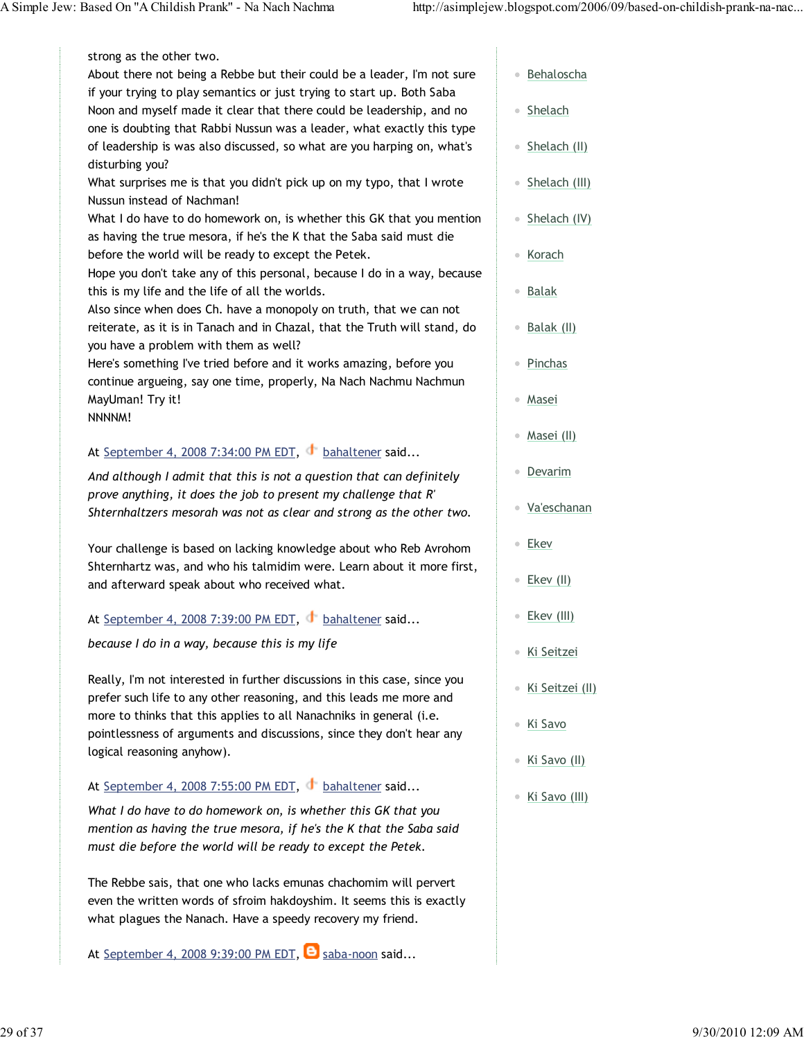strong as the other two.
About there not being a Rebbe but their could be a leader, I'm not sure if your trying to play semantics or just trying to start up. Both Saba Noon and myself made it clear that there could be leadership, and no one is doubting that Rabbi Nussun was a leader, what exactly this type of leadership is was also discussed, so what are you harping on, what's disturbing you?
What surprises me is that you didn't pick up on my typo, that I wrote Nussun instead of Nachman!
What I do have to do homework on, is whether this GK that you mention as having the true mesora, if he's the K that the Saba said must die before the world will be ready to except the Petek.
Hope you don't take any of this personal, because I do in a way, because this is my life and the life of all the worlds.
Also since when does Ch. have a monopoly on truth, that we can not reiterate, as it is in Tanach and in Chazal, that the Truth will stand, do you have a problem with them as well?
Here's something I've tried before and it works amazing, before you continue argueing, say one time, properly, Na Nach Nachmu Nachmun MayUman! Try it!
NNNNM!

At September 4, 2008 7:34:00 PM EDT, bahaltener said...

*And although I admit that this is not a question that can definitely prove anything, it does the job to present my challenge that R' Shternhaltzers mesorah was not as clear and strong as the other two.*

Your challenge is based on lacking knowledge about who Reb Avrohom Shternhartz was, and who his talmidim were. Learn about it more first, and afterward speak about who received what.

At September 4, 2008 7:39:00 PM EDT, bahaltener said...

*because I do in a way, because this is my life*

Really, I'm not interested in further discussions in this case, since you prefer such life to any other reasoning, and this leads me more and more to thinks that this applies to all Nanachniks in general (i.e. pointlessness of arguments and discussions, since they don't hear any logical reasoning anyhow).

At September 4, 2008 7:55:00 PM EDT, bahaltener said...

*What I do have to do homework on, is whether this GK that you mention as having the true mesora, if he's the K that the Saba said must die before the world will be ready to except the Petek.*

The Rebbe sais, that one who lacks emunas chachomim will pervert even the written words of sfroim hakdoyshim. It seems this is exactly what plagues the Nanach. Have a speedy recovery my friend.

At September 4, 2008 9:39:00 PM EDT, saba-noon said...

- Behaloscha
- Shelach
- Shelach (II)
- Shelach (III)
- Shelach (IV)
- Korach
- Balak
- Balak (II)
- Pinchas
- Masei
- Masei (II)
- Devarim
- Va'eschanan
- Ekev
- Ekev (II)
- Ekev (III)
- Ki Seitzei
- Ki Seitzei (II)
- Ki Savo
- Ki Savo (II)
- Ki Savo (III)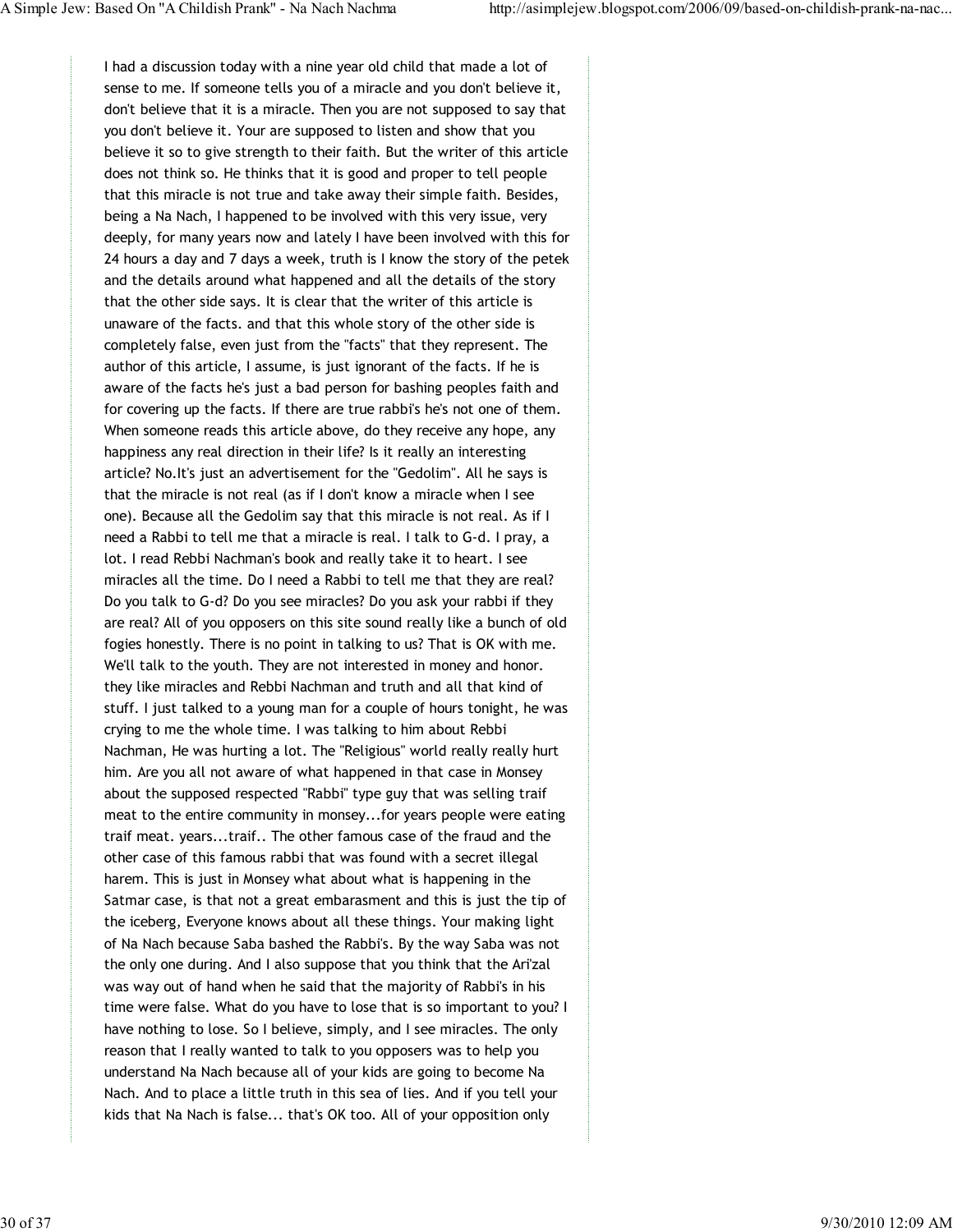I had a discussion today with a nine year old child that made a lot of sense to me. If someone tells you of a miracle and you don't believe it, don't believe that it is a miracle. Then you are not supposed to say that you don't believe it. Your are supposed to listen and show that you believe it so to give strength to their faith. But the writer of this article does not think so. He thinks that it is good and proper to tell people that this miracle is not true and take away their simple faith. Besides, being a Na Nach, I happened to be involved with this very issue, very deeply, for many years now and lately I have been involved with this for 24 hours a day and 7 days a week, truth is I know the story of the petek and the details around what happened and all the details of the story that the other side says. It is clear that the writer of this article is unaware of the facts. and that this whole story of the other side is completely false, even just from the "facts" that they represent. The author of this article, I assume, is just ignorant of the facts. If he is aware of the facts he's just a bad person for bashing peoples faith and for covering up the facts. If there are true rabbi's he's not one of them. When someone reads this article above, do they receive any hope, any happiness any real direction in their life? Is it really an interesting article? No.It's just an advertisement for the "Gedolim". All he says is that the miracle is not real (as if I don't know a miracle when I see one). Because all the Gedolim say that this miracle is not real. As if I need a Rabbi to tell me that a miracle is real. I talk to G-d. I pray, a lot. I read Rebbi Nachman's book and really take it to heart. I see miracles all the time. Do I need a Rabbi to tell me that they are real? Do you talk to G-d? Do you see miracles? Do you ask your rabbi if they are real? All of you opposers on this site sound really like a bunch of old fogies honestly. There is no point in talking to us? That is OK with me. We'll talk to the youth. They are not interested in money and honor. they like miracles and Rebbi Nachman and truth and all that kind of stuff. I just talked to a young man for a couple of hours tonight, he was crying to me the whole time. I was talking to him about Rebbi Nachman, He was hurting a lot. The "Religious" world really really hurt him. Are you all not aware of what happened in that case in Monsey about the supposed respected "Rabbi" type guy that was selling traif meat to the entire community in monsey...for years people were eating traif meat. years...traif.. The other famous case of the fraud and the other case of this famous rabbi that was found with a secret illegal harem. This is just in Monsey what about what is happening in the Satmar case, is that not a great embarasment and this is just the tip of the iceberg, Everyone knows about all these things. Your making light of Na Nach because Saba bashed the Rabbi's. By the way Saba was not the only one during. And I also suppose that you think that the Ari'zal was way out of hand when he said that the majority of Rabbi's in his time were false. What do you have to lose that is so important to you? I have nothing to lose. So I believe, simply, and I see miracles. The only reason that I really wanted to talk to you opposers was to help you understand Na Nach because all of your kids are going to become Na Nach. And to place a little truth in this sea of lies. And if you tell your kids that Na Nach is false... that's OK too. All of your opposition only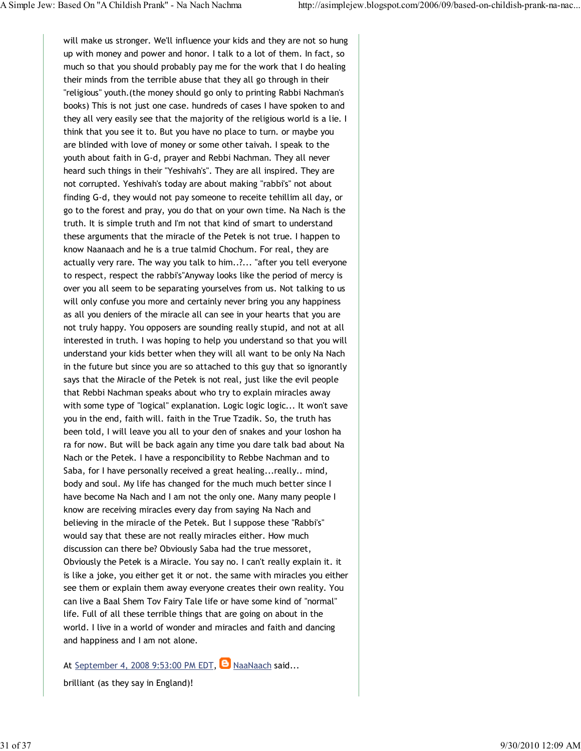will make us stronger. We'll influence your kids and they are not so hung up with money and power and honor. I talk to a lot of them. In fact, so much so that you should probably pay me for the work that I do healing their minds from the terrible abuse that they all go through in their "religious" youth.(the money should go only to printing Rabbi Nachman's books) This is not just one case. hundreds of cases I have spoken to and they all very easily see that the majority of the religious world is a lie. I think that you see it to. But you have no place to turn. or maybe you are blinded with love of money or some other taivah. I speak to the youth about faith in G-d, prayer and Rebbi Nachman. They all never heard such things in their "Yeshivah's". They are all inspired. They are not corrupted. Yeshivah's today are about making "rabbi's" not about finding G-d, they would not pay someone to receite tehillim all day, or go to the forest and pray, you do that on your own time. Na Nach is the truth. It is simple truth and I'm not that kind of smart to understand these arguments that the miracle of the Petek is not true. I happen to know Naanaach and he is a true talmid Chochum. For real, they are actually very rare. The way you talk to him..?... "after you tell everyone to respect, respect the rabbi's"Anyway looks like the period of mercy is over you all seem to be separating yourselves from us. Not talking to us will only confuse you more and certainly never bring you any happiness as all you deniers of the miracle all can see in your hearts that you are not truly happy. You oppsers are sounding really stupid, and not at all interested in truth. I was hoping to help you understand so that you will understand your kids better when they will all want to be only Na Nach in the future but since you are so attached to this guy that so ignorantly says that the Miracle of the Petek is not real, just like the evil people that Rebbi Nachman speaks about who try to explain miracles away with some type of "logical" explanation. Logic logic logic... It won't save you in the end, faith will. faith in the True Tzadik. So, the truth has been told, I will leave you all to your den of snakes and your loshon ha ra for now. But will be back again any time you dare talk bad about Na Nach or the Petek. I have a responcibility to Rebbe Nachman and to Saba, for I have personally received a great healing...really.. mind, body and soul. My life has changed for the much much better since I have become Na Nach and I am not the only one. Many many people I know are receiving miracles every day from saying Na Nach and believing in the miracle of the Petek. But I suppose these "Rabbi's" would say that these are not really miracles either. How much discussion can there be? Obviously Saba had the true messoret, Obviously the Petek is a Miracle. You say no. I can't really explain it. it is like a joke, you either get it or not. the same with miracles you either see them or explain them away everyone creates their own reality. You can live a Baal Shem Tov Fairy Tale life or have some kind of "normal" life. Full of all these terrible things that are going on about in the world. I live in a world of wonder and miracles and faith and dancing and happiness and I am not alone.

At September 4, 2008 9:53:00 PM EDT, NaaNaach said...

brilliant (as they say in England)!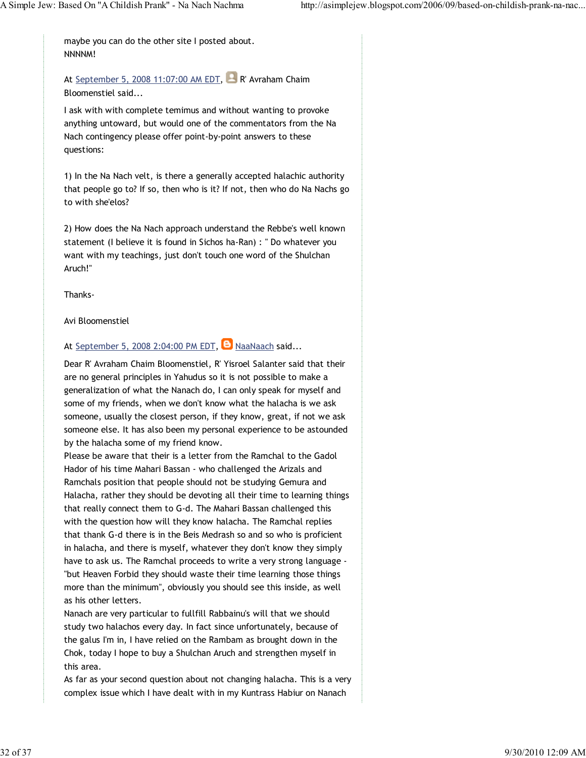maybe you can do the other site I posted about.
NNNNM!

At September 5, 2008 11:07:00 AM EDT, R' Avraham Chaim Bloomenstiel said...

I ask with with complete temimus and without wanting to provoke anything untoward, but would one of the commentators from the Na Nach contingency please offer point-by-point answers to these questions:

1) In the Na Nach velt, is there a generally accepted halachic authority that people go to? If so, then who is it? If not, then who do Na Nachs go to with she'elos?

2) How does the Na Nach approach understand the Rebbe's well known statement (I believe it is found in Sichos ha-Ran) : " Do whatever you want with my teachings, just don't touch one word of the Shulchan Aruch!"

Thanks-

Avi Bloomenstiel

At September 5, 2008 2:04:00 PM EDT, NaaNaach said...

Dear R' Avraham Chaim Bloomenstiel, R' Yisroel Salanter said that their are no general principles in Yahudus so it is not possible to make a generalization of what the Nanach do, I can only speak for myself and some of my friends, when we don't know what the halacha is we ask someone, usually the closest person, if they know, great, if not we ask someone else. It has also been my personal experience to be astounded by the halacha some of my friend know.
Please be aware that their is a letter from the Ramchal to the Gadol Hador of his time Mahari Bassan - who challenged the Arizals and Ramchals position that people should not be studying Gemura and Halacha, rather they should be devoting all their time to learning things that really connect them to G-d. The Mahari Bassan challenged this with the question how will they know halacha. The Ramchal replies that thank G-d there is in the Beis Medrash so and so who is proficient in halacha, and there is myself, whatever they don't know they simply have to ask us. The Ramchal proceeds to write a very strong language - "but Heaven Forbid they should waste their time learning those things more than the minimum", obviously you should see this inside, as well as his other letters.
Nanach are very particular to fullfill Rabbainu's will that we should study two halachos every day. In fact since unfortunately, because of the galus I'm in, I have relied on the Rambam as brought down in the Chok, today I hope to buy a Shulchan Aruch and strengthen myself in this area.
As far as your second question about not changing halacha. This is a very complex issue which I have dealt with in my Kuntrass Habiur on Nanach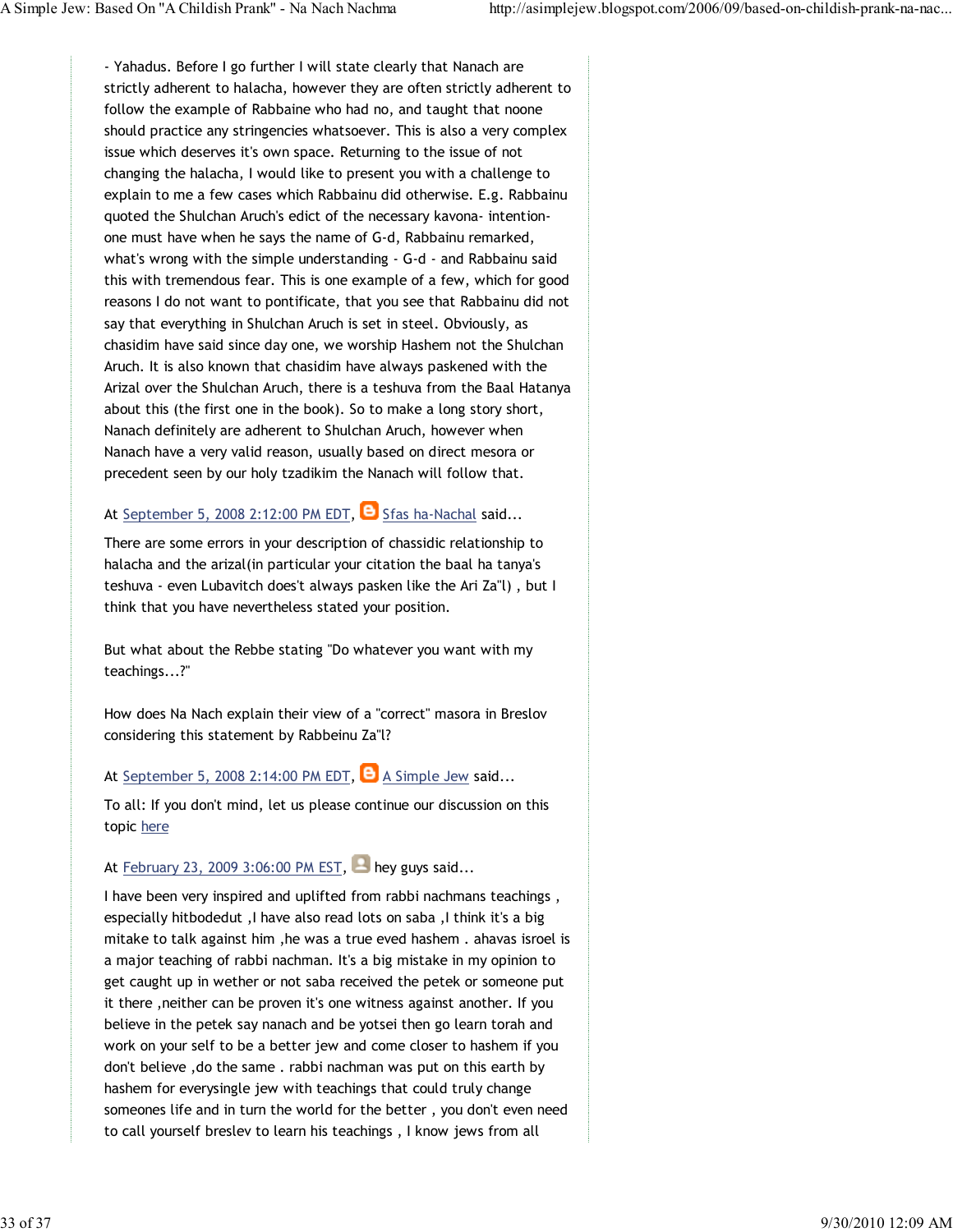- Yahadus. Before I go further I will state clearly that Nanach are strictly adherent to halacha, however they are often strictly adherent to follow the example of Rabbaine who had no, and taught that noone should practice any stringencies whatsoever. This is also a very complex issue which deserves it's own space. Returning to the issue of not changing the halacha, I would like to present you with a challenge to explain to me a few cases which Rabbainu did otherwise. E.g. Rabbainu quoted the Shulchan Aruch's edict of the necessary kavona- intention- one must have when he says the name of G-d, Rabbainu remarked, what's wrong with the simple understanding - G-d - and Rabbainu said this with tremendous fear. This is one example of a few, which for good reasons I do not want to pontificate, that you see that Rabbainu did not say that everything in Shulchan Aruch is set in steel. Obviously, as chasidim have said since day one, we worship Hashem not the Shulchan Aruch. It is also known that chasidim have always paskened with the Arizal over the Shulchan Aruch, there is a teshuva from the Baal Hatanya about this (the first one in the book). So to make a long story short, Nanach definitely are adherent to Shulchan Aruch, however when Nanach have a very valid reason, usually based on direct mesora or precedent seen by our holy tzadikim the Nanach will follow that.

At September 5, 2008 2:12:00 PM EDT, Sfas ha-Nachal said...

There are some errors in your description of chassidic relationship to halacha and the arizal(in particular your citation the baal ha tanya's teshuva - even Lubavitch does't always pasken like the Ari Za"l) , but I think that you have nevertheless stated your position.

But what about the Rebbe stating "Do whatever you want with my teachings...?"

How does Na Nach explain their view of a "correct" masora in Breslov considering this statement by Rabbeinu Za"l?

At September 5, 2008 2:14:00 PM EDT, A Simple Jew said...

To all: If you don't mind, let us please continue our discussion on this topic here

At February 23, 2009 3:06:00 PM EST, hey guys said...

I have been very inspired and uplifted from rabbi nachmans teachings , especially hitbodedut ,I have also read lots on saba ,I think it's a big mitake to talk against him ,he was a true eved hashem . ahavas isroel is a major teaching of rabbi nachman. It's a big mistake in my opinion to get caught up in wether or not saba received the petek or someone put it there ,neither can be proven it's one witness against another. If you believe in the petek say nanach and be yotsei then go learn torah and work on your self to be a better jew and come closer to hashem if you don't believe ,do the same . rabbi nachman was put on this earth by hashem for everysingle jew with teachings that could truly change someones life and in turn the world for the better , you don't even need to call yourself breslev to learn his teachings , I know jews from all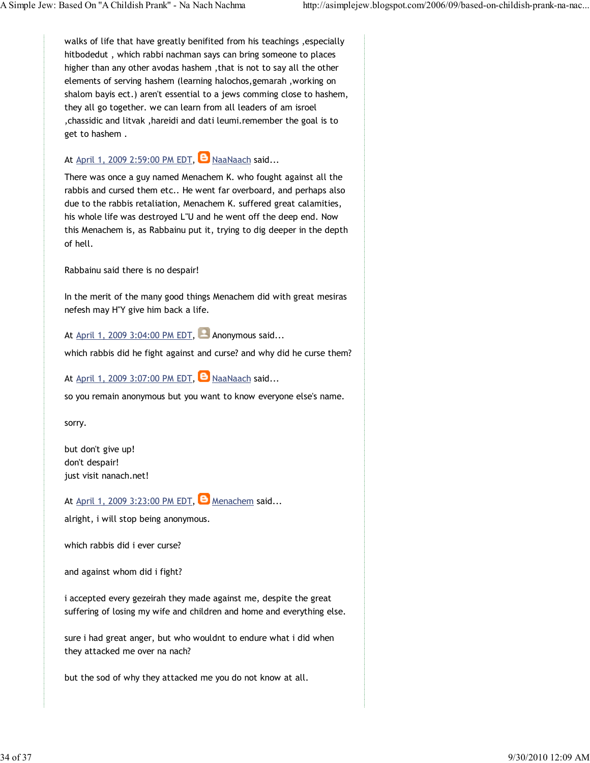walks of life that have greatly benifited from his teachings ,especially hitbodedut , which rabbi nachman says can bring someone to places higher than any other avodas hashem ,that is not to say all the other elements of serving hashem (learning halochos,gemarah ,working on shalom bayis ect.) aren't essential to a jews comming close to hashem, they all go together. we can learn from all leaders of am isroel ,chassidic and litvak ,hareidi and dati leumi.remember the goal is to get to hashem .

At April 1, 2009 2:59:00 PM EDT, NaaNaach said...

There was once a guy named Menachem K. who fought against all the rabbis and cursed them etc.. He went far overboard, and perhaps also due to the rabbis retaliation, Menachem K. suffered great calamities, his whole life was destroyed L"U and he went off the deep end. Now this Menachem is, as Rabbainu put it, trying to dig deeper in the depth of hell.

Rabbainu said there is no despair!

In the merit of the many good things Menachem did with great mesiras nefesh may H"Y give him back a life.

At April 1, 2009 3:04:00 PM EDT, Anonymous said...

which rabbis did he fight against and curse? and why did he curse them?

At April 1, 2009 3:07:00 PM EDT, NaaNaach said...

so you remain anonymous but you want to know everyone else's name.

sorry.

but don't give up!
don't despair!
just visit nanach.net!

At April 1, 2009 3:23:00 PM EDT, Menachem said...

alright, i will stop being anonymous.

which rabbis did i ever curse?

and against whom did i fight?

i accepted every gezeirah they made against me, despite the great suffering of losing my wife and children and home and everything else.

sure i had great anger, but who wouldnt to endure what i did when they attacked me over na nach?

but the sod of why they attacked me you do not know at all.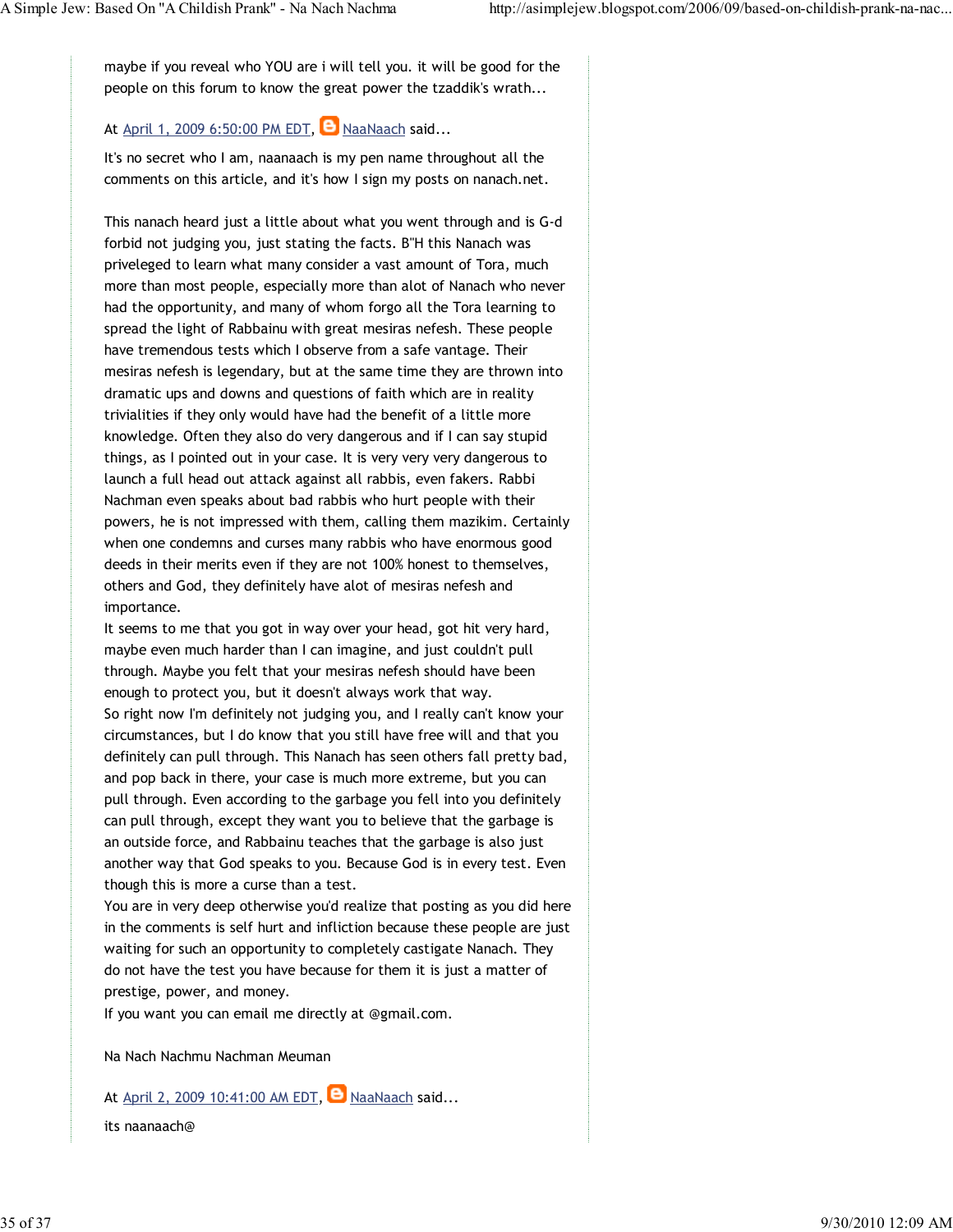maybe if you reveal who YOU are i will tell you. it will be good for the people on this forum to know the great power the tzaddik's wrath...

At April 1, 2009 6:50:00 PM EDT, NaaNaach said...

It's no secret who I am, naanaach is my pen name throughout all the comments on this article, and it's how I sign my posts on nanach.net.

This nanach heard just a little about what you went through and is G-d forbid not judging you, just stating the facts. B"H this Nanach was priveleged to learn what many consider a vast amount of Tora, much more than most people, especially more than alot of Nanach who never had the opportunity, and many of whom forgo all the Tora learning to spread the light of Rabbainu with great mesiras nefesh. These people have tremendous tests which I observe from a safe vantage. Their mesiras nefesh is legendary, but at the same time they are thrown into dramatic ups and downs and questions of faith which are in reality trivialities if they only would have had the benefit of a little more knowledge. Often they also do very dangerous and if I can say stupid things, as I pointed out in your case. It is very very very dangerous to launch a full head out attack against all rabbis, even fakers. Rabbi Nachman even speaks about bad rabbis who hurt people with their powers, he is not impressed with them, calling them mazikim. Certainly when one condemns and curses many rabbis who have enormous good deeds in their merits even if they are not 100% honest to themselves, others and God, they definitely have alot of mesiras nefesh and importance.
It seems to me that you got in way over your head, got hit very hard, maybe even much harder than I can imagine, and just couldn't pull through. Maybe you felt that your mesiras nefesh should have been enough to protect you, but it doesn't always work that way.
So right now I'm definitely not judging you, and I really can't know your circumstances, but I do know that you still have free will and that you definitely can pull through. This Nanach has seen others fall pretty bad, and pop back in there, your case is much more extreme, but you can pull through. Even according to the garbage you fell into you definitely can pull through, except they want you to believe that the garbage is an outside force, and Rabbainu teaches that the garbage is also just another way that God speaks to you. Because God is in every test. Even though this is more a curse than a test.
You are in very deep otherwise you'd realize that posting as you did here in the comments is self hurt and infliction because these people are just waiting for such an opportunity to completely castigate Nanach. They do not have the test you have because for them it is just a matter of prestige, power, and money.
If you want you can email me directly at @gmail.com.

Na Nach Nachmu Nachman Meuman

At April 2, 2009 10:41:00 AM EDT, NaaNaach said...

its naanaach@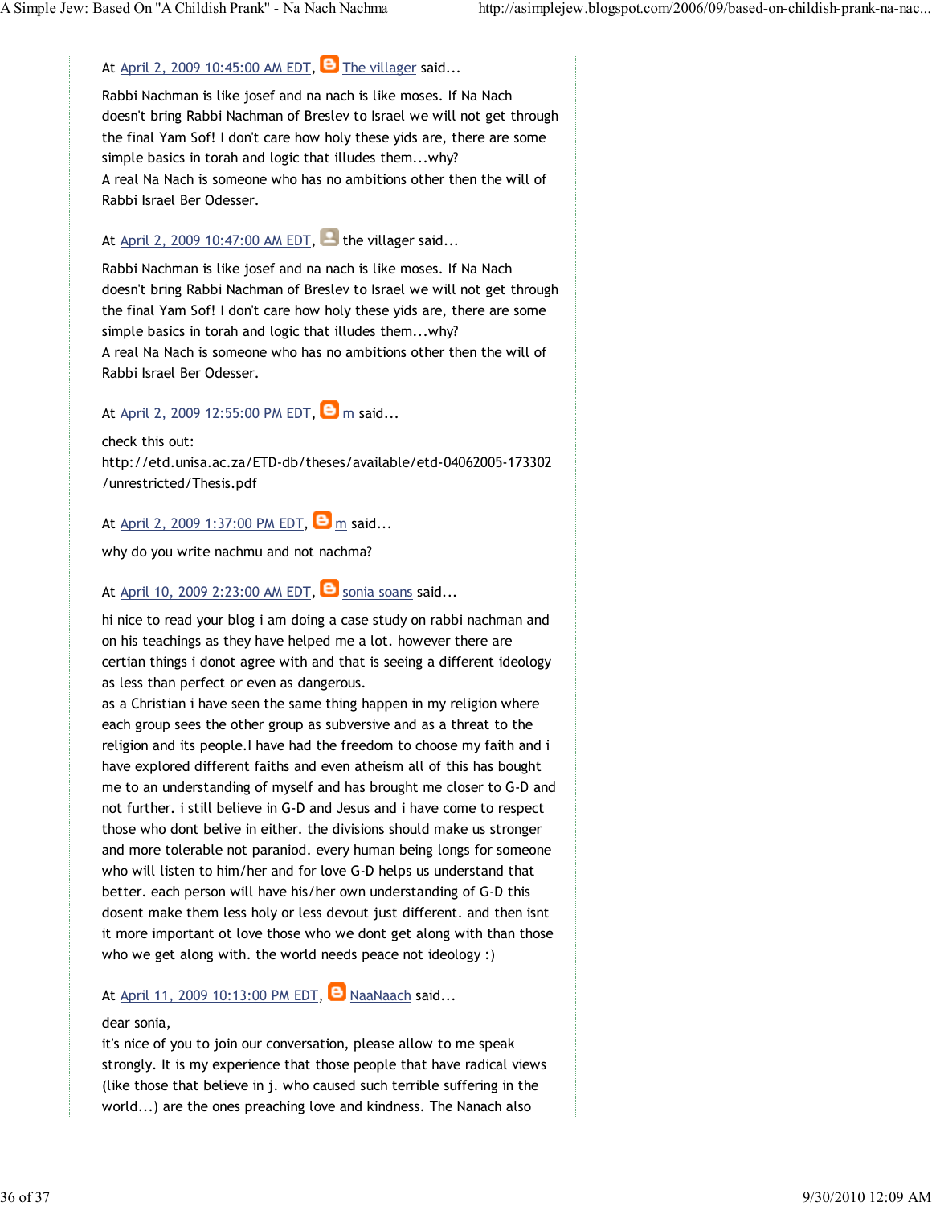At April 2, 2009 10:45:00 AM EDT, The villager said...

Rabbi Nachman is like josef and na nach is like moses. If Na Nach doesn't bring Rabbi Nachman of Breslev to Israel we will not get through the final Yam Sof! I don't care how holy these yids are, there are some simple basics in torah and logic that illudes them...why?
A real Na Nach is someone who has no ambitions other then the will of Rabbi Israel Ber Odesser.

At April 2, 2009 10:47:00 AM EDT, the villager said...

Rabbi Nachman is like josef and na nach is like moses. If Na Nach doesn't bring Rabbi Nachman of Breslev to Israel we will not get through the final Yam Sof! I don't care how holy these yids are, there are some simple basics in torah and logic that illudes them...why?
A real Na Nach is someone who has no ambitions other then the will of Rabbi Israel Ber Odesser.

At April 2, 2009 12:55:00 PM EDT, m said...

check this out:
http://etd.unisa.ac.za/ETD-db/theses/available/etd-04062005-173302/unrestricted/Thesis.pdf

At April 2, 2009 1:37:00 PM EDT, m said...

why do you write nachmu and not nachma?

At April 10, 2009 2:23:00 AM EDT, sonia soans said...

hi nice to read your blog i am doing a case study on rabbi nachman and on his teachings as they have helped me a lot. however there are certian things i donot agree with and that is seeing a different ideology as less than perfect or even as dangerous.
as a Christian i have seen the same thing happen in my religion where each group sees the other group as subversive and as a threat to the religion and its people.I have had the freedom to choose my faith and i have explored different faiths and even atheism all of this has bought me to an understanding of myself and has brought me closer to G-D and not further. i still believe in G-D and Jesus and i have come to respect those who dont belive in either. the divisions should make us stronger and more tolerable not paraniod. every human being longs for someone who will listen to him/her and for love G-D helps us understand that better. each person will have his/her own understanding of G-D this dosent make them less holy or less devout just different. and then isnt it more important ot love those who we dont get along with than those who we get along with. the world needs peace not ideology :)

At April 11, 2009 10:13:00 PM EDT, NaaNaach said...

dear sonia,
it's nice of you to join our conversation, please allow to me speak strongly. It is my experience that those people that have radical views (like those that believe in j. who caused such terrible suffering in the world...) are the ones preaching love and kindness. The Nanach also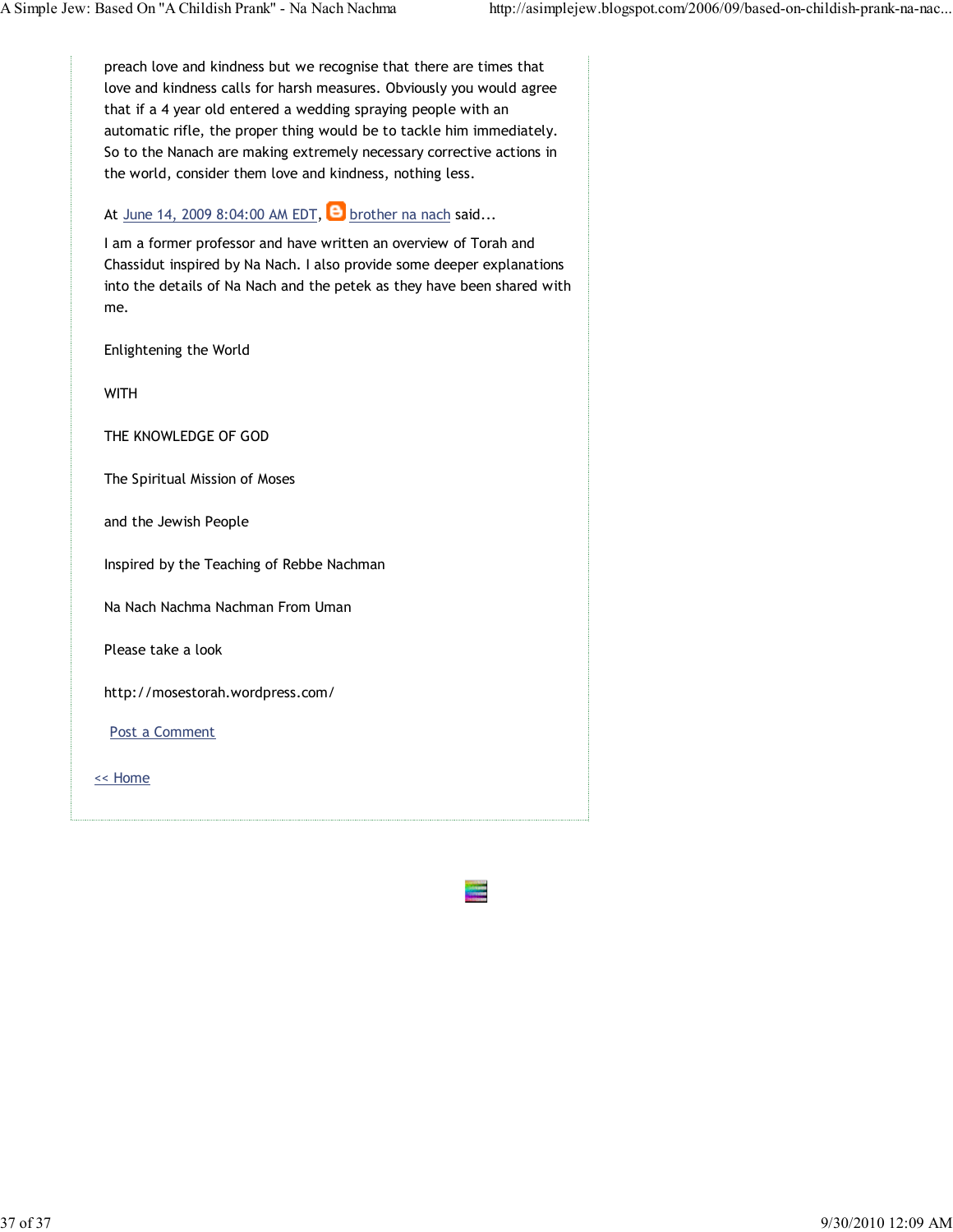preach love and kindness but we recognise that there are times that love and kindness calls for harsh measures. Obviously you would agree that if a 4 year old entered a wedding spraying people with an automatic rifle, the proper thing would be to tackle him immediately. So to the Nanach are making extremely necessary corrective actions in the world, consider them love and kindness, nothing less.

At June 14, 2009 8:04:00 AM EDT, brother na nach said...

I am a former professor and have written an overview of Torah and Chassidut inspired by Na Nach. I also provide some deeper explanations into the details of Na Nach and the petek as they have been shared with me.

Enlightening the World

WITH

THE KNOWLEDGE OF GOD

The Spiritual Mission of Moses

and the Jewish People

Inspired by the Teaching of Rebbe Nachman

Na Nach Nachma Nachman From Uman

Please take a look

http://mosestorah.wordpress.com/

Post a Comment

<< Home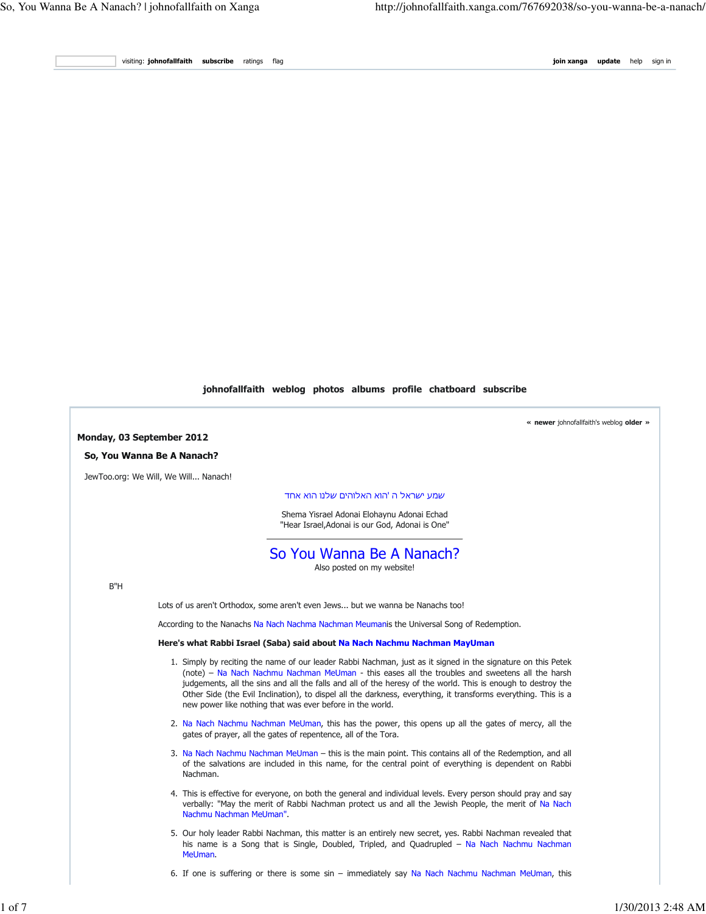visiting: johnofallfaith subscribe ratings flag join xanga update help sign in

johnofallfaith weblog photos albums profile chatboard subscribe

« newer johnofallfaith's weblog older »

**Monday, 03 September 2012**

### So, You Wanna Be A Nanach?

JewToo.org: We Will, We Will... Nanach!

שמע ישראל ה' הוא האלוהים שלנו הוא אחד

Shema Yisrael Adonai Elohaynu Adonai Echad
"Hear Israel,Adonai is our God, Adonai is One"

---

## So You Wanna Be A Nanach?

Also posted on my website!

B"H

Lots of us aren't Orthodox, some aren't even Jews... but we wanna be Nanachs too!

According to the Nanachs Na Nach Nachma Nachman Meumanis the Universal Song of Redemption.

**Here's what Rabbi Israel (Saba) said about Na Nach Nachmu Nachman MayUman**

1. Simply by reciting the name of our leader Rabbi Nachman, just as it signed in the signature on this Petek (note) – Na Nach Nachmu Nachman MeUman - this eases all the troubles and sweetens all the harsh judgements, all the sins and all the falls and all of the heresy of the world. This is enough to destroy the Other Side (the Evil Inclination), to dispel all the darkness, everything, it transforms everything. This is a new power like nothing that was ever before in the world.
2. Na Nach Nachmu Nachman MeUman, this has the power, this opens up all the gates of mercy, all the gates of prayer, all the gates of repentence, all of the Tora.
3. Na Nach Nachmu Nachman MeUman – this is the main point. This contains all of the Redemption, and all of the salvations are included in this name, for the central point of everything is dependent on Rabbi Nachman.
4. This is effective for everyone, on both the general and individual levels. Every person should pray and say verbally: "May the merit of Rabbi Nachman protect us and all the Jewish People, the merit of Na Nach Nachmu Nachman MeUman".
5. Our holy leader Rabbi Nachman, this matter is an entirely new secret, yes. Rabbi Nachman revealed that his name is a Song that is Single, Doubled, Tripled, and Quadrupled – Na Nach Nachmu Nachman MeUman.
6. If one is suffering or there is some sin – immediately say Na Nach Nachmu Nachman MeUman, this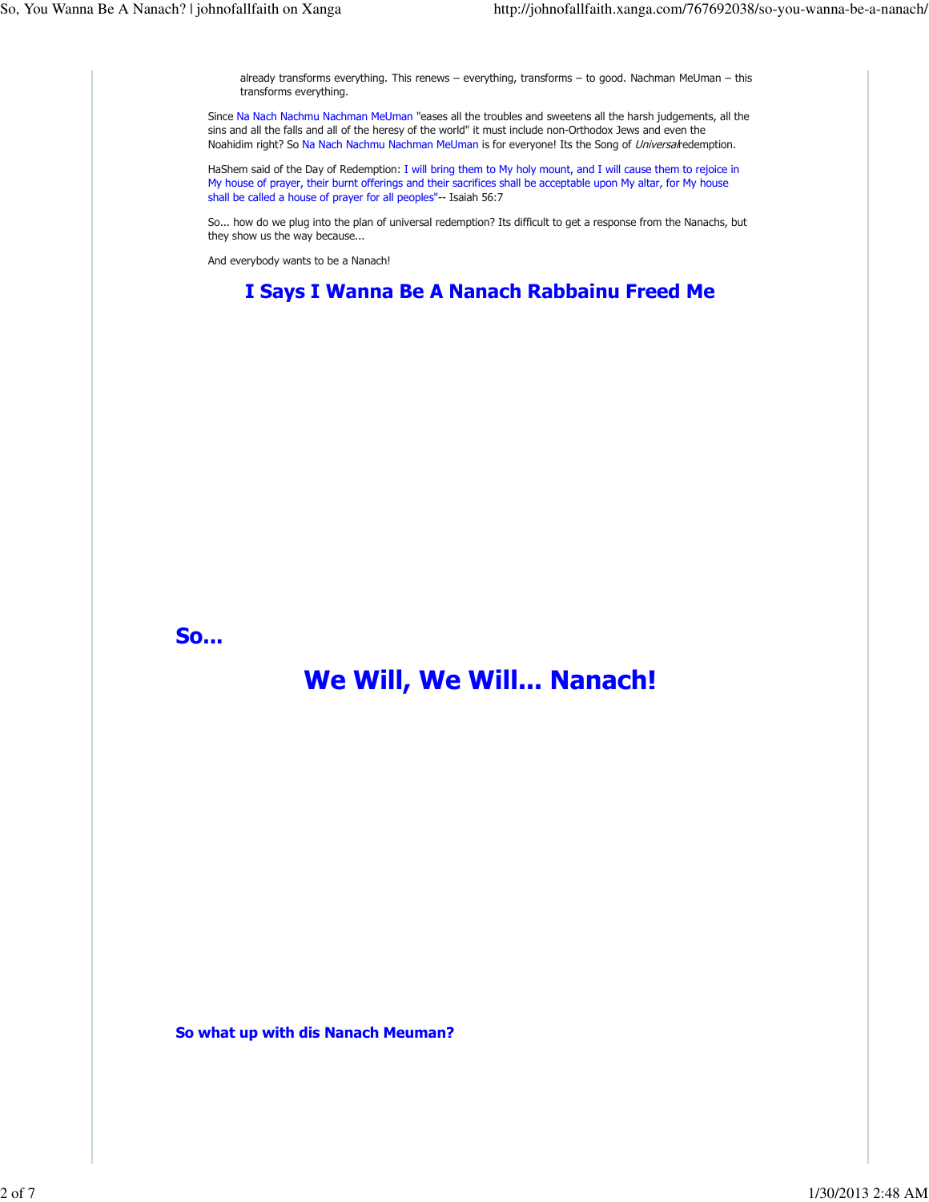already transforms everything. This renews – everything, transforms – to good. Nachman MeUman – this transforms everything.

Since Na Nach Nachmu Nachman MeUman "eases all the troubles and sweetens all the harsh judgements, all the sins and all the falls and all of the heresy of the world" it must include non-Orthodox Jews and even the Noahidim right? So Na Nach Nachmu Nachman MeUman is for everyone! Its the Song of *Universal* redemption.

HaShem said of the Day of Redemption: I will bring them to My holy mount, and I will cause them to rejoice in My house of prayer, their burnt offerings and their sacrifices shall be acceptable upon My altar, for My house shall be called a house of prayer for all peoples"-- Isaiah 56:7

So... how do we plug into the plan of universal redemption? Its difficult to get a response from the Nanachs, but they show us the way because...

And everybody wants to be a Nanach!

## I Says I Wanna Be A Nanach Rabbainu Freed Me

## So...

## We Will, We Will... Nanach!

### So what up with dis Nanach Meuman?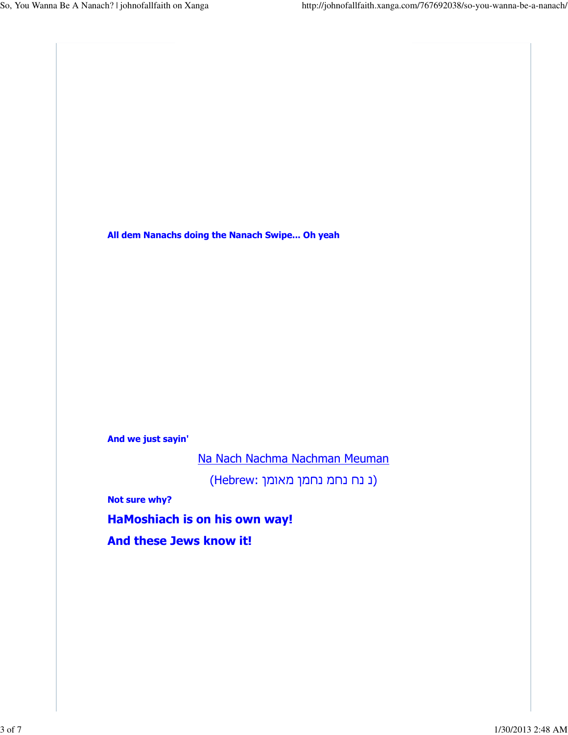**All dem Nanachs doing the Nanach Swipe... Oh yeah**

**And we just sayin'**

Na Nach Nachma Nachman Meuman

(Hebrew: נ נח נחמ נחמן מאומן)

**Not sure why?**

**HaMoshiach is on his own way!**

**And these Jews know it!**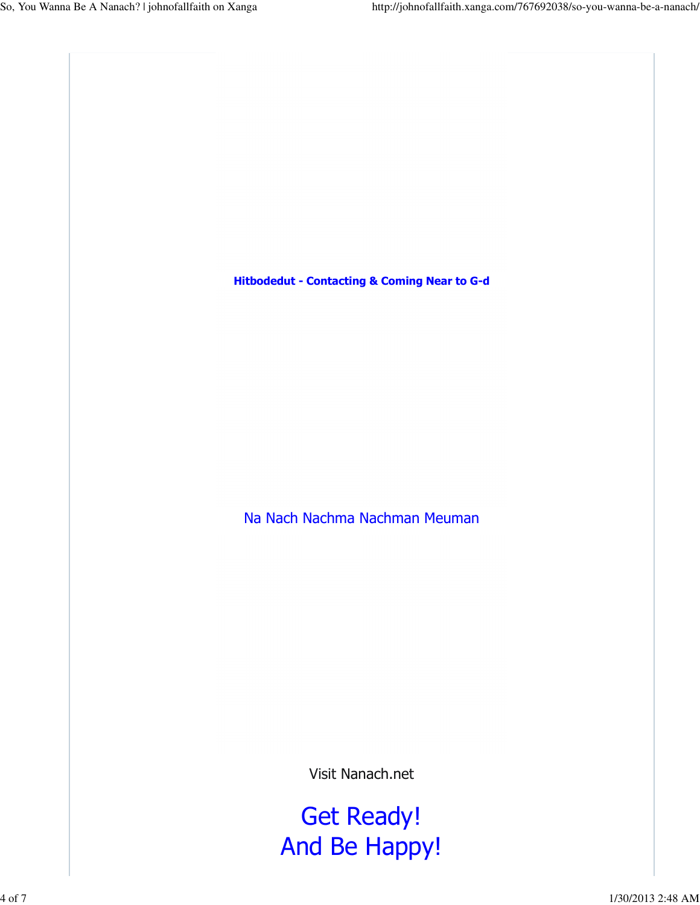**Hitbodedut - Contacting & Coming Near to G-d**

Na Nach Nachma Nachman Meuman

Visit Nanach.net

## Get Ready!
## And Be Happy!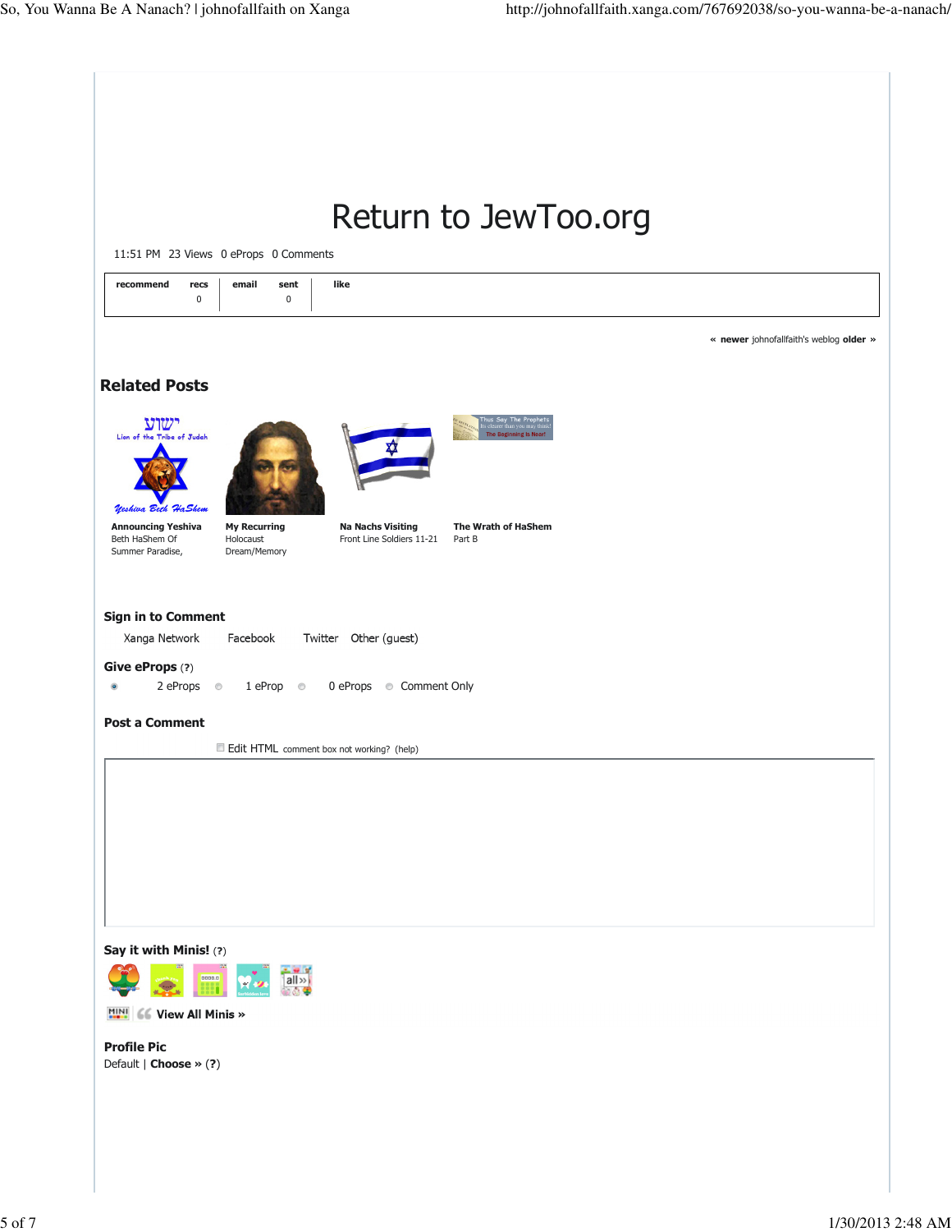# Return to JewToo.org

11:51 PM 23 Views 0 eProps 0 Comments

| recommend | recs | email | sent | like |
|---|---|---|---|---|
| | 0 | | 0 | |

« **newer** johnofallfaith's weblog **older** »

## Related Posts

**Announcing Yeshiva** Beth HaShem Of Summer Paradise,

**My Recurring** Holocaust Dream/Memory

**Na Nachs Visiting** Front Line Soldiers 11-21

**The Wrath of HaShem** Part B

### Sign in to Comment

Xanga Network Facebook Twitter Other (guest)

### Give eProps (?)

2 eProps 1 eProp 0 eProps Comment Only

### Post a Comment

Edit HTML comment box not working? (help)

### Say it with Minis! (?)

**View All Minis »**

### Profile Pic

Default | **Choose »** (?)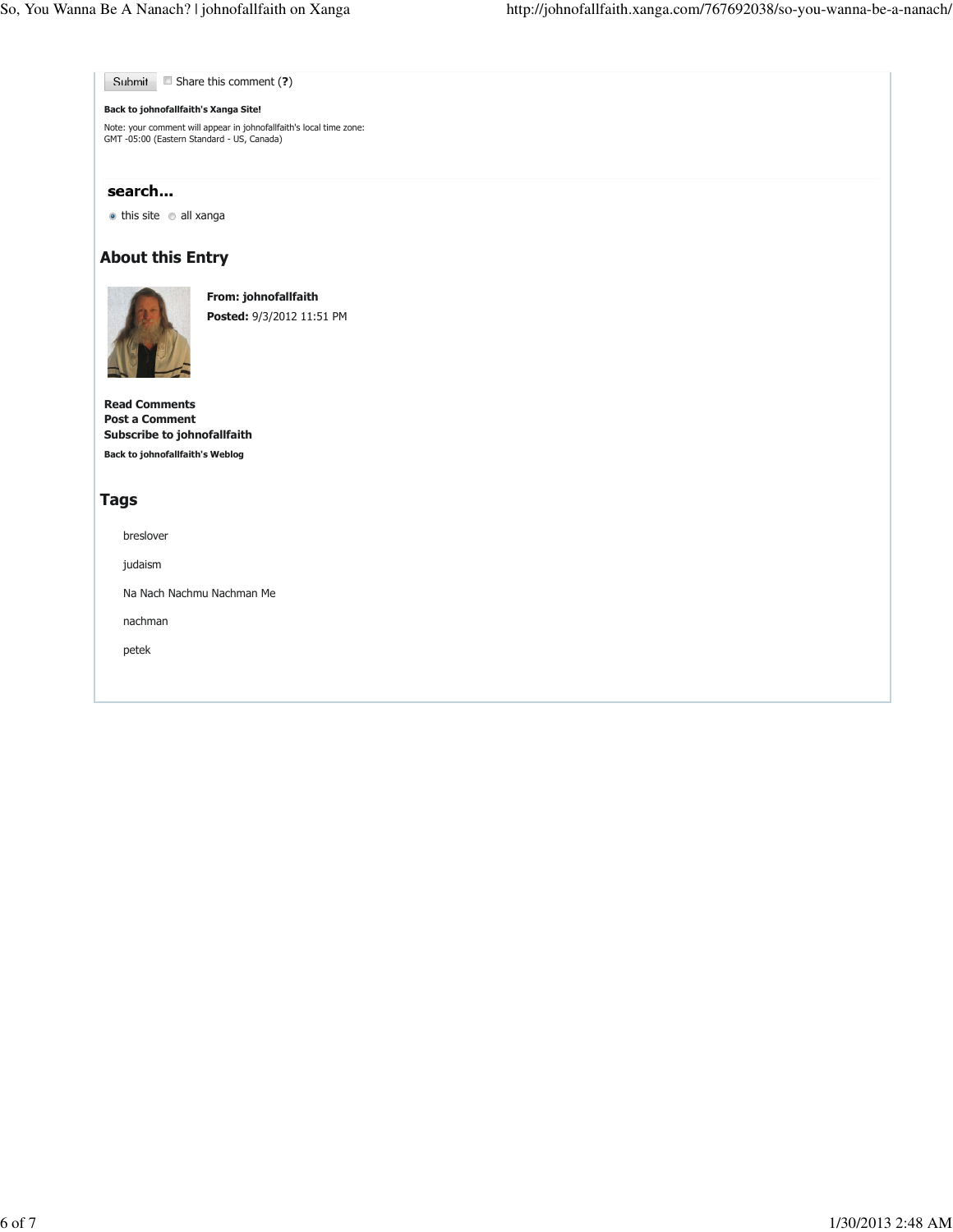Submit Share this comment (?)

**Back to johnofallfaith's Xanga Site!**

Note: your comment will appear in johnofallfaith's local time zone:
GMT -05:00 (Eastern Standard - US, Canada)

## search...

this site all xanga

## About this Entry

**From: johnofallfaith**

**Posted:** 9/3/2012 11:51 PM

**Read Comments**
**Post a Comment**
**Subscribe to johnofallfaith**
**Back to johnofallfaith's Weblog**

## Tags

breslover

judaism

Na Nach Nachmu Nachman Me

nachman

petek